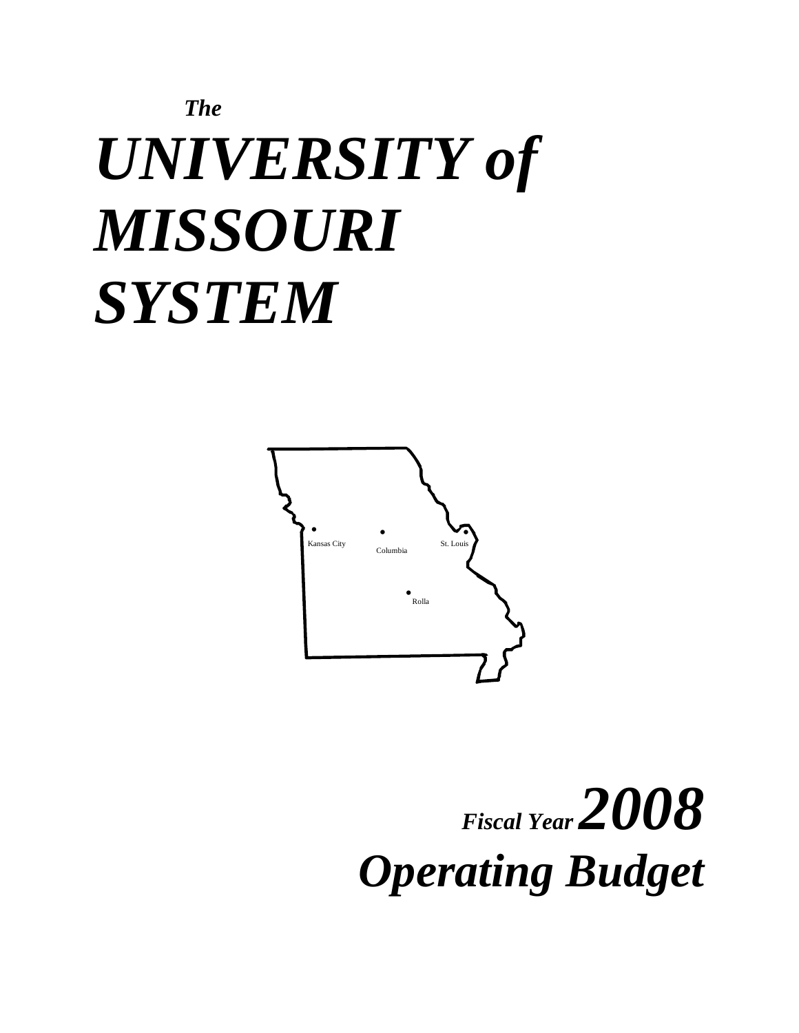*The*

# *UNIVERSITY of MISSOURI SYSTEM*

Kansas City

Columbia

St. Louis

Rolla

## *Fiscal Year 2008*

## *Operating Budget*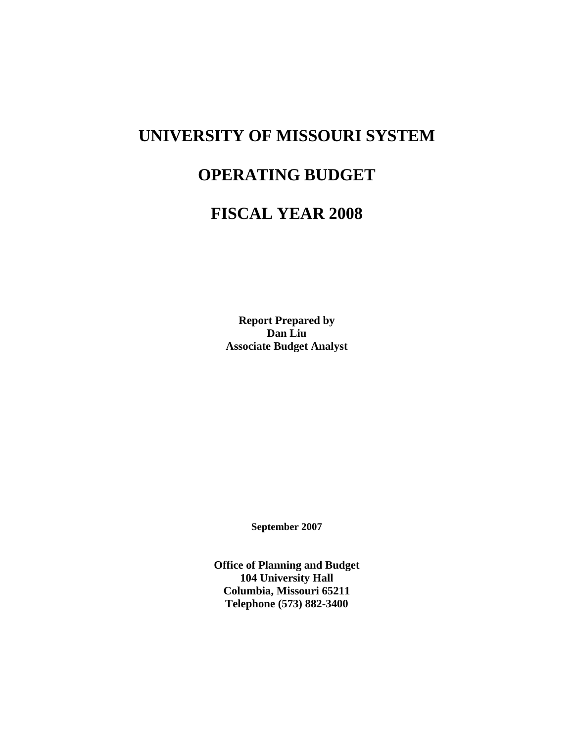# UNIVERSITY OF MISSOURI SYSTEM

# OPERATING BUDGET

# FISCAL YEAR 2008

**Report Prepared by**
**Dan Liu**
**Associate Budget Analyst**

**September 2007**

**Office of Planning and Budget**
**104 University Hall**
**Columbia, Missouri 65211**
**Telephone (573) 882-3400**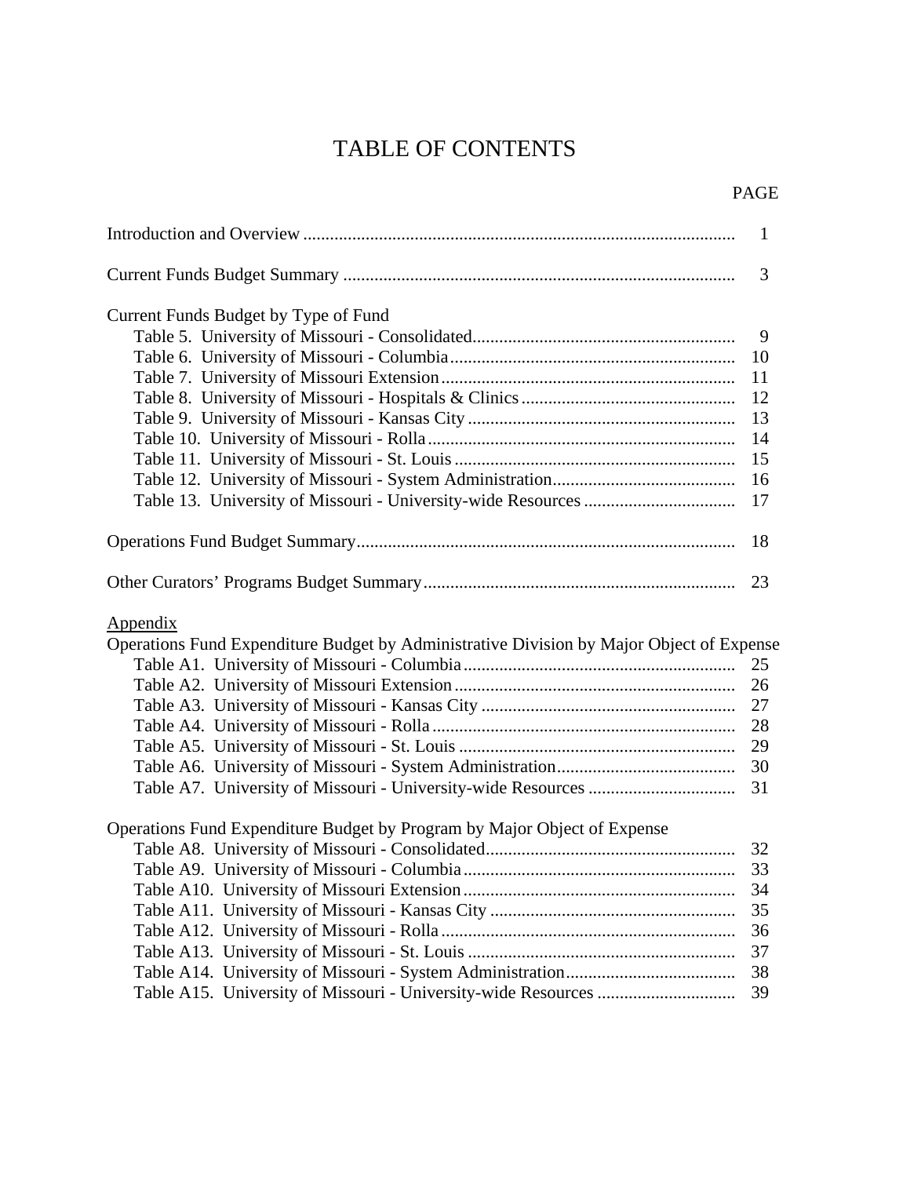# TABLE OF CONTENTS

| | PAGE |
|---|---|
| Introduction and Overview | 1 |
| Current Funds Budget Summary | 3 |
| **Current Funds Budget by Type of Fund** | |
| Table 5. University of Missouri - Consolidated | 9 |
| Table 6. University of Missouri - Columbia | 10 |
| Table 7. University of Missouri Extension | 11 |
| Table 8. University of Missouri - Hospitals & Clinics | 12 |
| Table 9. University of Missouri - Kansas City | 13 |
| Table 10. University of Missouri - Rolla | 14 |
| Table 11. University of Missouri - St. Louis | 15 |
| Table 12. University of Missouri - System Administration | 16 |
| Table 13. University of Missouri - University-wide Resources | 17 |
| Operations Fund Budget Summary | 18 |
| Other Curators' Programs Budget Summary | 23 |
| **Appendix** | |
| **Operations Fund Expenditure Budget by Administrative Division by Major Object of Expense** | |
| Table A1. University of Missouri - Columbia | 25 |
| Table A2. University of Missouri Extension | 26 |
| Table A3. University of Missouri - Kansas City | 27 |
| Table A4. University of Missouri - Rolla | 28 |
| Table A5. University of Missouri - St. Louis | 29 |
| Table A6. University of Missouri - System Administration | 30 |
| Table A7. University of Missouri - University-wide Resources | 31 |
| **Operations Fund Expenditure Budget by Program by Major Object of Expense** | |
| Table A8. University of Missouri - Consolidated | 32 |
| Table A9. University of Missouri - Columbia | 33 |
| Table A10. University of Missouri Extension | 34 |
| Table A11. University of Missouri - Kansas City | 35 |
| Table A12. University of Missouri - Rolla | 36 |
| Table A13. University of Missouri - St. Louis | 37 |
| Table A14. University of Missouri - System Administration | 38 |
| Table A15. University of Missouri - University-wide Resources | 39 |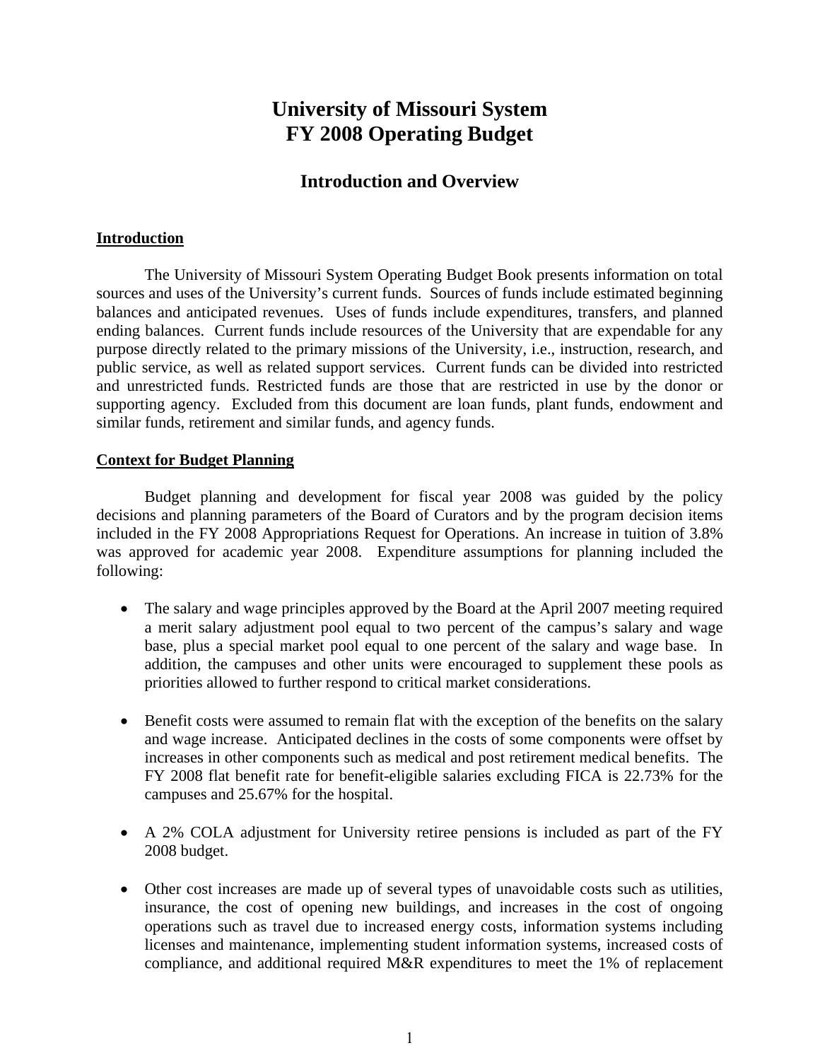# University of Missouri System
# FY 2008 Operating Budget

## Introduction and Overview

### Introduction

The University of Missouri System Operating Budget Book presents information on total sources and uses of the University's current funds. Sources of funds include estimated beginning balances and anticipated revenues. Uses of funds include expenditures, transfers, and planned ending balances. Current funds include resources of the University that are expendable for any purpose directly related to the primary missions of the University, i.e., instruction, research, and public service, as well as related support services. Current funds can be divided into restricted and unrestricted funds. Restricted funds are those that are restricted in use by the donor or supporting agency. Excluded from this document are loan funds, plant funds, endowment and similar funds, retirement and similar funds, and agency funds.

### Context for Budget Planning

Budget planning and development for fiscal year 2008 was guided by the policy decisions and planning parameters of the Board of Curators and by the program decision items included in the FY 2008 Appropriations Request for Operations. An increase in tuition of 3.8% was approved for academic year 2008. Expenditure assumptions for planning included the following:

- The salary and wage principles approved by the Board at the April 2007 meeting required a merit salary adjustment pool equal to two percent of the campus's salary and wage base, plus a special market pool equal to one percent of the salary and wage base. In addition, the campuses and other units were encouraged to supplement these pools as priorities allowed to further respond to critical market considerations.

- Benefit costs were assumed to remain flat with the exception of the benefits on the salary and wage increase. Anticipated declines in the costs of some components were offset by increases in other components such as medical and post retirement medical benefits. The FY 2008 flat benefit rate for benefit-eligible salaries excluding FICA is 22.73% for the campuses and 25.67% for the hospital.

- A 2% COLA adjustment for University retiree pensions is included as part of the FY 2008 budget.

- Other cost increases are made up of several types of unavoidable costs such as utilities, insurance, the cost of opening new buildings, and increases in the cost of ongoing operations such as travel due to increased energy costs, information systems including licenses and maintenance, implementing student information systems, increased costs of compliance, and additional required M&R expenditures to meet the 1% of replacement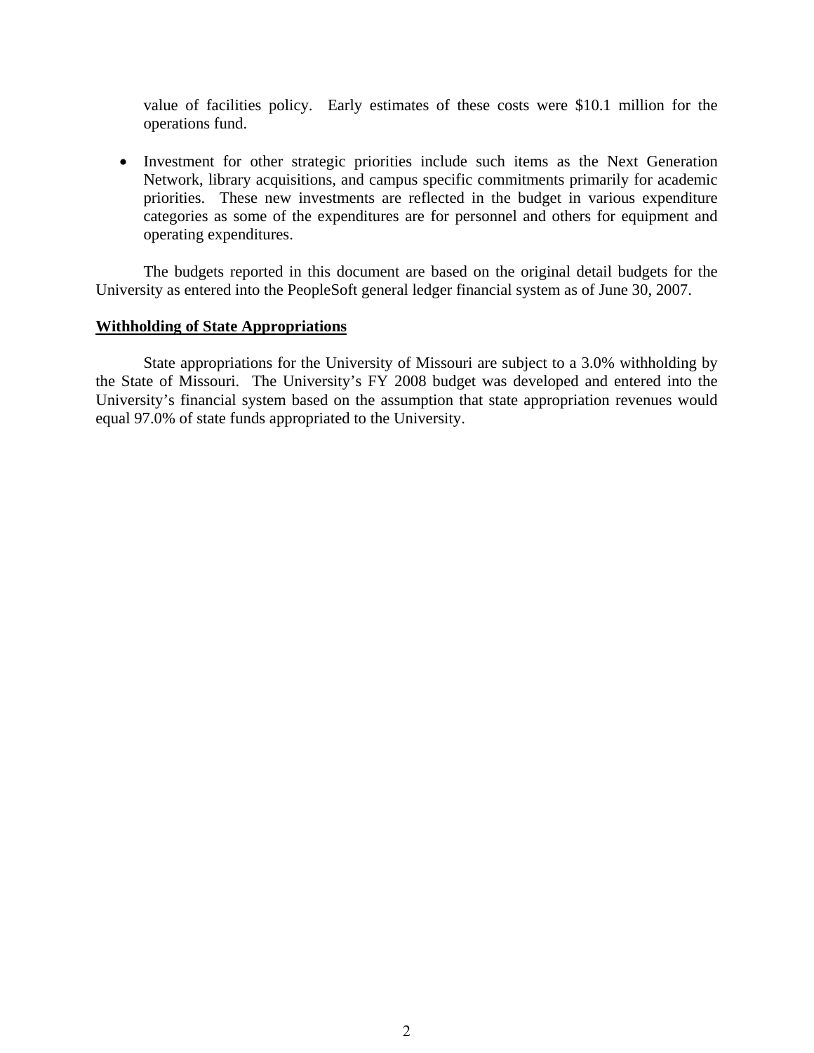value of facilities policy. Early estimates of these costs were $10.1 million for the operations fund.

- Investment for other strategic priorities include such items as the Next Generation Network, library acquisitions, and campus specific commitments primarily for academic priorities. These new investments are reflected in the budget in various expenditure categories as some of the expenditures are for personnel and others for equipment and operating expenditures.

The budgets reported in this document are based on the original detail budgets for the University as entered into the PeopleSoft general ledger financial system as of June 30, 2007.

**Withholding of State Appropriations**

State appropriations for the University of Missouri are subject to a 3.0% withholding by the State of Missouri. The University's FY 2008 budget was developed and entered into the University's financial system based on the assumption that state appropriation revenues would equal 97.0% of state funds appropriated to the University.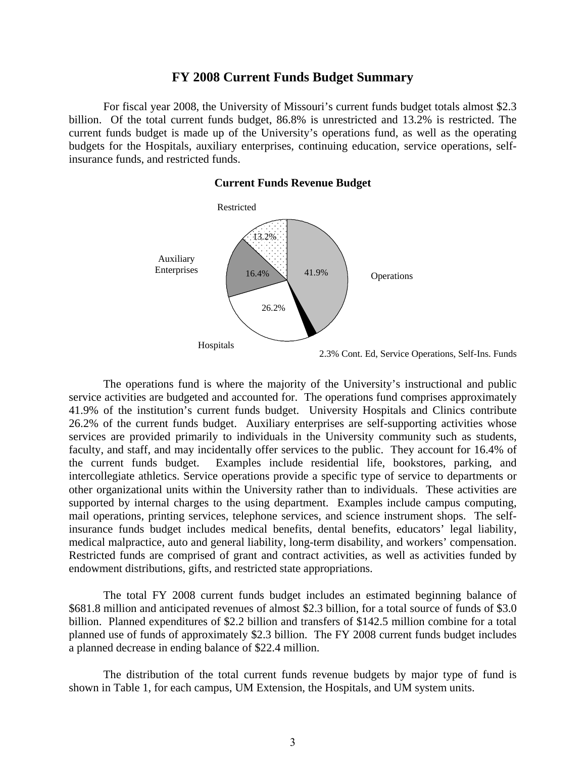## FY 2008 Current Funds Budget Summary

For fiscal year 2008, the University of Missouri's current funds budget totals almost $2.3 billion. Of the total current funds budget, 86.8% is unrestricted and 13.2% is restricted. The current funds budget is made up of the University's operations fund, as well as the operating budgets for the Hospitals, auxiliary enterprises, continuing education, service operations, self-insurance funds, and restricted funds.

**Current Funds Revenue Budget**

Restricted 13.2%

Auxiliary Enterprises 16.4%

Operations 41.9%

Hospitals 26.2%

2.3% Cont. Ed, Service Operations, Self-Ins. Funds

The operations fund is where the majority of the University's instructional and public service activities are budgeted and accounted for. The operations fund comprises approximately 41.9% of the institution's current funds budget. University Hospitals and Clinics contribute 26.2% of the current funds budget. Auxiliary enterprises are self-supporting activities whose services are provided primarily to individuals in the University community such as students, faculty, and staff, and may incidentally offer services to the public. They account for 16.4% of the current funds budget. Examples include residential life, bookstores, parking, and intercollegiate athletics. Service operations provide a specific type of service to departments or other organizational units within the University rather than to individuals. These activities are supported by internal charges to the using department. Examples include campus computing, mail operations, printing services, telephone services, and science instrument shops. The self-insurance funds budget includes medical benefits, dental benefits, educators' legal liability, medical malpractice, auto and general liability, long-term disability, and workers' compensation. Restricted funds are comprised of grant and contract activities, as well as activities funded by endowment distributions, gifts, and restricted state appropriations.

The total FY 2008 current funds budget includes an estimated beginning balance of $681.8 million and anticipated revenues of almost $2.3 billion, for a total source of funds of $3.0 billion. Planned expenditures of $2.2 billion and transfers of $142.5 million combine for a total planned use of funds of approximately $2.3 billion. The FY 2008 current funds budget includes a planned decrease in ending balance of $22.4 million.

The distribution of the total current funds revenue budgets by major type of fund is shown in Table 1, for each campus, UM Extension, the Hospitals, and UM system units.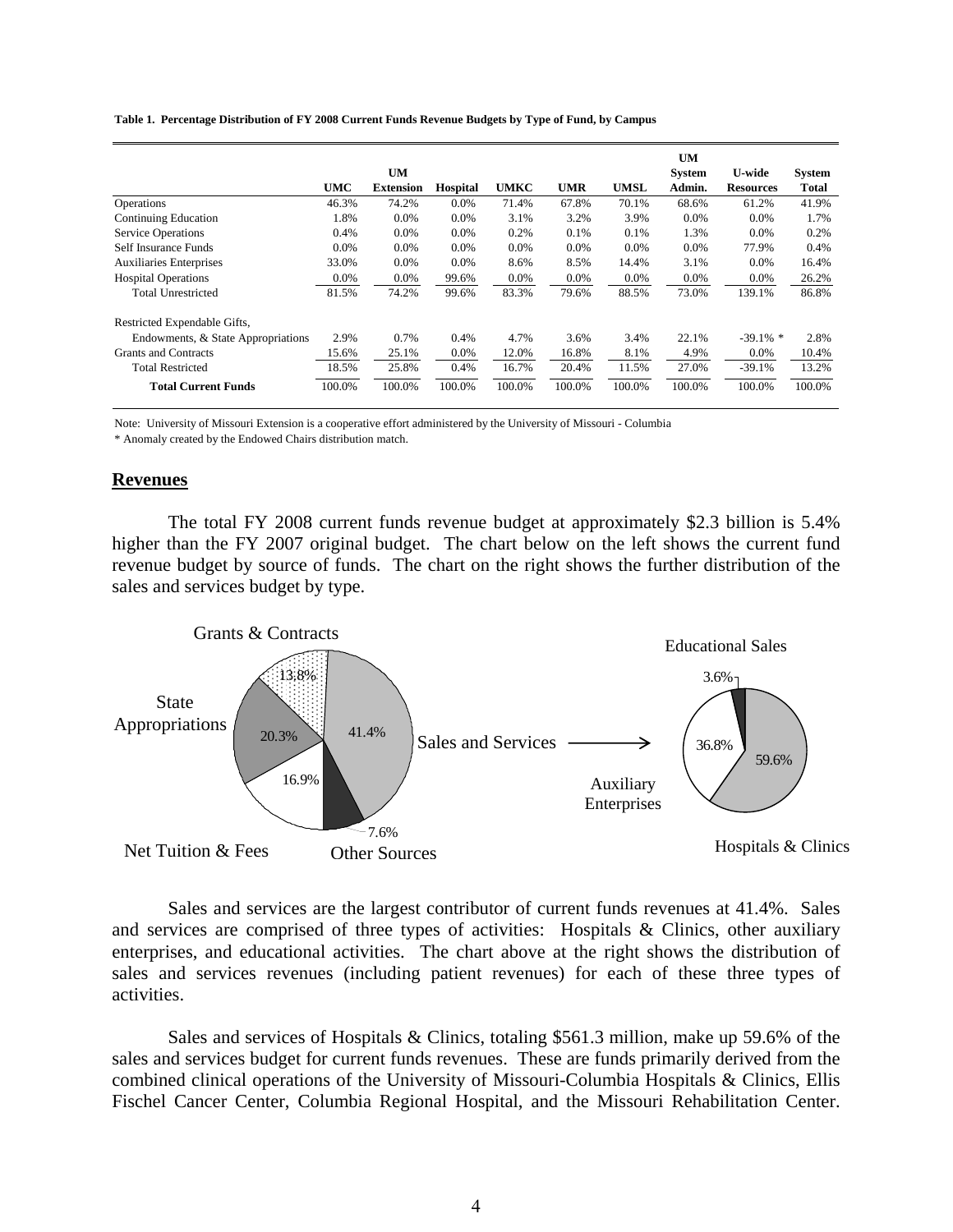**Table 1. Percentage Distribution of FY 2008 Current Funds Revenue Budgets by Type of Fund, by Campus**

| | UMC | UM Extension | Hospital | UMKC | UMR | UMSL | UM System Admin. | U-wide Resources | System Total |
|---|---|---|---|---|---|---|---|---|---|
| Operations | 46.3% | 74.2% | 0.0% | 71.4% | 67.8% | 70.1% | 68.6% | 61.2% | 41.9% |
| Continuing Education | 1.8% | 0.0% | 0.0% | 3.1% | 3.2% | 3.9% | 0.0% | 0.0% | 1.7% |
| Service Operations | 0.4% | 0.0% | 0.0% | 0.2% | 0.1% | 0.1% | 1.3% | 0.0% | 0.2% |
| Self Insurance Funds | 0.0% | 0.0% | 0.0% | 0.0% | 0.0% | 0.0% | 0.0% | 77.9% | 0.4% |
| Auxiliaries Enterprises | 33.0% | 0.0% | 0.0% | 8.6% | 8.5% | 14.4% | 3.1% | 0.0% | 16.4% |
| Hospital Operations | 0.0% | 0.0% | 99.6% | 0.0% | 0.0% | 0.0% | 0.0% | 0.0% | 26.2% |
| Total Unrestricted | 81.5% | 74.2% | 99.6% | 83.3% | 79.6% | 88.5% | 73.0% | 139.1% | 86.8% |
| Restricted Expendable Gifts, Endowments, & State Appropriations | 2.9% | 0.7% | 0.4% | 4.7% | 3.6% | 3.4% | 22.1% | -39.1% * | 2.8% |
| Grants and Contracts | 15.6% | 25.1% | 0.0% | 12.0% | 16.8% | 8.1% | 4.9% | 0.0% | 10.4% |
| Total Restricted | 18.5% | 25.8% | 0.4% | 16.7% | 20.4% | 11.5% | 27.0% | -39.1% | 13.2% |
| **Total Current Funds** | 100.0% | 100.0% | 100.0% | 100.0% | 100.0% | 100.0% | 100.0% | 100.0% | 100.0% |

Note: University of Missouri Extension is a cooperative effort administered by the University of Missouri - Columbia

* Anomaly created by the Endowed Chairs distribution match.

## Revenues

The total FY 2008 current funds revenue budget at approximately $2.3 billion is 5.4% higher than the FY 2007 original budget. The chart below on the left shows the current fund revenue budget by source of funds. The chart on the right shows the further distribution of the sales and services budget by type.

Grants & Contracts 13.8%; State Appropriations 20.3%; Sales and Services 41.4%; Net Tuition & Fees 16.9%; Other Sources 7.6%

Sales and Services → Educational Sales 3.6%; Auxiliary Enterprises 36.8%; Hospitals & Clinics 59.6%

Sales and services are the largest contributor of current funds revenues at 41.4%. Sales and services are comprised of three types of activities: Hospitals & Clinics, other auxiliary enterprises, and educational activities. The chart above at the right shows the distribution of sales and services revenues (including patient revenues) for each of these three types of activities.

Sales and services of Hospitals & Clinics, totaling $561.3 million, make up 59.6% of the sales and services budget for current funds revenues. These are funds primarily derived from the combined clinical operations of the University of Missouri-Columbia Hospitals & Clinics, Ellis Fischel Cancer Center, Columbia Regional Hospital, and the Missouri Rehabilitation Center.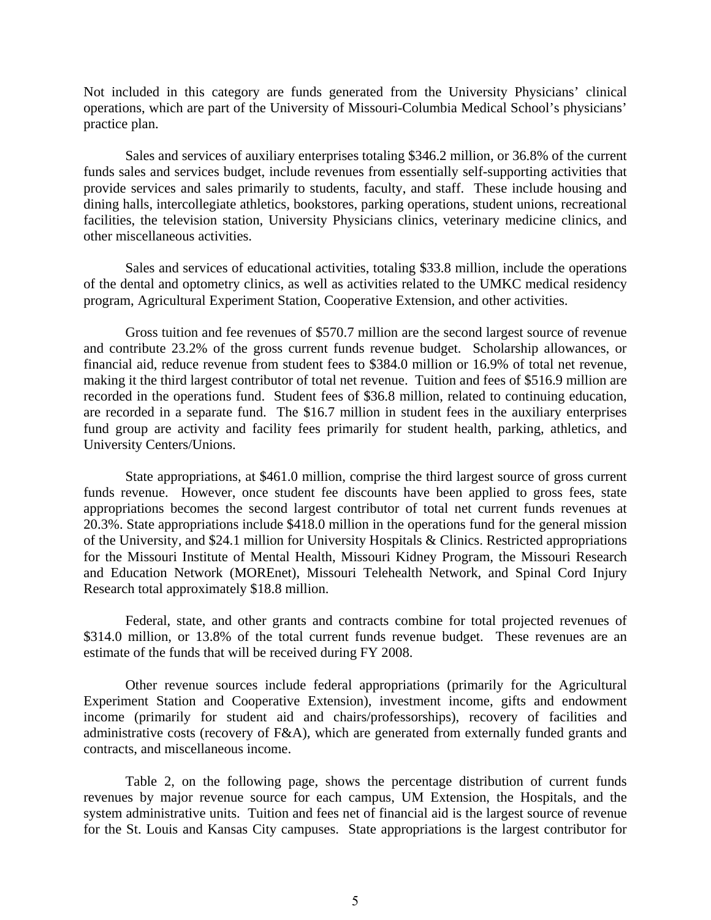Not included in this category are funds generated from the University Physicians' clinical operations, which are part of the University of Missouri-Columbia Medical School's physicians' practice plan.

Sales and services of auxiliary enterprises totaling $346.2 million, or 36.8% of the current funds sales and services budget, include revenues from essentially self-supporting activities that provide services and sales primarily to students, faculty, and staff. These include housing and dining halls, intercollegiate athletics, bookstores, parking operations, student unions, recreational facilities, the television station, University Physicians clinics, veterinary medicine clinics, and other miscellaneous activities.

Sales and services of educational activities, totaling $33.8 million, include the operations of the dental and optometry clinics, as well as activities related to the UMKC medical residency program, Agricultural Experiment Station, Cooperative Extension, and other activities.

Gross tuition and fee revenues of $570.7 million are the second largest source of revenue and contribute 23.2% of the gross current funds revenue budget. Scholarship allowances, or financial aid, reduce revenue from student fees to $384.0 million or 16.9% of total net revenue, making it the third largest contributor of total net revenue. Tuition and fees of $516.9 million are recorded in the operations fund. Student fees of $36.8 million, related to continuing education, are recorded in a separate fund. The $16.7 million in student fees in the auxiliary enterprises fund group are activity and facility fees primarily for student health, parking, athletics, and University Centers/Unions.

State appropriations, at $461.0 million, comprise the third largest source of gross current funds revenue. However, once student fee discounts have been applied to gross fees, state appropriations becomes the second largest contributor of total net current funds revenues at 20.3%. State appropriations include $418.0 million in the operations fund for the general mission of the University, and $24.1 million for University Hospitals & Clinics. Restricted appropriations for the Missouri Institute of Mental Health, Missouri Kidney Program, the Missouri Research and Education Network (MOREnet), Missouri Telehealth Network, and Spinal Cord Injury Research total approximately $18.8 million.

Federal, state, and other grants and contracts combine for total projected revenues of $314.0 million, or 13.8% of the total current funds revenue budget. These revenues are an estimate of the funds that will be received during FY 2008.

Other revenue sources include federal appropriations (primarily for the Agricultural Experiment Station and Cooperative Extension), investment income, gifts and endowment income (primarily for student aid and chairs/professorships), recovery of facilities and administrative costs (recovery of F&A), which are generated from externally funded grants and contracts, and miscellaneous income.

Table 2, on the following page, shows the percentage distribution of current funds revenues by major revenue source for each campus, UM Extension, the Hospitals, and the system administrative units. Tuition and fees net of financial aid is the largest source of revenue for the St. Louis and Kansas City campuses. State appropriations is the largest contributor for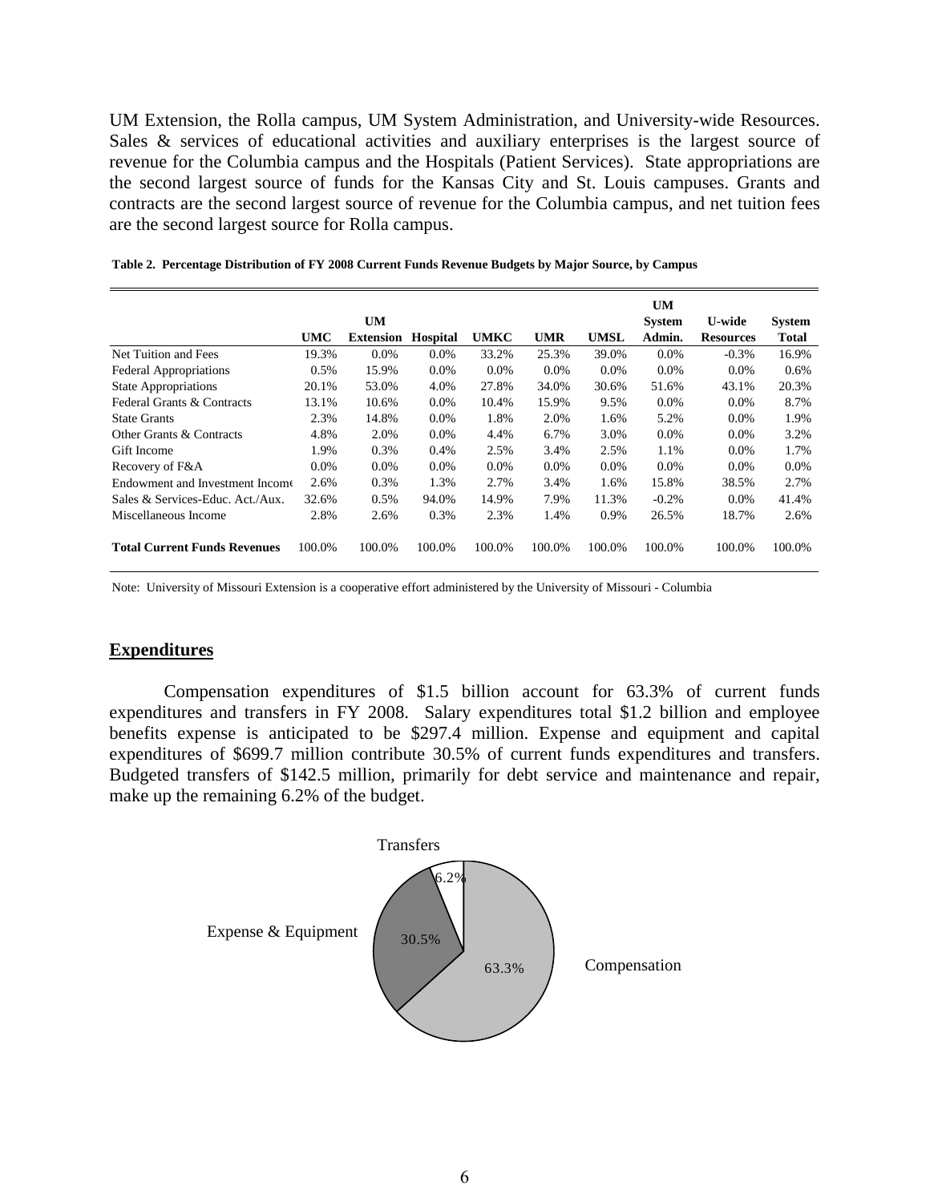UM Extension, the Rolla campus, UM System Administration, and University-wide Resources. Sales & services of educational activities and auxiliary enterprises is the largest source of revenue for the Columbia campus and the Hospitals (Patient Services). State appropriations are the second largest source of funds for the Kansas City and St. Louis campuses. Grants and contracts are the second largest source of revenue for the Columbia campus, and net tuition fees are the second largest source for Rolla campus.

**Table 2. Percentage Distribution of FY 2008 Current Funds Revenue Budgets by Major Source, by Campus**

| | UMC | UM Extension | Hospital | UMKC | UMR | UMSL | UM System Admin. | U-wide Resources | System Total |
|---|---|---|---|---|---|---|---|---|---|
| Net Tuition and Fees | 19.3% | 0.0% | 0.0% | 33.2% | 25.3% | 39.0% | 0.0% | -0.3% | 16.9% |
| Federal Appropriations | 0.5% | 15.9% | 0.0% | 0.0% | 0.0% | 0.0% | 0.0% | 0.0% | 0.6% |
| State Appropriations | 20.1% | 53.0% | 4.0% | 27.8% | 34.0% | 30.6% | 51.6% | 43.1% | 20.3% |
| Federal Grants & Contracts | 13.1% | 10.6% | 0.0% | 10.4% | 15.9% | 9.5% | 0.0% | 0.0% | 8.7% |
| State Grants | 2.3% | 14.8% | 0.0% | 1.8% | 2.0% | 1.6% | 5.2% | 0.0% | 1.9% |
| Other Grants & Contracts | 4.8% | 2.0% | 0.0% | 4.4% | 6.7% | 3.0% | 0.0% | 0.0% | 3.2% |
| Gift Income | 1.9% | 0.3% | 0.4% | 2.5% | 3.4% | 2.5% | 1.1% | 0.0% | 1.7% |
| Recovery of F&A | 0.0% | 0.0% | 0.0% | 0.0% | 0.0% | 0.0% | 0.0% | 0.0% | 0.0% |
| Endowment and Investment Income | 2.6% | 0.3% | 1.3% | 2.7% | 3.4% | 1.6% | 15.8% | 38.5% | 2.7% |
| Sales & Services-Educ. Act./Aux. | 32.6% | 0.5% | 94.0% | 14.9% | 7.9% | 11.3% | -0.2% | 0.0% | 41.4% |
| Miscellaneous Income | 2.8% | 2.6% | 0.3% | 2.3% | 1.4% | 0.9% | 26.5% | 18.7% | 2.6% |
| **Total Current Funds Revenues** | 100.0% | 100.0% | 100.0% | 100.0% | 100.0% | 100.0% | 100.0% | 100.0% | 100.0% |

Note: University of Missouri Extension is a cooperative effort administered by the University of Missouri - Columbia

## Expenditures

Compensation expenditures of $1.5 billion account for 63.3% of current funds expenditures and transfers in FY 2008. Salary expenditures total $1.2 billion and employee benefits expense is anticipated to be $297.4 million. Expense and equipment and capital expenditures of $699.7 million contribute 30.5% of current funds expenditures and transfers. Budgeted transfers of $142.5 million, primarily for debt service and maintenance and repair, make up the remaining 6.2% of the budget.

Transfers 6.2%

Expense & Equipment 30.5%

Compensation 63.3%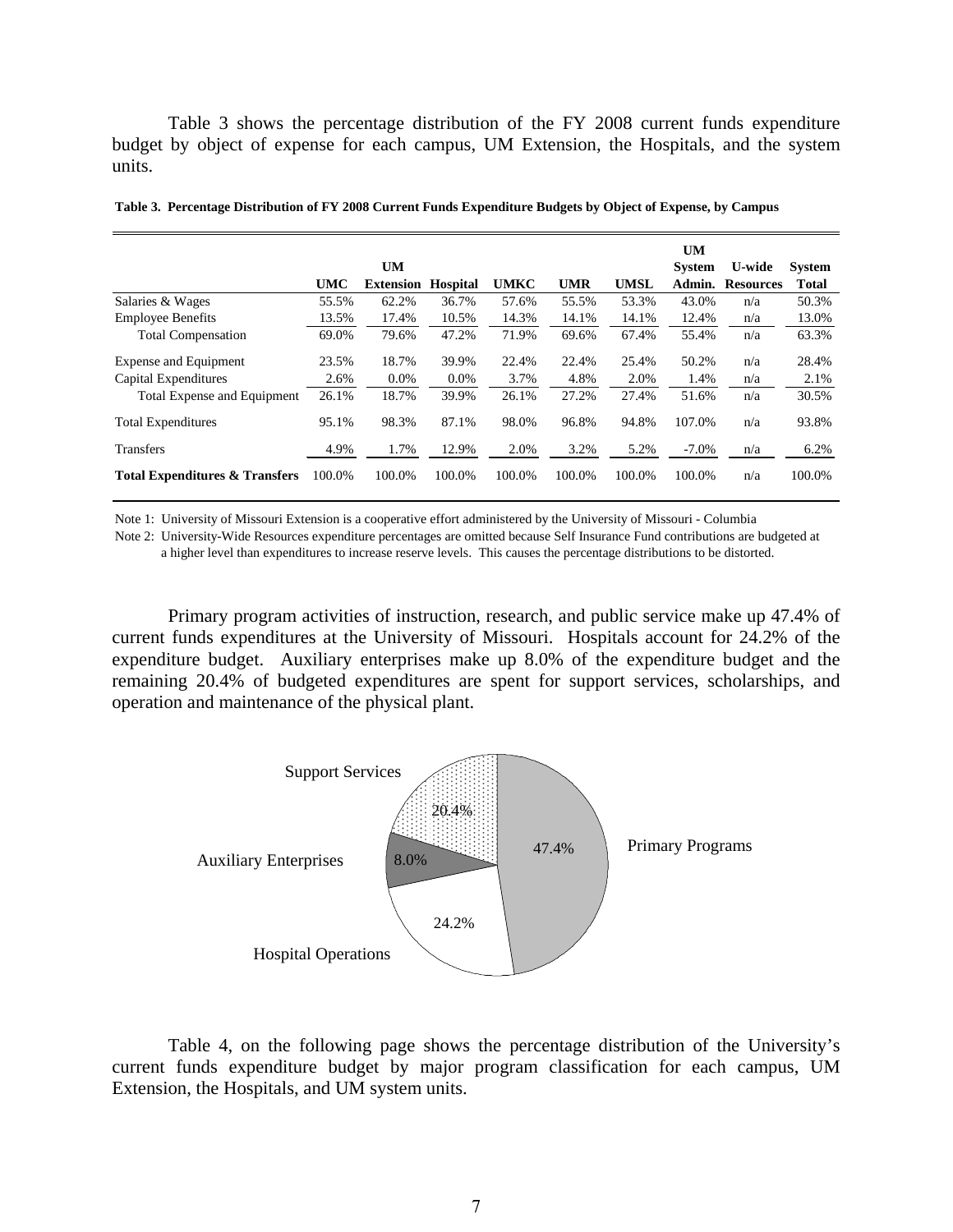Table 3 shows the percentage distribution of the FY 2008 current funds expenditure budget by object of expense for each campus, UM Extension, the Hospitals, and the system units.

**Table 3. Percentage Distribution of FY 2008 Current Funds Expenditure Budgets by Object of Expense, by Campus**

| | UMC | UM Extension | Hospital | UMKC | UMR | UMSL | UM System Admin. | U-wide Resources | System Total |
|---|---|---|---|---|---|---|---|---|---|
| Salaries & Wages | 55.5% | 62.2% | 36.7% | 57.6% | 55.5% | 53.3% | 43.0% | n/a | 50.3% |
| Employee Benefits | 13.5% | 17.4% | 10.5% | 14.3% | 14.1% | 14.1% | 12.4% | n/a | 13.0% |
| Total Compensation | 69.0% | 79.6% | 47.2% | 71.9% | 69.6% | 67.4% | 55.4% | n/a | 63.3% |
| Expense and Equipment | 23.5% | 18.7% | 39.9% | 22.4% | 22.4% | 25.4% | 50.2% | n/a | 28.4% |
| Capital Expenditures | 2.6% | 0.0% | 0.0% | 3.7% | 4.8% | 2.0% | 1.4% | n/a | 2.1% |
| Total Expense and Equipment | 26.1% | 18.7% | 39.9% | 26.1% | 27.2% | 27.4% | 51.6% | n/a | 30.5% |
| Total Expenditures | 95.1% | 98.3% | 87.1% | 98.0% | 96.8% | 94.8% | 107.0% | n/a | 93.8% |
| Transfers | 4.9% | 1.7% | 12.9% | 2.0% | 3.2% | 5.2% | -7.0% | n/a | 6.2% |
| **Total Expenditures & Transfers** | 100.0% | 100.0% | 100.0% | 100.0% | 100.0% | 100.0% | 100.0% | n/a | 100.0% |

Note 1: University of Missouri Extension is a cooperative effort administered by the University of Missouri - Columbia

Note 2: University-Wide Resources expenditure percentages are omitted because Self Insurance Fund contributions are budgeted at a higher level than expenditures to increase reserve levels. This causes the percentage distributions to be distorted.

Primary program activities of instruction, research, and public service make up 47.4% of current funds expenditures at the University of Missouri. Hospitals account for 24.2% of the expenditure budget. Auxiliary enterprises make up 8.0% of the expenditure budget and the remaining 20.4% of budgeted expenditures are spent for support services, scholarships, and operation and maintenance of the physical plant.

Table 4, on the following page shows the percentage distribution of the University's current funds expenditure budget by major program classification for each campus, UM Extension, the Hospitals, and UM system units.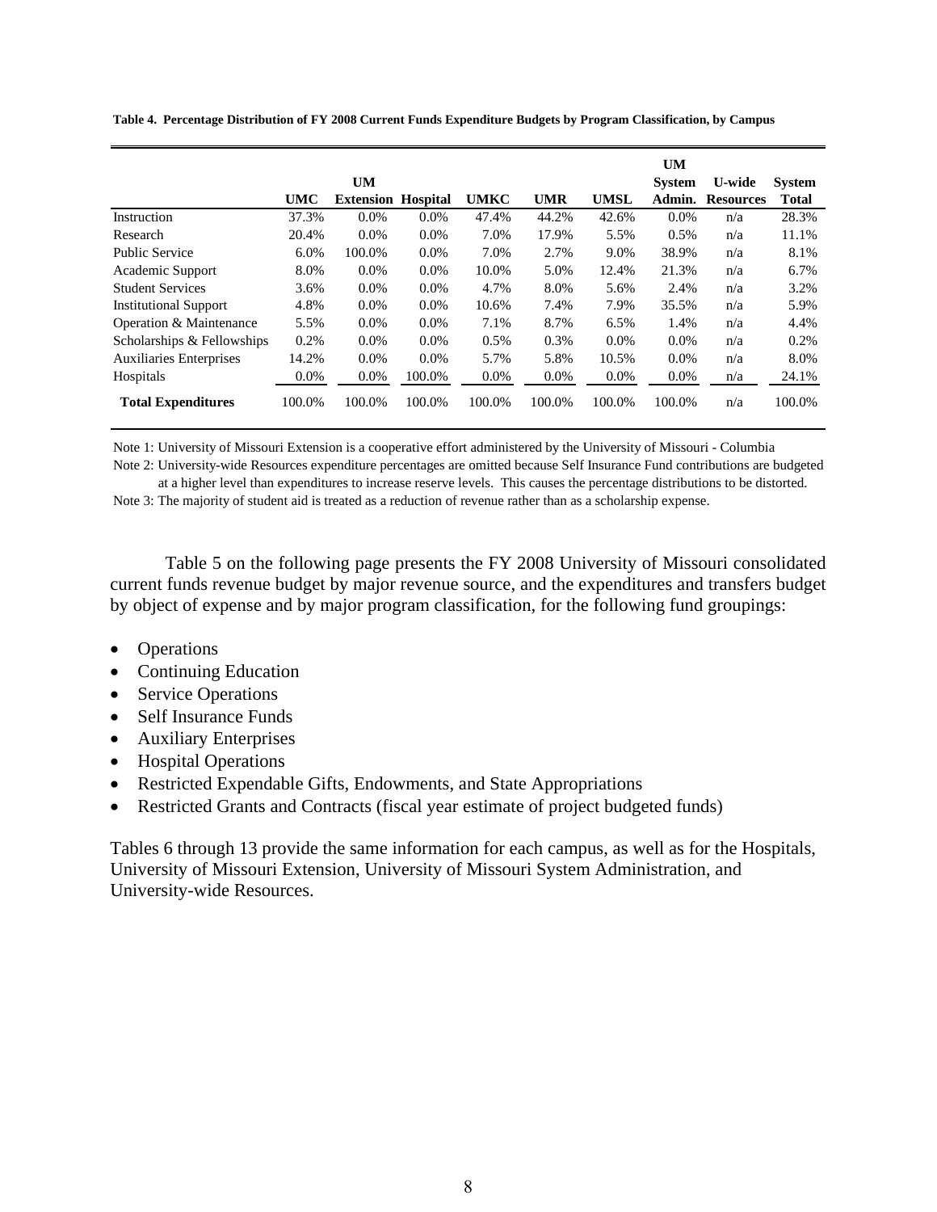**Table 4. Percentage Distribution of FY 2008 Current Funds Expenditure Budgets by Program Classification, by Campus**

| | UMC | UM Extension | Hospital | UMKC | UMR | UMSL | UM System Admin. | U-wide Resources | System Total |
|---|---|---|---|---|---|---|---|---|---|
| Instruction | 37.3% | 0.0% | 0.0% | 47.4% | 44.2% | 42.6% | 0.0% | n/a | 28.3% |
| Research | 20.4% | 0.0% | 0.0% | 7.0% | 17.9% | 5.5% | 0.5% | n/a | 11.1% |
| Public Service | 6.0% | 100.0% | 0.0% | 7.0% | 2.7% | 9.0% | 38.9% | n/a | 8.1% |
| Academic Support | 8.0% | 0.0% | 0.0% | 10.0% | 5.0% | 12.4% | 21.3% | n/a | 6.7% |
| Student Services | 3.6% | 0.0% | 0.0% | 4.7% | 8.0% | 5.6% | 2.4% | n/a | 3.2% |
| Institutional Support | 4.8% | 0.0% | 0.0% | 10.6% | 7.4% | 7.9% | 35.5% | n/a | 5.9% |
| Operation & Maintenance | 5.5% | 0.0% | 0.0% | 7.1% | 8.7% | 6.5% | 1.4% | n/a | 4.4% |
| Scholarships & Fellowships | 0.2% | 0.0% | 0.0% | 0.5% | 0.3% | 0.0% | 0.0% | n/a | 0.2% |
| Auxiliaries Enterprises | 14.2% | 0.0% | 0.0% | 5.7% | 5.8% | 10.5% | 0.0% | n/a | 8.0% |
| Hospitals | 0.0% | 0.0% | 100.0% | 0.0% | 0.0% | 0.0% | 0.0% | n/a | 24.1% |
| **Total Expenditures** | 100.0% | 100.0% | 100.0% | 100.0% | 100.0% | 100.0% | 100.0% | n/a | 100.0% |

Note 1: University of Missouri Extension is a cooperative effort administered by the University of Missouri - Columbia

Note 2: University-wide Resources expenditure percentages are omitted because Self Insurance Fund contributions are budgeted at a higher level than expenditures to increase reserve levels. This causes the percentage distributions to be distorted.

Note 3: The majority of student aid is treated as a reduction of revenue rather than as a scholarship expense.

Table 5 on the following page presents the FY 2008 University of Missouri consolidated current funds revenue budget by major revenue source, and the expenditures and transfers budget by object of expense and by major program classification, for the following fund groupings:

- Operations
- Continuing Education
- Service Operations
- Self Insurance Funds
- Auxiliary Enterprises
- Hospital Operations
- Restricted Expendable Gifts, Endowments, and State Appropriations
- Restricted Grants and Contracts (fiscal year estimate of project budgeted funds)

Tables 6 through 13 provide the same information for each campus, as well as for the Hospitals, University of Missouri Extension, University of Missouri System Administration, and University-wide Resources.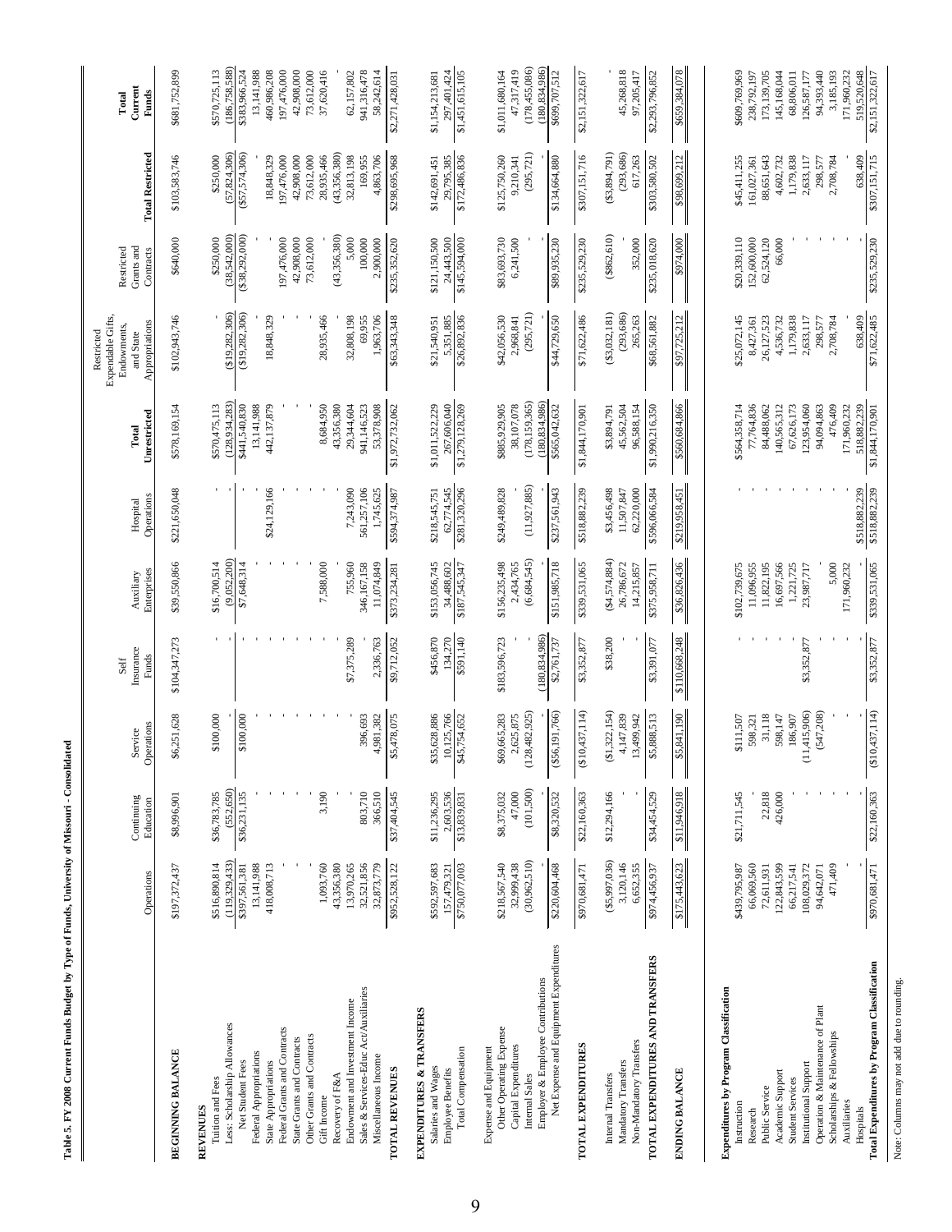**Table 5. FY 2008 Current Funds Budget by Type of Funds, University of Missouri - Consolidated**

| | Operations | Continuing Education | Service Operations | Self Insurance Funds | Auxiliary Enterprises | Hospital Operations | Total Unrestricted | Restricted Expendable Gifts, Endowments, and State Appropriations | Restricted Grants and Contracts | Total Restricted | Total Current Funds |
|---|---|---|---|---|---|---|---|---|---|---|---|
| **BEGINNING BALANCE** | $197,372,437 | $8,996,901 | $6,251,628 | $104,347,273 | $39,550,866 | $221,650,048 | $578,169,154 | $102,943,746 | $640,000 | $103,583,746 | $681,752,899 |
| **REVENUES** | | | | | | | | | | | |
| Tuition and Fees | $516,890,814 | $36,783,785 | $100,000 | - | $16,700,514 | - | $570,475,113 | - | $250,000 | $250,000 | $570,725,113 |
| Less: Scholarship Allowances | (119,329,433) | (552,650) | - | - | (9,052,200) | - | (128,934,283) | ($19,282,306) | (38,542,000) | (57,824,306) | (186,758,588) |
| Net Student Fees | $397,561,381 | $36,231,135 | $100,000 | - | $7,648,314 | - | $441,540,830 | ($19,282,306) | ($38,292,000) | ($57,574,306) | $383,966,524 |
| Federal Appropriations | 13,141,988 | - | - | - | - | - | 13,141,988 | - | - | - | 13,141,988 |
| State Appropriations | 418,008,713 | - | - | - | - | $24,129,166 | 442,137,879 | 18,848,329 | - | 18,848,329 | 460,986,208 |
| Federal Grants and Contracts | - | - | - | - | - | - | - | - | 197,476,000 | 197,476,000 | 197,476,000 |
| State Grants and Contracts | - | - | - | - | - | - | - | - | 42,908,000 | 42,908,000 | 42,908,000 |
| Other Grants and Contracts | - | - | - | - | - | - | - | - | 73,612,000 | 73,612,000 | 73,612,000 |
| Gift Income | 1,093,760 | 3,190 | - | - | 7,588,000 | - | 8,684,950 | 28,935,466 | - | 28,935,466 | 37,620,416 |
| Recovery of F&A | 43,356,380 | - | - | - | - | - | 43,356,380 | - | (43,356,380) | (43,356,380) | - |
| Endowment and Investment Income | 13,970,265 | - | - | $7,375,289 | 755,960 | 7,243,090 | 29,344,604 | 32,808,198 | 5,000 | 32,813,198 | 62,157,802 |
| Sales & Services-Educ Act/Auxiliaries | 32,521,856 | 803,710 | 396,693 | - | 346,167,158 | 561,257,106 | 941,146,523 | 69,955 | 100,000 | 169,955 | 941,316,478 |
| Miscellaneous Income | 32,873,779 | 366,510 | 4,981,382 | 2,336,763 | 11,074,849 | 1,745,625 | 53,378,908 | 1,963,706 | 2,900,000 | 4,863,706 | 58,242,614 |
| **TOTAL REVENUES** | $952,528,122 | $37,404,545 | $5,478,075 | $9,712,052 | $373,234,281 | $594,374,987 | $1,972,732,062 | $63,343,348 | $235,352,620 | $298,695,968 | $2,271,428,031 |
| **EXPENDITURES & TRANSFERS** | | | | | | | | | | | |
| Salaries and Wages | $592,597,683 | $11,236,295 | $35,628,886 | $456,870 | $153,056,745 | $218,545,751 | $1,011,522,229 | $21,540,951 | $121,150,500 | $142,691,451 | $1,154,213,681 |
| Employee Benefits | 157,479,321 | 2,603,536 | 10,125,766 | 134,270 | 34,488,602 | 62,774,545 | 267,606,040 | 5,351,885 | 24,443,500 | 29,795,385 | 297,401,424 |
| Total Compensation | $750,077,003 | $13,839,831 | $45,754,652 | $591,140 | $187,545,347 | $281,320,296 | $1,279,128,269 | $26,892,836 | $145,594,000 | $172,486,836 | $1,451,615,105 |
| Expense and Equipment | | | | | | | | | | | |
| Other Operating Expense | $218,567,540 | $8,375,032 | $69,665,283 | $183,596,723 | $156,235,498 | $249,489,828 | $885,929,905 | $42,056,530 | $83,693,730 | $125,750,260 | $1,011,680,164 |
| Capital Expenditures | 32,999,438 | 47,000 | 2,625,875 | - | 2,434,765 | - | 38,107,078 | 2,968,841 | 6,241,500 | 9,210,341 | 47,317,419 |
| Internal Sales | (30,962,510) | (101,500) | (128,482,925) | - | (6,684,545) | (11,927,885) | (178,159,365) | (295,721) | - | (295,721) | (178,455,086) |
| Employer & Employee Contributions | - | - | - | (180,834,986) | - | - | (180,834,986) | - | - | - | (180,834,986) |
| Net Expense and Equipment Expenditures | $220,604,468 | $8,320,532 | ($56,191,766) | $2,761,737 | $151,985,718 | $237,561,943 | $565,042,632 | $44,729,650 | $89,935,230 | $134,664,880 | $699,707,512 |
| **TOTAL EXPENDITURES** | $970,681,471 | $22,160,363 | ($10,437,114) | $3,352,877 | $339,531,065 | $518,882,239 | $1,844,170,901 | $71,622,486 | $235,529,230 | $307,151,716 | $2,151,322,617 |
| Internal Transfers | ($5,997,036) | $12,294,166 | ($1,322,154) | $38,200 | ($4,574,884) | $3,456,498 | $3,894,791 | ($3,032,181) | ($862,610) | ($3,894,791) | - |
| Mandatory Transfers | 3,120,146 | - | 4,147,839 | - | 26,786,672 | 11,507,847 | 45,562,504 | (293,686) | - | (293,686) | 45,268,818 |
| Non-Mandatory Transfers | 6,652,355 | - | 13,499,942 | - | 14,215,857 | 62,220,000 | 96,588,154 | 265,263 | 352,000 | 617,263 | 97,205,417 |
| **TOTAL EXPENDITURES AND TRANSFERS** | $974,456,937 | $34,454,529 | $5,888,513 | $3,391,077 | $375,958,711 | $596,066,584 | $1,990,216,350 | $68,561,882 | $235,018,620 | $303,580,502 | $2,293,796,852 |
| **ENDING BALANCE** | $175,443,623 | $11,946,918 | $5,841,190 | $110,668,248 | $36,826,436 | $219,958,451 | $560,684,866 | $97,725,212 | $974,000 | $98,699,212 | $659,384,078 |
| **Expenditures by Program Classification** | | | | | | | | | | | |
| Instruction | $439,795,987 | $21,711,545 | $111,507 | - | $102,739,675 | - | $564,358,714 | $25,072,145 | $20,339,110 | $45,411,255 | $609,769,969 |
| Research | 66,069,560 | - | 598,321 | - | 11,096,955 | - | 77,764,836 | 8,427,361 | 152,600,000 | 161,027,361 | 238,792,197 |
| Public Service | 72,611,931 | 22,818 | 31,118 | - | 11,822,195 | - | 84,488,062 | 26,127,523 | 62,524,120 | 88,651,643 | 173,139,705 |
| Academic Support | 122,843,599 | 426,000 | 598,147 | - | 16,697,566 | - | 140,565,312 | 4,536,732 | 66,000 | 4,602,732 | 145,168,044 |
| Student Services | 66,217,541 | - | 186,907 | - | 1,221,725 | - | 67,626,173 | 1,179,838 | - | 1,179,838 | 68,806,011 |
| Institutional Support | 108,029,372 | - | (11,415,906) | $3,352,877 | 23,987,717 | - | 123,954,060 | 2,633,117 | - | 2,633,117 | 126,587,177 |
| Operation & Maintenance of Plant | 94,642,071 | - | (547,208) | - | - | - | 94,094,863 | 298,577 | - | 298,577 | 94,393,440 |
| Scholarships & Fellowships | 471,409 | - | - | - | 5,000 | - | 476,409 | 2,708,784 | - | 2,708,784 | 3,185,193 |
| Auxiliaries | - | - | - | - | 171,960,232 | - | 171,960,232 | - | - | - | 171,960,232 |
| Hospitals | - | - | - | - | - | $518,882,239 | 518,882,239 | 638,409 | - | 638,409 | 519,520,648 |
| **Total Expenditures by Program Classification** | $970,681,471 | $22,160,363 | ($10,437,114) | $3,352,877 | $339,531,065 | $518,882,239 | $1,844,170,901 | $71,622,485 | $235,529,230 | $307,151,715 | $2,151,322,617 |

Note: Columns may not add due to rounding.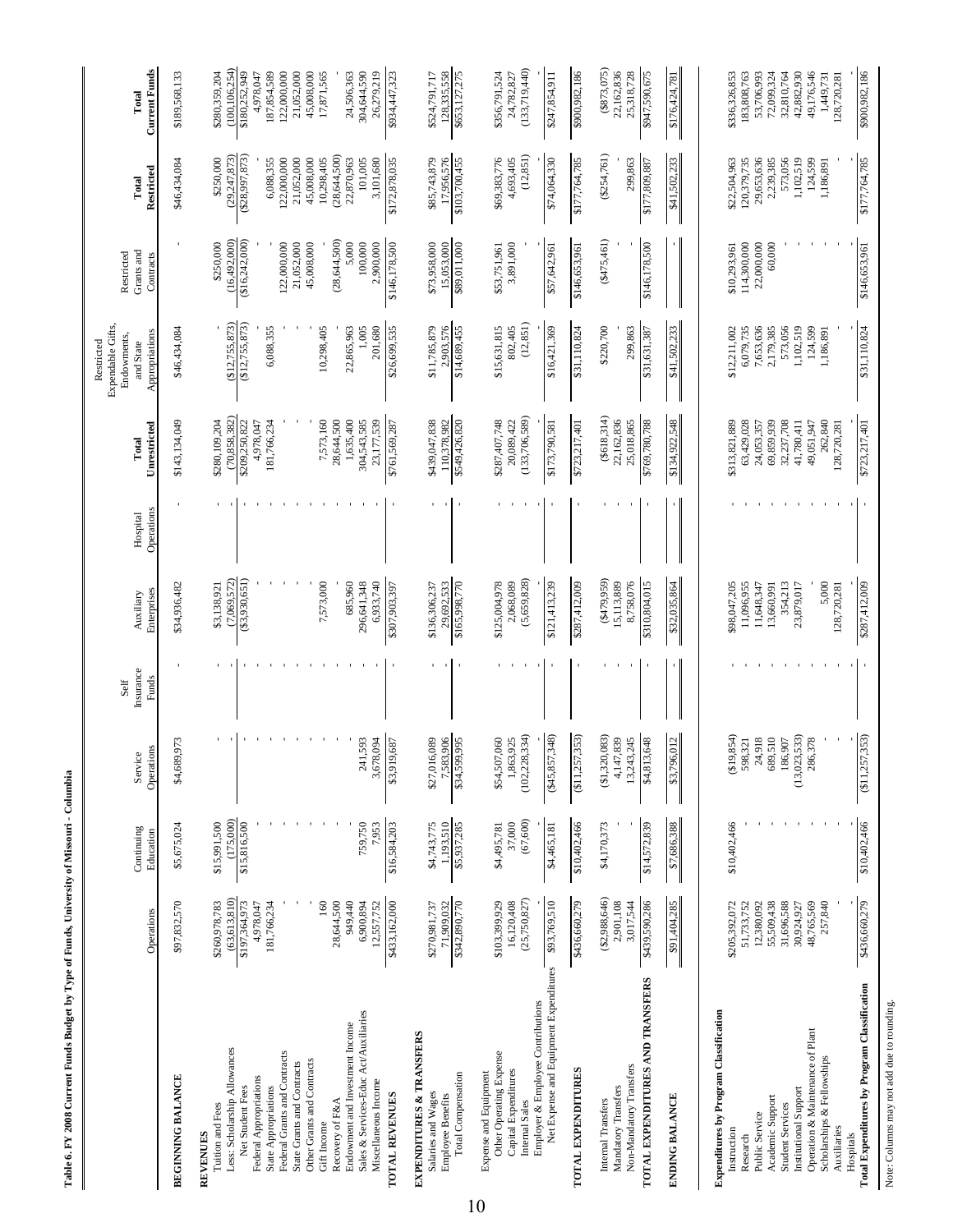**Table 6. FY 2008 Current Funds Budget by Type of Funds, University of Missouri - Columbia**

| | Operations | Continuing Education | Service Operations | Self Insurance Funds | Auxiliary Enterprises | Hospital Operations | Total Unrestricted | Restricted Expendable Gifts, Endowments, and State Appropriations | Restricted Grants and Contracts | Total Restricted | Total Current Funds |
|---|---|---|---|---|---|---|---|---|---|---|---|
| **BEGINNING BALANCE** | $97,832,570 | $5,675,024 | $4,689,973 | - | $34,936,482 | - | $143,134,049 | $46,434,084 | - | $46,434,084 | $189,568,133 |
| **REVENUES** | | | | | | | | | | | |
| Tuition and Fees | $260,978,783 | $15,991,500 | - | - | $3,138,921 | - | $280,109,204 | - | $250,000 | $250,000 | $280,359,204 |
| Less: Scholarship Allowances | (63,613,810) | (175,000) | - | - | (7,069,572) | - | (70,858,382) | ($12,755,873) | (16,492,000) | (29,247,873) | (100,106,254) |
| Net Student Fees | $197,364,973 | $15,816,500 | - | - | ($3,930,651) | - | $209,250,822 | ($12,755,873) | ($16,242,000) | ($28,997,873) | $180,252,949 |
| Federal Appropriations | 4,978,047 | - | - | - | - | - | 4,978,047 | - | - | - | 4,978,047 |
| State Appropriations | 181,766,234 | - | - | - | - | - | 181,766,234 | 6,088,355 | - | 6,088,355 | 187,854,589 |
| Federal Grants and Contracts | - | - | - | - | - | - | - | - | 122,000,000 | 122,000,000 | 122,000,000 |
| State Grants and Contracts | - | - | - | - | - | - | - | - | 21,052,000 | 21,052,000 | 21,052,000 |
| Other Grants and Contracts | - | - | - | - | - | - | - | - | 45,008,000 | 45,008,000 | 45,008,000 |
| Gift Income | 160 | - | - | - | 7,573,000 | - | 7,573,160 | 10,298,405 | - | 10,298,405 | 17,871,565 |
| Recovery of F&A | 28,644,500 | - | - | - | - | - | 28,644,500 | - | (28,644,500) | (28,644,500) | - |
| Endowment and Investment Income | 949,440 | - | - | - | 685,960 | - | 1,635,400 | 22,865,963 | 5,000 | 22,870,963 | 24,506,363 |
| Sales & Services-Educ Act/Auxiliaries | 6,900,894 | 759,750 | 241,593 | - | 296,641,348 | - | 304,543,585 | 1,005 | 100,000 | 101,005 | 304,644,590 |
| Miscellaneous Income | 12,557,752 | 7,953 | 3,678,094 | - | 6,933,740 | - | 23,177,539 | 201,680 | 2,900,000 | 3,101,680 | 26,279,219 |
| **TOTAL REVENUES** | $433,162,000 | $16,584,203 | $3,919,687 | - | $307,903,397 | - | $761,569,287 | $26,699,535 | $146,178,500 | $172,878,035 | $934,447,323 |
| **EXPENDITURES & TRANSFERS** | | | | | | | | | | | |
| Salaries and Wages | $270,981,737 | $4,743,775 | $27,016,089 | - | $136,306,237 | - | $439,047,838 | $11,785,879 | $73,958,000 | $85,743,879 | $524,791,717 |
| Employee Benefits | 71,909,032 | 1,193,510 | 7,583,906 | - | 29,692,533 | - | 110,378,982 | 2,903,576 | 15,053,000 | 17,956,576 | 128,335,558 |
| Total Compensation | $342,890,770 | $5,937,285 | $34,599,995 | - | $165,998,770 | - | $549,426,820 | $14,689,455 | $89,011,000 | $103,700,455 | $653,127,275 |
| Expense and Equipment | | | | | | | | | | | |
| Other Operating Expense | $103,399,929 | $4,495,781 | $54,507,060 | - | $125,004,978 | - | $287,407,748 | $15,631,815 | $53,751,961 | $69,383,776 | $356,791,524 |
| Capital Expenditures | 16,120,408 | 37,000 | 1,863,925 | - | 2,068,089 | - | 20,089,422 | 802,405 | 3,891,000 | 4,693,405 | 24,782,827 |
| Internal Sales | (25,750,827) | (67,600) | (102,228,334) | - | (5,659,828) | - | (133,706,589) | (12,851) | - | (12,851) | (133,719,440) |
| Employer & Employee Contributions | - | - | - | - | - | - | - | - | - | - | - |
| Net Expense and Equipment Expenditures | $93,769,510 | $4,465,181 | ($45,857,348) | - | $121,413,239 | - | $173,790,581 | $16,421,369 | $57,642,961 | $74,064,330 | $247,854,911 |
| **TOTAL EXPENDITURES** | $436,660,279 | $10,402,466 | ($11,257,353) | - | $287,412,009 | - | $723,217,401 | $31,110,824 | $146,653,961 | $177,764,785 | $900,982,186 |
| Internal Transfers | ($2,988,646) | $4,170,373 | ($1,320,083) | - | ($479,959) | - | ($618,314) | $220,700 | ($475,461) | ($254,761) | ($873,075) |
| Mandatory Transfers | 2,901,108 | - | 4,147,839 | - | 15,113,889 | - | 22,162,836 | - | - | - | 22,162,836 |
| Non-Mandatory Transfers | 3,017,544 | - | 13,243,245 | - | 8,758,076 | - | 25,018,865 | 299,863 | - | 299,863 | 25,318,728 |
| **TOTAL EXPENDITURES AND TRANSFERS** | $439,590,286 | $14,572,839 | $4,813,648 | - | $310,804,015 | - | $769,780,788 | $31,631,387 | $146,178,500 | $177,809,887 | $947,590,675 |
| **ENDING BALANCE** | $91,404,285 | $7,686,388 | $3,796,012 | - | $32,035,864 | - | $134,922,548 | $41,502,233 | - | $41,502,233 | $176,424,781 |
| **Expenditures by Program Classification** | | | | | | | | | | | |
| Instruction | $205,392,072 | $10,402,466 | ($19,854) | - | $98,047,205 | - | $313,821,889 | $12,211,002 | $10,293,961 | $22,504,963 | $336,326,853 |
| Research | 51,733,752 | - | 598,321 | - | 11,096,955 | - | 63,429,028 | 6,079,735 | 114,300,000 | 120,379,735 | 183,808,763 |
| Public Service | 12,380,092 | - | 24,918 | - | 11,648,347 | - | 24,053,357 | 7,653,636 | 22,000,000 | 29,653,636 | 53,706,993 |
| Academic Support | 55,509,438 | - | 689,510 | - | 13,660,991 | - | 69,859,939 | 2,179,385 | 60,000 | 2,239,385 | 72,099,324 |
| Student Services | 31,696,588 | - | 186,907 | - | 354,213 | - | 32,237,708 | 573,056 | - | 573,056 | 32,810,764 |
| Institutional Support | 30,924,927 | - | (13,023,533) | - | 23,879,017 | - | 41,780,411 | 1,102,519 | - | 1,102,519 | 42,882,930 |
| Operation & Maintenance of Plant | 48,765,569 | - | 286,378 | - | - | - | 49,051,947 | 124,599 | - | 124,599 | 49,176,546 |
| Scholarships & Fellowships | 257,840 | - | - | - | 5,000 | - | 262,840 | 1,186,891 | - | 1,186,891 | 1,449,731 |
| Auxiliaries | - | - | - | - | 128,720,281 | - | 128,720,281 | - | - | - | 128,720,281 |
| Hospitals | - | - | - | - | - | - | - | - | - | - | - |
| **Total Expenditures by Program Classification** | $436,660,279 | $10,402,466 | ($11,257,353) | - | $287,412,009 | - | $723,217,401 | $31,110,824 | $146,653,961 | $177,764,785 | $900,982,186 |

Note: Columns may not add due to rounding.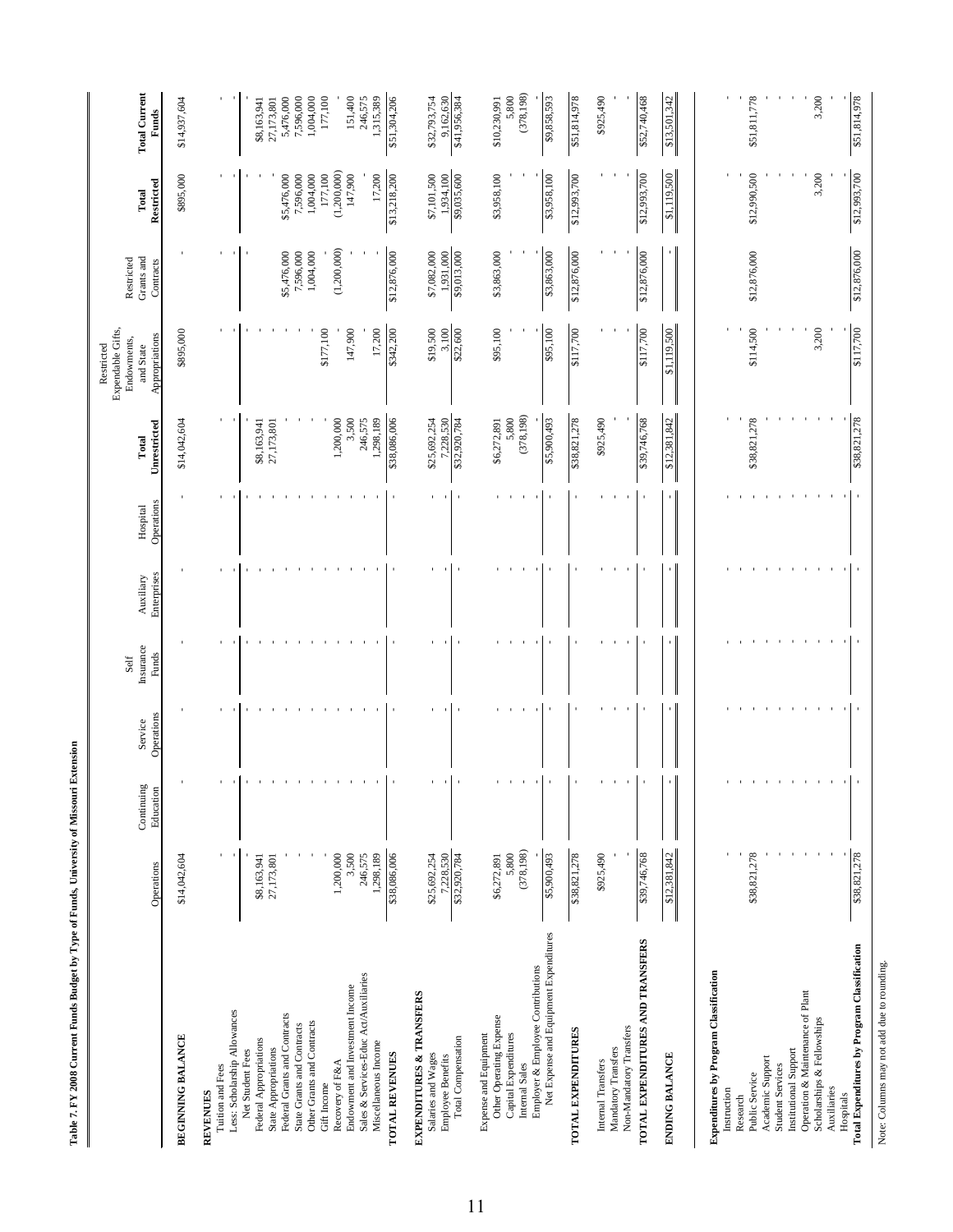**Table 7. FY 2008 Current Funds Budget by Type of Funds, University of Missouri Extension**

| | Operations | Continuing Education | Service Operations | Self Insurance Funds | Auxiliary Enterprises | Hospital Operations | Total Unrestricted | Restricted Expendable Gifts, Endowments, and State Appropriations | Restricted Grants and Contracts | Total Restricted | Total Current Funds |
|---|---|---|---|---|---|---|---|---|---|---|---|
| **BEGINNING BALANCE** | $14,042,604 | - | - | - | - | - | $14,042,604 | $895,000 | - | $895,000 | $14,937,604 |
| **REVENUES** | | | | | | | | | | | |
| Tuition and Fees | - | - | - | - | - | - | - | - | - | - | - |
| Less: Scholarship Allowances | - | - | - | - | - | - | - | - | - | - | - |
| Net Student Fees | - | - | - | - | - | - | - | - | - | - | - |
| Federal Appropriations | $8,163,941 | - | - | - | - | - | $8,163,941 | - | - | - | $8,163,941 |
| State Appropriations | 27,173,801 | - | - | - | - | - | 27,173,801 | - | - | - | 27,173,801 |
| Federal Grants and Contracts | - | - | - | - | - | - | - | - | $5,476,000 | $5,476,000 | 5,476,000 |
| State Grants and Contracts | - | - | - | - | - | - | - | - | 7,596,000 | 7,596,000 | 7,596,000 |
| Other Grants and Contracts | - | - | - | - | - | - | - | - | 1,004,000 | 1,004,000 | 1,004,000 |
| Gift Income | - | - | - | - | - | - | - | $177,100 | - | 177,100 | 177,100 |
| Recovery of F&A | 1,200,000 | - | - | - | - | - | 1,200,000 | - | (1,200,000) | (1,200,000) | - |
| Endowment and Investment Income | 3,500 | - | - | - | - | - | 3,500 | 147,900 | - | 147,900 | 151,400 |
| Sales & Services-Educ Act/Auxiliaries | 246,575 | - | - | - | - | - | 246,575 | - | - | - | 246,575 |
| Miscellaneous Income | 1,298,189 | - | - | - | - | - | 1,298,189 | 17,200 | - | 17,200 | 1,315,389 |
| **TOTAL REVENUES** | $38,086,006 | - | - | - | - | - | $38,086,006 | $342,200 | $12,876,000 | $13,218,200 | $51,304,206 |
| **EXPENDITURES & TRANSFERS** | | | | | | | | | | | |
| Salaries and Wages | $25,692,254 | - | - | - | - | - | $25,692,254 | $19,500 | $7,082,000 | $7,101,500 | $32,793,754 |
| Employee Benefits | 7,228,530 | - | - | - | - | - | 7,228,530 | 3,100 | 1,931,000 | 1,934,100 | 9,162,630 |
| Total Compensation | $32,920,784 | - | - | - | - | - | $32,920,784 | $22,600 | $9,013,000 | $9,035,600 | $41,956,384 |
| Expense and Equipment | | | | | | | | | | | |
| Other Operating Expense | $6,272,891 | - | - | - | - | - | $6,272,891 | $95,100 | $3,863,000 | $3,958,100 | $10,230,991 |
| Capital Expenditures | 5,800 | - | - | - | - | - | 5,800 | - | - | - | 5,800 |
| Internal Sales | (378,198) | - | - | - | - | - | (378,198) | - | - | - | (378,198) |
| Employer & Employee Contributions | - | - | - | - | - | - | - | - | - | - | - |
| Net Expense and Equipment Expenditures | $5,900,493 | - | - | - | - | - | $5,900,493 | $95,100 | $3,863,000 | $3,958,100 | $9,858,593 |
| **TOTAL EXPENDITURES** | $38,821,278 | - | - | - | - | - | $38,821,278 | $117,700 | $12,876,000 | $12,993,700 | $51,814,978 |
| Internal Transfers | $925,490 | - | - | - | - | - | $925,490 | - | - | - | $925,490 |
| Mandatory Transfers | - | - | - | - | - | - | - | - | - | - | - |
| Non-Mandatory Transfers | - | - | - | - | - | - | - | - | - | - | - |
| **TOTAL EXPENDITURES AND TRANSFERS** | $39,746,768 | - | - | - | - | - | $39,746,768 | $117,700 | $12,876,000 | $12,993,700 | $52,740,468 |
| **ENDING BALANCE** | $12,381,842 | - | - | - | - | - | $12,381,842 | $1,119,500 | - | $1,119,500 | $13,501,342 |
| **Expenditures by Program Classification** | | | | | | | | | | | |
| Instruction | - | - | - | - | - | - | - | - | - | - | - |
| Research | - | - | - | - | - | - | - | - | - | - | - |
| Public Service | $38,821,278 | - | - | - | - | - | $38,821,278 | $114,500 | $12,876,000 | $12,990,500 | $51,811,778 |
| Academic Support | - | - | - | - | - | - | - | - | - | - | - |
| Student Services | - | - | - | - | - | - | - | - | - | - | - |
| Institutional Support | - | - | - | - | - | - | - | - | - | - | - |
| Operation & Maintenance of Plant | - | - | - | - | - | - | - | - | - | - | - |
| Scholarships & Fellowships | - | - | - | - | - | - | - | 3,200 | - | 3,200 | 3,200 |
| Auxiliaries | - | - | - | - | - | - | - | - | - | - | - |
| Hospitals | - | - | - | - | - | - | - | - | - | - | - |
| **Total Expenditures by Program Classification** | $38,821,278 | - | - | - | - | - | $38,821,278 | $117,700 | $12,876,000 | $12,993,700 | $51,814,978 |

Note: Columns may not add due to rounding.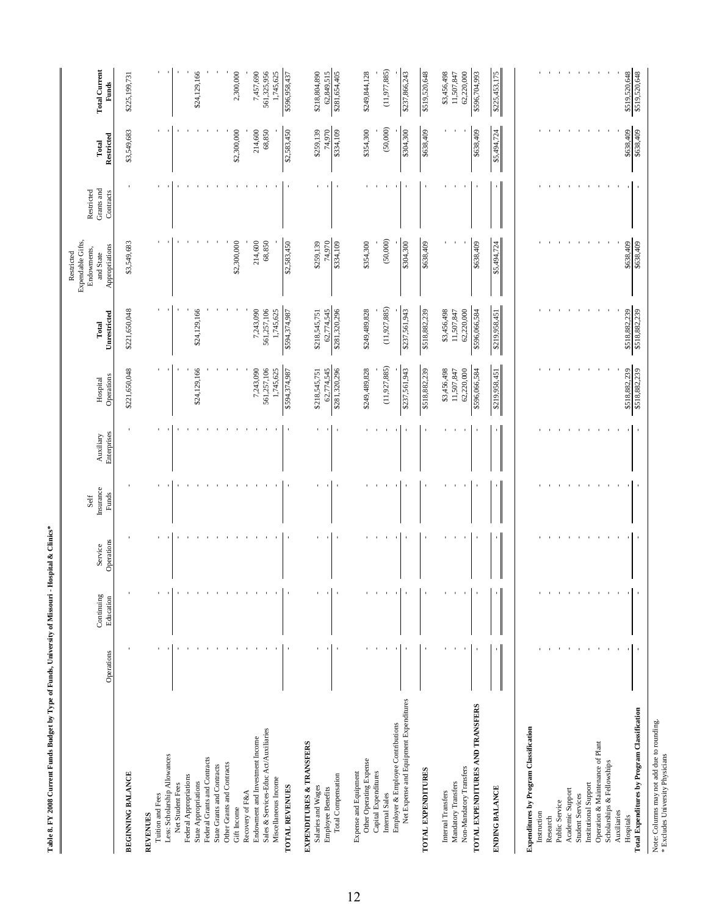**Table 8. FY 2008 Current Funds Budget by Type of Funds, University of Missouri - Hospital & Clinics***

| | Operations | Continuing Education | Service Operations | Self Insurance Funds | Auxiliary Enterprises | Hospital Operations | Total Unrestricted | Restricted Expendable Gifts, Endowments, and State Appropriations | Restricted Grants and Contracts | Total Restricted | Total Current Funds |
|---|---|---|---|---|---|---|---|---|---|---|---|
| **BEGINNING BALANCE** | - | - | - | - | - | $221,650,048 | $221,650,048 | $3,549,683 | - | $3,549,683 | $225,199,731 |
| **REVENUES** | | | | | | | | | | | |
| Tuition and Fees | - | - | - | - | - | - | - | - | - | - | - |
| Less: Scholarship Allowances | - | - | - | - | - | - | - | - | - | - | - |
| Net Student Fees | - | - | - | - | - | - | - | - | - | - | - |
| Federal Appropriations | - | - | - | - | - | - | - | - | - | - | - |
| State Appropriations | - | - | - | - | - | $24,129,166 | $24,129,166 | - | - | - | $24,129,166 |
| Federal Grants and Contracts | - | - | - | - | - | - | - | - | - | - | - |
| State Grants and Contracts | - | - | - | - | - | - | - | - | - | - | - |
| Other Grants and Contracts | - | - | - | - | - | - | - | - | - | - | - |
| Gift Income | - | - | - | - | - | - | - | $2,300,000 | - | $2,300,000 | 2,300,000 |
| Recovery of F&A | - | - | - | - | - | - | - | - | - | - | - |
| Endowment and Investment Income | - | - | - | - | - | 7,243,090 | 7,243,090 | 214,600 | - | 214,600 | 7,457,690 |
| Sales & Services-Educ Act/Auxiliaries | - | - | - | - | - | 561,257,106 | 561,257,106 | 68,850 | - | 68,850 | 561,325,956 |
| Miscellaneous Income | - | - | - | - | - | 1,745,625 | 1,745,625 | - | - | - | 1,745,625 |
| **TOTAL REVENUES** | - | - | - | - | - | $594,374,987 | $594,374,987 | $2,583,450 | - | $2,583,450 | $596,958,437 |
| **EXPENDITURES & TRANSFERS** | | | | | | | | | | | |
| Salaries and Wages | - | - | - | - | - | $218,545,751 | $218,545,751 | $259,139 | - | $259,139 | $218,804,890 |
| Employee Benefits | - | - | - | - | - | 62,774,545 | 62,774,545 | 74,970 | - | 74,970 | 62,849,515 |
| Total Compensation | - | - | - | - | - | $281,320,296 | $281,320,296 | $334,109 | - | $334,109 | $281,654,405 |
| Expense and Equipment | | | | | | | | | | | |
| Other Operating Expense | - | - | - | - | - | $249,489,828 | $249,489,828 | $354,300 | - | $354,300 | $249,844,128 |
| Capital Expenditures | - | - | - | - | - | - | - | - | - | - | - |
| Internal Sales | - | - | - | - | - | (11,927,885) | (11,927,885) | (50,000) | - | (50,000) | (11,977,885) |
| Employer & Employee Contributions | - | - | - | - | - | - | - | - | - | - | - |
| Net Expense and Equipment Expenditures | - | - | - | - | - | $237,561,943 | $237,561,943 | $304,300 | - | $304,300 | $237,866,243 |
| **TOTAL EXPENDITURES** | - | - | - | - | - | $518,882,239 | $518,882,239 | $638,409 | - | $638,409 | $519,520,648 |
| Internal Transfers | - | - | - | - | - | $3,456,498 | $3,456,498 | - | - | - | $3,456,498 |
| Mandatory Transfers | - | - | - | - | - | 11,507,847 | 11,507,847 | - | - | - | 11,507,847 |
| Non-Mandatory Transfers | - | - | - | - | - | 62,220,000 | 62,220,000 | - | - | - | 62,220,000 |
| **TOTAL EXPENDITURES AND TRANSFERS** | - | - | - | - | - | $596,066,584 | $596,066,584 | $638,409 | - | $638,409 | $596,704,993 |
| **ENDING BALANCE** | - | - | - | - | - | $219,958,451 | $219,958,451 | $5,494,724 | - | $5,494,724 | $225,453,175 |
| **Expenditures by Program Classification** | | | | | | | | | | | |
| Instruction | - | - | - | - | - | - | - | - | - | - | - |
| Research | - | - | - | - | - | - | - | - | - | - | - |
| Public Service | - | - | - | - | - | - | - | - | - | - | - |
| Academic Support | - | - | - | - | - | - | - | - | - | - | - |
| Student Services | - | - | - | - | - | - | - | - | - | - | - |
| Institutional Support | - | - | - | - | - | - | - | - | - | - | - |
| Operation & Maintenance of Plant | - | - | - | - | - | - | - | - | - | - | - |
| Scholarships & Fellowships | - | - | - | - | - | - | - | - | - | - | - |
| Auxiliaries | - | - | - | - | - | - | - | - | - | - | - |
| Hospitals | - | - | - | - | - | $518,882,239 | $518,882,239 | $638,409 | - | $638,409 | $519,520,648 |
| **Total Expenditures by Program Classification** | - | - | - | - | - | $518,882,239 | $518,882,239 | $638,409 | - | $638,409 | $519,520,648 |

Note: Columns may not add due to rounding.
* Excludes University Physicians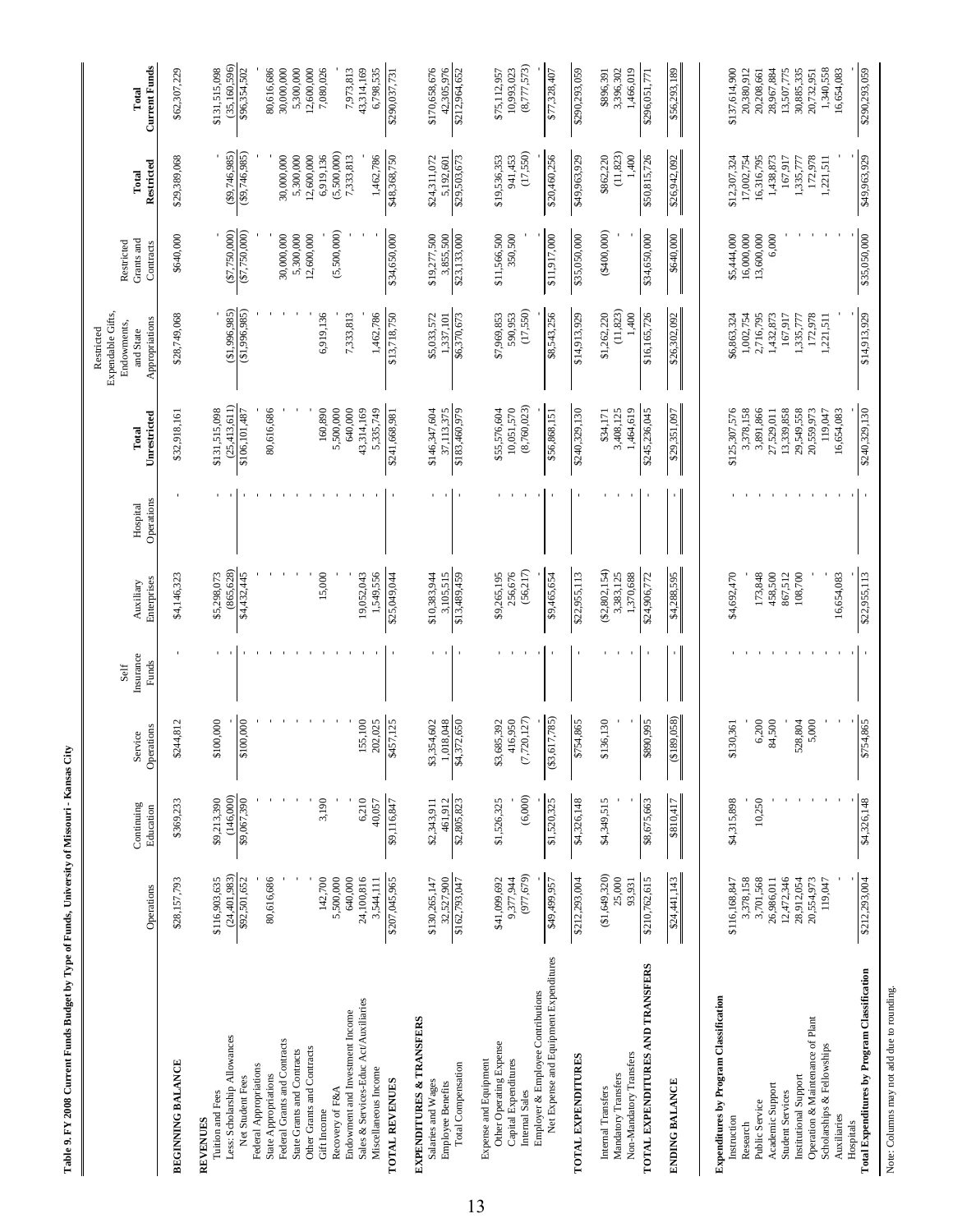**Table 9. FY 2008 Current Funds Budget by Type of Funds, University of Missouri - Kansas City**

| | Operations | Continuing Education | Service Operations | Self Insurance Funds | Auxiliary Enterprises | Hospital Operations | Total Unrestricted | Restricted Expendable Gifts, Endowments, and State Appropriations | Restricted Grants and Contracts | Total Restricted | Total Current Funds |
|---|---|---|---|---|---|---|---|---|---|---|---|
| **BEGINNING BALANCE** | $28,157,793 | $369,233 | $244,812 | - | $4,146,323 | - | $32,918,161 | $28,749,068 | $640,000 | $29,389,068 | $62,307,229 |
| **REVENUES** | | | | | | | | | | | |
| Tuition and Fees | $116,903,635 | $9,213,390 | $100,000 | - | $5,298,073 | - | $131,515,098 | - | - | - | $131,515,098 |
| Less: Scholarship Allowances | (24,401,983) | (146,000) | - | - | (865,628) | - | (25,413,611) | ($1,996,985) | ($7,750,000) | ($9,746,985) | (35,160,596) |
| Net Student Fees | $92,501,652 | $9,067,390 | $100,000 | - | $4,432,445 | - | $106,101,487 | ($1,996,985) | ($7,750,000) | ($9,746,985) | $96,354,502 |
| Federal Appropriations | - | - | - | - | - | - | - | - | - | - | - |
| State Appropriations | 80,616,686 | - | - | - | - | - | 80,616,686 | - | - | - | 80,616,686 |
| Federal Grants and Contracts | - | - | - | - | - | - | - | - | 30,000,000 | 30,000,000 | 30,000,000 |
| State Grants and Contracts | - | - | - | - | - | - | - | - | 5,300,000 | 5,300,000 | 5,300,000 |
| Other Grants and Contracts | - | - | - | - | - | - | - | - | 12,600,000 | 12,600,000 | 12,600,000 |
| Gift Income | 142,700 | 3,190 | - | - | 15,000 | - | 160,890 | 6,919,136 | - | 6,919,136 | 7,080,026 |
| Recovery of F&A | 5,500,000 | - | - | - | - | - | 5,500,000 | - | (5,500,000) | (5,500,000) | - |
| Endowment and Investment Income | 640,000 | - | - | - | - | - | 640,000 | 7,333,813 | - | 7,333,813 | 7,973,813 |
| Sales & Services-Educ Act/Auxiliaries | 24,100,816 | 6,210 | 155,100 | - | 19,052,043 | - | 43,314,169 | - | - | - | 43,314,169 |
| Miscellaneous Income | 3,544,111 | 40,057 | 202,025 | - | 1,549,556 | - | 5,335,749 | 1,462,786 | - | 1,462,786 | 6,798,535 |
| **TOTAL REVENUES** | $207,045,965 | $9,116,847 | $457,125 | - | $25,049,044 | - | $241,668,981 | $13,718,750 | $34,650,000 | $48,368,750 | $290,037,731 |
| **EXPENDITURES & TRANSFERS** | | | | | | | | | | | |
| Salaries and Wages | $130,265,147 | $2,343,911 | $3,354,602 | - | $10,383,944 | - | $146,347,604 | $5,033,572 | $19,277,500 | $24,311,072 | $170,658,676 |
| Employee Benefits | 32,527,900 | 461,912 | 1,018,048 | - | 3,105,515 | - | 37,113,375 | 1,337,101 | 3,855,500 | 5,192,601 | 42,305,976 |
| Total Compensation | $162,793,047 | $2,805,823 | $4,372,650 | - | $13,489,459 | - | $183,460,979 | $6,370,673 | $23,133,000 | $29,503,673 | $212,964,652 |
| Expense and Equipment | | | | | | | | | | | |
| Other Operating Expense | $41,099,692 | $1,526,325 | $3,685,392 | - | $9,265,195 | - | $55,576,604 | $7,969,853 | $11,566,500 | $19,536,353 | $75,112,957 |
| Capital Expenditures | 9,377,944 | - | 416,950 | - | 256,676 | - | 10,051,570 | 590,953 | 350,500 | 941,453 | 10,993,023 |
| Internal Sales | (977,679) | (6,000) | (7,720,127) | - | (56,217) | - | (8,760,023) | (17,550) | - | (17,550) | (8,777,573) |
| Employer & Employee Contributions | - | - | - | - | - | - | - | - | - | - | - |
| Net Expense and Equipment Expenditures | $49,499,957 | $1,520,325 | ($3,617,785) | - | $9,465,654 | - | $56,868,151 | $8,543,256 | $11,917,000 | $20,460,256 | $77,328,407 |
| **TOTAL EXPENDITURES** | $212,293,004 | $4,326,148 | $754,865 | - | $22,955,113 | - | $240,329,130 | $14,913,929 | $35,050,000 | $49,963,929 | $290,293,059 |
| Internal Transfers | ($1,649,320) | $4,349,515 | $136,130 | - | ($2,802,154) | - | $34,171 | $1,262,220 | ($400,000) | $862,220 | $896,391 |
| Mandatory Transfers | 25,000 | - | - | - | 3,383,125 | - | 3,408,125 | (11,823) | - | (11,823) | 3,396,302 |
| Non-Mandatory Transfers | 93,931 | - | - | - | 1,370,688 | - | 1,464,619 | 1,400 | - | 1,400 | 1,466,019 |
| **TOTAL EXPENDITURES AND TRANSFERS** | $210,762,615 | $8,675,663 | $890,995 | - | $24,906,772 | - | $245,236,045 | $16,165,726 | $34,650,000 | $50,815,726 | $296,051,771 |
| **ENDING BALANCE** | $24,441,143 | $810,417 | ($189,058) | - | $4,288,595 | - | $29,351,097 | $26,302,092 | $640,000 | $26,942,092 | $56,293,189 |
| **Expenditures by Program Classification** | | | | | | | | | | | |
| Instruction | $116,168,847 | $4,315,898 | $130,361 | - | $4,692,470 | - | $125,307,576 | $6,863,324 | $5,444,000 | $12,307,324 | $137,614,900 |
| Research | 3,378,158 | - | - | - | - | - | 3,378,158 | 1,002,754 | 16,000,000 | 17,002,754 | 20,380,912 |
| Public Service | 3,701,568 | 10,250 | 6,200 | - | 173,848 | - | 3,891,866 | 2,716,795 | 13,600,000 | 16,316,795 | 20,208,661 |
| Academic Support | 26,986,011 | - | 84,500 | - | 458,500 | - | 27,529,011 | 1,432,873 | 6,000 | 1,438,873 | 28,967,884 |
| Student Services | 12,472,346 | - | - | - | 867,512 | - | 13,339,858 | 167,917 | - | 167,917 | 13,507,775 |
| Institutional Support | 28,912,054 | - | 528,804 | - | 108,700 | - | 29,549,558 | 1,335,777 | - | 1,335,777 | 30,885,335 |
| Operation & Maintenance of Plant | 20,554,973 | - | 5,000 | - | - | - | 20,559,973 | 172,978 | - | 172,978 | 20,732,951 |
| Scholarships & Fellowships | 119,047 | - | - | - | - | - | 119,047 | 1,221,511 | - | 1,221,511 | 1,340,558 |
| Auxiliaries | - | - | - | - | 16,654,083 | - | 16,654,083 | - | - | - | 16,654,083 |
| Hospitals | - | - | - | - | - | - | - | - | - | - | - |
| **Total Expenditures by Program Classification** | $212,293,004 | $4,326,148 | $754,865 | - | $22,955,113 | - | $240,329,130 | $14,913,929 | $35,050,000 | $49,963,929 | $290,293,059 |

Note: Columns may not add due to rounding.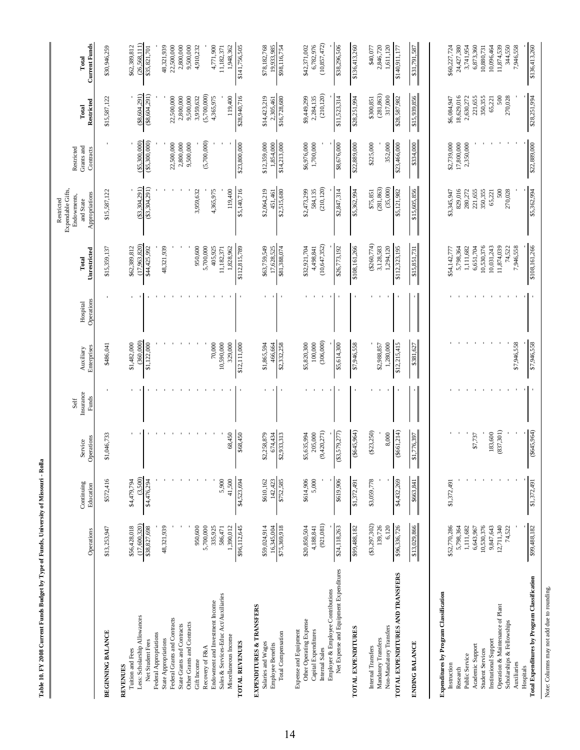**Table 10. FY 2008 Current Funds Budget by Type of Funds, University of Missouri - Rolla**

| | Operations | Continuing Education | Service Operations | Self Insurance Funds | Auxiliary Enterprises | Hospital Operations | Total Unrestricted | Restricted Expendable Gifts, Endowments, and State Appropriations | Restricted Grants and Contracts | Total Restricted | Total Current Funds |
|---|---|---|---|---|---|---|---|---|---|---|---|
| **BEGINNING BALANCE** | $13,253,947 | $572,416 | $1,046,733 | - | $486,041 | - | $15,359,137 | $15,587,122 | - | $15,587,122 | $30,946,259 |
| **REVENUES** | | | | | | | | | | | |
| Tuition and Fees | $56,428,018 | $4,479,794 | - | - | $1,482,000 | - | $62,389,812 | - | - | - | $62,389,812 |
| Less: Scholarship Allowances | (17,600,320) | (3,500) | - | - | (360,000) | - | (17,963,820) | ($3,304,291) | ($5,300,000) | ($8,604,291) | (26,568,111) |
| Net Student Fees | $38,827,698 | $4,476,294 | - | - | $1,122,000 | - | $44,425,992 | ($3,304,291) | ($5,300,000) | ($8,604,291) | $35,821,701 |
| Federal Appropriations | - | - | - | - | - | - | - | - | - | - | - |
| State Appropriations | 48,321,939 | - | - | - | - | - | 48,321,939 | - | - | - | 48,321,939 |
| Federal Grants and Contracts | - | - | - | - | - | - | - | - | 22,500,000 | 22,500,000 | 22,500,000 |
| State Grants and Contracts | - | - | - | - | - | - | - | - | 2,800,000 | 2,800,000 | 2,800,000 |
| Other Grants and Contracts | - | - | - | - | - | - | - | - | 9,500,000 | 9,500,000 | 9,500,000 |
| Gift Income | 950,600 | - | - | - | - | - | 950,600 | 3,959,632 | - | 3,959,632 | 4,910,232 |
| Recovery of F&A | 5,700,000 | - | - | - | - | - | 5,700,000 | - | (5,700,000) | (5,700,000) | - |
| Endowment and Investment Income | 335,925 | - | - | - | 70,000 | - | 405,925 | 4,365,975 | - | 4,365,975 | 4,771,900 |
| Sales & Services-Educ Act/Auxiliaries | 586,471 | 5,900 | - | - | 10,590,000 | - | 11,182,371 | - | - | - | 11,182,371 |
| Miscellaneous Income | 1,390,012 | 41,500 | 68,450 | - | 329,000 | - | 1,828,962 | 119,400 | - | 119,400 | 1,948,362 |
| **TOTAL REVENUES** | $96,112,645 | $4,523,694 | $68,450 | - | $12,111,000 | - | $112,815,789 | $5,140,716 | $23,800,000 | $28,940,716 | $141,756,505 |
| **EXPENDITURES & TRANSFERS** | | | | | | | | | | | |
| Salaries and Wages | $59,024,914 | $610,162 | $2,258,879 | - | $1,865,594 | - | $63,759,549 | $2,064,219 | $12,359,000 | $14,423,219 | $78,182,768 |
| Employee Benefits | 16,345,004 | 142,423 | 674,434 | - | 466,664 | - | 17,628,525 | 451,461 | 1,854,000 | 2,305,461 | 19,933,985 |
| Total Compensation | $75,369,918 | $752,585 | $2,933,313 | - | $2,332,258 | - | $81,388,074 | $2,515,680 | $14,213,000 | $16,728,680 | $98,116,754 |
| Expense and Equipment | | | | | | | | | | | |
| Other Operating Expense | $20,850,504 | $614,906 | $5,635,994 | - | $5,820,300 | - | $32,921,704 | $2,473,299 | $6,976,000 | $9,449,299 | $42,371,002 |
| Capital Expenditures | 4,188,841 | 5,000 | 205,000 | - | 100,000 | - | 4,498,841 | 584,135 | 1,700,000 | 2,284,135 | 6,782,976 |
| Internal Sales | (921,081) | - | (9,420,271) | - | (306,000) | - | (10,647,352) | (210,120) | - | (210,120) | (10,857,472) |
| Employer & Employee Contributions | - | - | - | - | - | - | - | - | - | - | - |
| Net Expense and Equipment Expenditures | $24,118,263 | $619,906 | ($3,579,277) | - | $5,614,300 | - | $26,773,192 | $2,847,314 | $8,676,000 | $11,523,314 | $38,296,506 |
| **TOTAL EXPENDITURES** | $99,488,182 | $1,372,491 | ($645,964) | - | $7,946,558 | - | $108,161,266 | $5,362,994 | $22,889,000 | $28,251,994 | $136,413,260 |
| Internal Transfers | ($3,297,302) | $3,059,778 | ($23,250) | - | - | - | ($260,774) | $75,851 | $225,000 | $300,851 | $40,077 |
| Mandatory Transfers | 139,726 | - | - | - | $2,988,857 | - | 3,128,583 | (281,863) | - | (281,863) | 2,846,720 |
| Non-Mandatory Transfers | 6,120 | - | 8,000 | - | 1,280,000 | - | 1,294,120 | (35,000) | 352,000 | 317,000 | 1,611,120 |
| **TOTAL EXPENDITURES AND TRANSFERS** | $96,336,726 | $4,432,269 | ($661,214) | - | $12,215,415 | - | $112,323,195 | $5,121,982 | $23,466,000 | $28,587,982 | $140,911,177 |
| **ENDING BALANCE** | $13,029,866 | $663,841 | $1,776,397 | - | $381,627 | - | $15,851,731 | $15,605,856 | $334,000 | $15,939,856 | $31,791,587 |
| **Expenditures by Program Classification** | | | | | | | | | | | |
| Instruction | $52,770,286 | $1,372,491 | - | - | - | - | $54,142,777 | $3,345,947 | $2,739,000 | $6,084,947 | $60,227,724 |
| Research | 5,798,364 | - | - | - | - | - | 5,798,364 | 829,016 | 17,800,000 | 18,629,016 | 24,427,380 |
| Public Service | 1,111,682 | - | - | - | - | - | 1,111,682 | 280,272 | 2,350,000 | 2,630,272 | 3,741,954 |
| Academic Support | 6,643,967 | - | $7,737 | - | - | - | 6,651,704 | 221,655 | - | 221,655 | 6,873,360 |
| Student Services | 10,530,376 | - | - | - | - | - | 10,530,376 | 350,355 | - | 350,355 | 10,880,731 |
| Institutional Support | 9,847,643 | - | 183,600 | - | - | - | 10,031,243 | 65,221 | - | 65,221 | 10,096,464 |
| Operation & Maintenance of Plant | 12,711,340 | - | (837,301) | - | - | - | 11,874,039 | 500 | - | 500 | 11,874,539 |
| Scholarships & Fellowships | 74,522 | - | - | - | - | - | 74,522 | 270,028 | - | 270,028 | 344,550 |
| Auxiliaries | - | - | - | - | $7,946,558 | - | 7,946,558 | - | - | - | 7,946,558 |
| Hospitals | - | - | - | - | - | - | - | - | - | - | - |
| **Total Expenditures by Program Classification** | $99,488,182 | $1,372,491 | ($645,964) | - | $7,946,558 | - | $108,161,266 | $5,362,994 | $22,889,000 | $28,251,994 | $136,413,260 |

Note: Columns may not add due to rounding.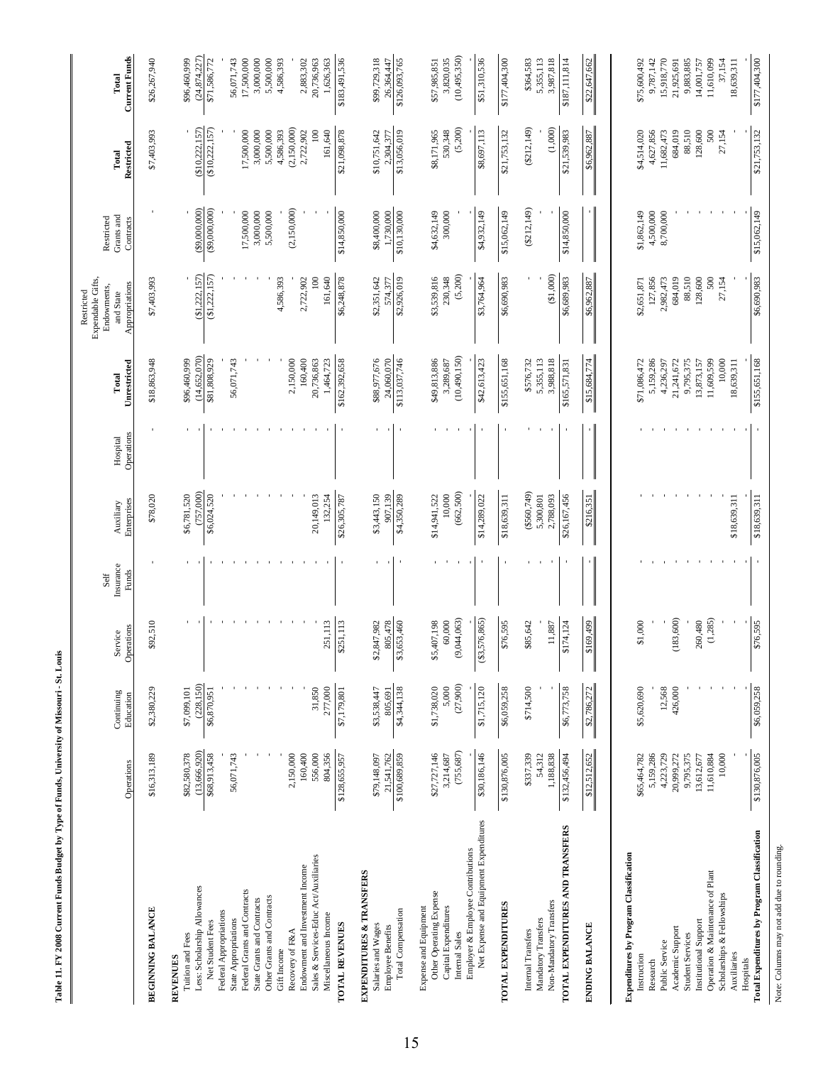**Table 11. FY 2008 Current Funds Budget by Type of Funds, University of Missouri - St. Louis**

| | Operations | Continuing Education | Service Operations | Self Insurance Funds | Auxiliary Enterprises | Hospital Operations | Total Unrestricted | Restricted Expendable Gifts, Endowments, and State Appropriations | Restricted Grants and Contracts | Total Restricted | Total Current Funds |
|---|---|---|---|---|---|---|---|---|---|---|---|
| **BEGINNING BALANCE** | $16,313,189 | $2,380,229 | $92,510 | - | $78,020 | - | $18,863,948 | $7,403,993 | - | $7,403,993 | $26,267,940 |
| **REVENUES** | | | | | | | | | | | |
| Tuition and Fees | $82,580,378 | $7,099,101 | - | - | $6,781,520 | - | $96,460,999 | - | - | - | $96,460,999 |
| Less: Scholarship Allowances | (13,666,920) | (228,150) | - | - | (757,000) | - | (14,652,070) | ($1,222,157) | ($9,000,000) | ($10,222,157) | (24,874,227) |
| Net Student Fees | $68,913,458 | $6,870,951 | - | - | $6,024,520 | - | $81,808,929 | ($1,222,157) | ($9,000,000) | ($10,222,157) | $71,586,772 |
| Federal Appropriations | - | - | - | - | - | - | - | - | - | - | - |
| State Appropriations | 56,071,743 | - | - | - | - | - | 56,071,743 | - | - | - | 56,071,743 |
| Federal Grants and Contracts | - | - | - | - | - | - | - | - | 17,500,000 | 17,500,000 | 17,500,000 |
| State Grants and Contracts | - | - | - | - | - | - | - | - | 3,000,000 | 3,000,000 | 3,000,000 |
| Other Grants and Contracts | - | - | - | - | - | - | - | - | 5,500,000 | 5,500,000 | 5,500,000 |
| Gift Income | - | - | - | - | - | - | - | 4,586,393 | - | 4,586,393 | 4,586,393 |
| Recovery of F&A | 2,150,000 | - | - | - | - | - | 2,150,000 | - | (2,150,000) | (2,150,000) | - |
| Endowment and Investment Income | 160,400 | - | - | - | - | - | 160,400 | 2,722,902 | - | 2,722,902 | 2,883,302 |
| Sales & Services-Educ Act/Auxiliaries | 556,000 | 31,850 | - | - | 20,149,013 | - | 20,736,863 | 100 | - | 100 | 20,736,963 |
| Miscellaneous Income | 804,356 | 277,000 | 251,113 | - | 132,254 | - | 1,464,723 | 161,640 | - | 161,640 | 1,626,363 |
| **TOTAL REVENUES** | $128,655,957 | $7,179,801 | $251,113 | - | $26,305,787 | - | $162,392,658 | $6,248,878 | $14,850,000 | $21,098,878 | $183,491,536 |
| **EXPENDITURES & TRANSFERS** | | | | | | | | | | | |
| Salaries and Wages | $79,148,097 | $3,538,447 | $2,847,982 | - | $3,443,150 | - | $88,977,676 | $2,351,642 | $8,400,000 | $10,751,642 | $99,729,318 |
| Employee Benefits | 21,541,762 | 805,691 | 805,478 | - | 907,139 | - | 24,060,070 | 574,377 | 1,730,000 | 2,304,377 | 26,364,447 |
| Total Compensation | $100,689,859 | $4,344,138 | $3,653,460 | - | $4,350,289 | - | $113,037,746 | $2,926,019 | $10,130,000 | $13,056,019 | $126,093,765 |
| Expense and Equipment | | | | | | | | | | | |
| Other Operating Expense | $27,727,146 | $1,738,020 | $5,407,198 | - | $14,941,522 | - | $49,813,886 | $3,539,816 | $4,632,149 | $8,171,965 | $57,985,851 |
| Capital Expenditures | 3,214,687 | 5,000 | 60,000 | - | 10,000 | - | 3,289,687 | 230,348 | 300,000 | 530,348 | 3,820,035 |
| Internal Sales | (755,687) | (27,900) | (9,044,063) | - | (662,500) | - | (10,490,150) | (5,200) | - | (5,200) | (10,495,350) |
| Employer & Employee Contributions | - | - | - | - | - | - | - | - | - | - | - |
| Net Expense and Equipment Expenditures | $30,186,146 | $1,715,120 | ($3,576,865) | - | $14,289,022 | - | $42,613,423 | $3,764,964 | $4,932,149 | $8,697,113 | $51,310,536 |
| **TOTAL EXPENDITURES** | $130,876,005 | $6,059,258 | $76,595 | - | $18,639,311 | - | $155,651,168 | $6,690,983 | $15,062,149 | $21,753,132 | $177,404,300 |
| Internal Transfers | $337,339 | $714,500 | $85,642 | - | ($560,749) | - | $576,732 | - | ($212,149) | ($212,149) | $364,583 |
| Mandatory Transfers | 54,312 | - | - | - | 5,300,801 | - | 5,355,113 | - | - | - | 5,355,113 |
| Non-Mandatory Transfers | 1,188,838 | - | 11,887 | - | 2,788,093 | - | 3,988,818 | ($1,000) | - | (1,000) | 3,987,818 |
| **TOTAL EXPENDITURES AND TRANSFERS** | $132,456,494 | $6,773,758 | $174,124 | - | $26,167,456 | - | $165,571,831 | $6,689,983 | $14,850,000 | $21,539,983 | $187,111,814 |
| **ENDING BALANCE** | $12,512,652 | $2,786,272 | $169,499 | - | $216,351 | - | $15,684,774 | $6,962,887 | - | $6,962,887 | $22,647,662 |
| **Expenditures by Program Classification** | | | | | | | | | | | |
| Instruction | $65,464,782 | $5,620,690 | $1,000 | - | - | - | $71,086,472 | $2,651,871 | $1,862,149 | $4,514,020 | $75,600,492 |
| Research | 5,159,286 | - | - | - | - | - | 5,159,286 | 127,856 | 4,500,000 | 4,627,856 | 9,787,142 |
| Public Service | 4,223,729 | 12,568 | - | - | - | - | 4,236,297 | 2,982,473 | 8,700,000 | 11,682,473 | 15,918,770 |
| Academic Support | 20,999,272 | 426,000 | (183,600) | - | - | - | 21,241,672 | 684,019 | - | 684,019 | 21,925,691 |
| Student Services | 9,795,375 | - | - | - | - | - | 9,795,375 | 88,510 | - | 88,510 | 9,883,885 |
| Institutional Support | 13,612,677 | - | 260,480 | - | - | - | 13,873,157 | 128,600 | - | 128,600 | 14,001,757 |
| Operation & Maintenance of Plant | 11,610,884 | - | (1,285) | - | - | - | 11,609,599 | 500 | - | 500 | 11,610,099 |
| Scholarships & Fellowships | 10,000 | - | - | - | - | - | 10,000 | 27,154 | - | 27,154 | 37,154 |
| Auxiliaries | - | - | - | - | $18,639,311 | - | 18,639,311 | - | - | - | 18,639,311 |
| Hospitals | - | - | - | - | - | - | - | - | - | - | - |
| **Total Expenditures by Program Classification** | $130,876,005 | $6,059,258 | $76,595 | - | $18,639,311 | - | $155,651,168 | $6,690,983 | $15,062,149 | $21,753,132 | $177,404,300 |

Note: Columns may not add due to rounding.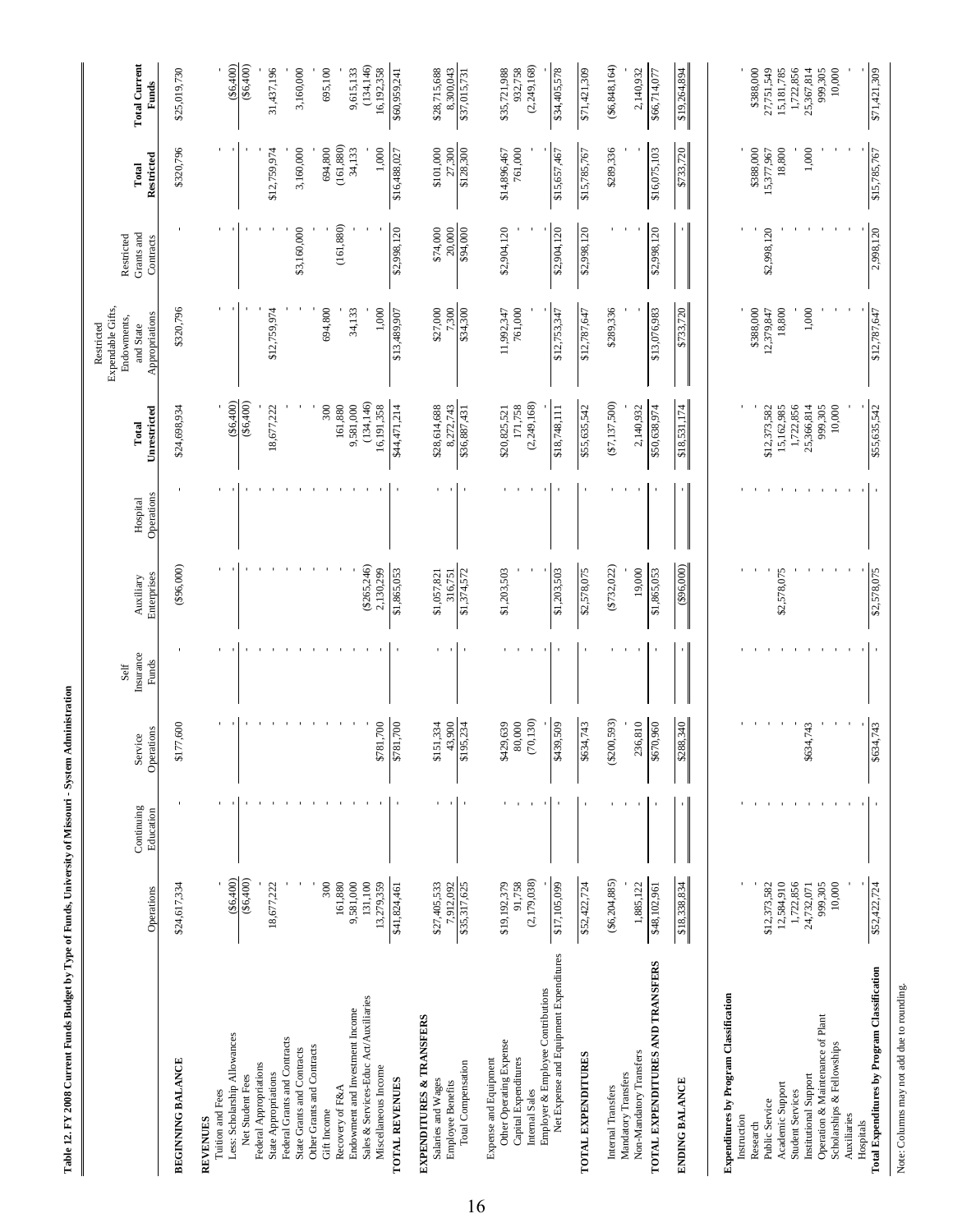**Table 12. FY 2008 Current Funds Budget by Type of Funds, University of Missouri - System Administration**

| | Operations | Continuing Education | Service Operations | Self Insurance Funds | Auxiliary Enterprises | Hospital Operations | Total Unrestricted | Restricted Expendable Gifts, Endowments, and State Appropriations | Restricted Grants and Contracts | Total Restricted | Total Current Funds |
|---|---|---|---|---|---|---|---|---|---|---|---|
| **BEGINNING BALANCE** | $24,617,334 | - | $177,600 | - | ($96,000) | - | $24,698,934 | $320,796 | - | $320,796 | $25,019,730 |
| **REVENUES** | | | | | | | | | | | |
| Tuition and Fees | - | - | - | - | - | - | - | - | - | - | - |
| Less: Scholarship Allowances | ($6,400) | - | - | - | - | - | ($6,400) | - | - | - | ($6,400) |
| Net Student Fees | ($6,400) | - | - | - | - | - | ($6,400) | - | - | - | ($6,400) |
| Federal Appropriations | - | - | - | - | - | - | - | - | - | - | - |
| State Appropriations | 18,677,222 | - | - | - | - | - | 18,677,222 | $12,759,974 | - | $12,759,974 | 31,437,196 |
| Federal Grants and Contracts | - | - | - | - | - | - | - | - | - | - | - |
| State Grants and Contracts | - | - | - | - | - | - | - | - | $3,160,000 | 3,160,000 | 3,160,000 |
| Other Grants and Contracts | - | - | - | - | - | - | - | - | - | - | - |
| Gift Income | 300 | - | - | - | - | - | 300 | 694,800 | - | 694,800 | 695,100 |
| Recovery of F&A | 161,880 | - | - | - | - | - | 161,880 | - | (161,880) | (161,880) | - |
| Endowment and Investment Income | 9,581,000 | - | - | - | - | - | 9,581,000 | 34,133 | - | 34,133 | 9,615,133 |
| Sales & Services-Educ Act/Auxiliaries | 131,100 | - | - | - | ($265,246) | - | (134,146) | - | - | - | (134,146) |
| Miscellaneous Income | 13,279,359 | - | $781,700 | - | 2,130,299 | - | 16,191,358 | 1,000 | - | 1,000 | 16,192,358 |
| **TOTAL REVENUES** | $41,824,461 | - | $781,700 | - | $1,865,053 | - | $44,471,214 | $13,489,907 | $2,998,120 | $16,488,027 | $60,959,241 |
| **EXPENDITURES & TRANSFERS** | | | | | | | | | | | |
| Salaries and Wages | $27,405,533 | - | $151,334 | - | $1,057,821 | - | $28,614,688 | $27,000 | $74,000 | $101,000 | $28,715,688 |
| Employee Benefits | 7,912,092 | - | 43,900 | - | 316,751 | - | 8,272,743 | 7,300 | 20,000 | 27,300 | 8,300,043 |
| Total Compensation | $35,317,625 | - | $195,234 | - | $1,374,572 | - | $36,887,431 | $34,300 | $94,000 | $128,300 | $37,015,731 |
| Expense and Equipment | | | | | | | | | | | |
| Other Operating Expense | $19,192,379 | - | $429,639 | - | $1,203,503 | - | $20,825,521 | 11,992,347 | $2,904,120 | $14,896,467 | $35,721,988 |
| Capital Expenditures | 91,758 | - | 80,000 | - | - | - | 171,758 | 761,000 | - | 761,000 | 932,758 |
| Internal Sales | (2,179,038) | - | (70,130) | - | - | - | (2,249,168) | - | - | - | (2,249,168) |
| Employer & Employee Contributions | - | - | - | - | - | - | - | - | - | - | - |
| Net Expense and Equipment Expenditures | $17,105,099 | - | $439,509 | - | $1,203,503 | - | $18,748,111 | $12,753,347 | $2,904,120 | $15,657,467 | $34,405,578 |
| **TOTAL EXPENDITURES** | $52,422,724 | - | $634,743 | - | $2,578,075 | - | $55,635,542 | $12,787,647 | $2,998,120 | $15,785,767 | $71,421,309 |
| Internal Transfers | ($6,204,885) | - | ($200,593) | - | ($732,022) | - | ($7,137,500) | $289,336 | - | $289,336 | ($6,848,164) |
| Mandatory Transfers | - | - | - | - | - | - | - | - | - | - | - |
| Non-Mandatory Transfers | 1,885,122 | - | 236,810 | - | 19,000 | - | 2,140,932 | - | - | - | 2,140,932 |
| **TOTAL EXPENDITURES AND TRANSFERS** | $48,102,961 | - | $670,960 | - | $1,865,053 | - | $50,638,974 | $13,076,983 | $2,998,120 | $16,075,103 | $66,714,077 |
| **ENDING BALANCE** | $18,338,834 | - | $288,340 | - | ($96,000) | - | $18,531,174 | $733,720 | - | $733,720 | $19,264,894 |
| **Expenditures by Program Classification** | | | | | | | | | | | |
| Instruction | - | - | - | - | - | - | - | - | - | - | - |
| Research | - | - | - | - | - | - | - | $388,000 | - | $388,000 | $388,000 |
| Public Service | $12,373,582 | - | - | - | - | - | $12,373,582 | 12,379,847 | $2,998,120 | 15,377,967 | 27,751,549 |
| Academic Support | 12,584,910 | - | - | - | $2,578,075 | - | 15,162,985 | 18,800 | - | 18,800 | 15,181,785 |
| Student Services | 1,722,856 | - | - | - | - | - | 1,722,856 | - | - | - | 1,722,856 |
| Institutional Support | 24,732,071 | - | $634,743 | - | - | - | 25,366,814 | 1,000 | - | 1,000 | 25,367,814 |
| Operation & Maintenance of Plant | 999,305 | - | - | - | - | - | 999,305 | - | - | - | 999,305 |
| Scholarships & Fellowships | 10,000 | - | - | - | - | - | 10,000 | - | - | - | 10,000 |
| Auxiliaries | - | - | - | - | - | - | - | - | - | - | - |
| Hospitals | - | - | - | - | - | - | - | - | - | - | - |
| **Total Expenditures by Program Classification** | $52,422,724 | - | $634,743 | - | $2,578,075 | - | $55,635,542 | $12,787,647 | 2,998,120 | $15,785,767 | $71,421,309 |

Note: Columns may not add due to rounding.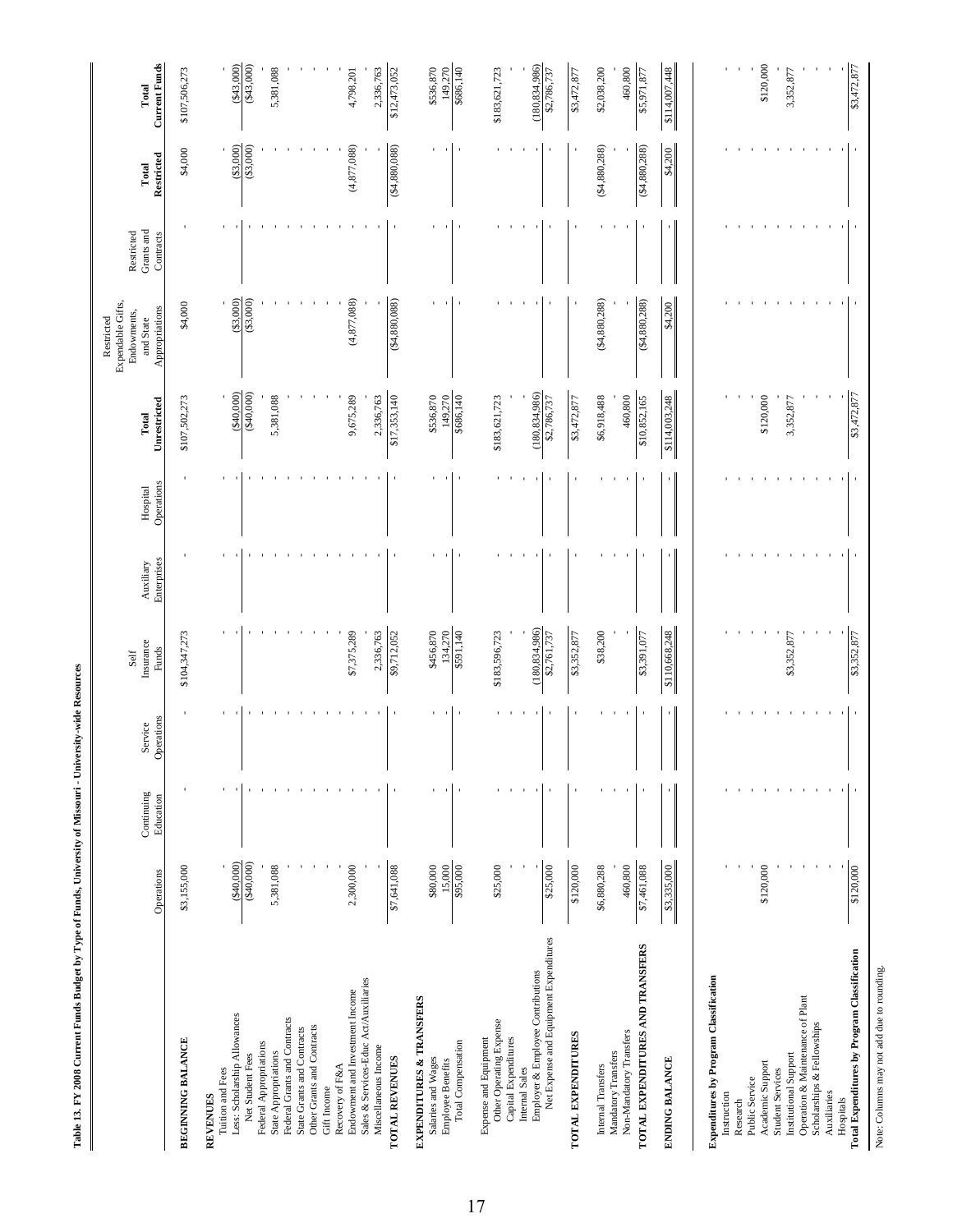**Table 13. FY 2008 Current Funds Budget by Type of Funds, University of Missouri - University-wide Resources**

| | Operations | Continuing Education | Service Operations | Self Insurance Funds | Auxiliary Enterprises | Hospital Operations | Total Unrestricted | Restricted Expendable Gifts, Endowments, and State Appropriations | Restricted Grants and Contracts | Total Restricted | Total Current Funds |
|---|---|---|---|---|---|---|---|---|---|---|---|
| **BEGINNING BALANCE** | $3,155,000 | - | - | $104,347,273 | - | - | $107,502,273 | $4,000 | - | $4,000 | $107,506,273 |
| **REVENUES** | | | | | | | | | | | |
| Tuition and Fees | - | - | - | - | - | - | - | - | - | - | - |
| Less: Scholarship Allowances | ($40,000) | - | - | - | - | - | ($40,000) | ($3,000) | - | ($3,000) | ($43,000) |
| Net Student Fees | ($40,000) | - | - | - | - | - | ($40,000) | ($3,000) | - | ($3,000) | ($43,000) |
| Federal Appropriations | - | - | - | - | - | - | - | - | - | - | - |
| State Appropriations | 5,381,088 | - | - | - | - | - | 5,381,088 | - | - | - | 5,381,088 |
| Federal Grants and Contracts | - | - | - | - | - | - | - | - | - | - | - |
| State Grants and Contracts | - | - | - | - | - | - | - | - | - | - | - |
| Other Grants and Contracts | - | - | - | - | - | - | - | - | - | - | - |
| Gift Income | - | - | - | - | - | - | - | - | - | - | - |
| Recovery of F&A | - | - | - | - | - | - | - | - | - | - | - |
| Endowment and Investment Income | 2,300,000 | - | - | $7,375,289 | - | - | 9,675,289 | (4,877,088) | - | (4,877,088) | 4,798,201 |
| Sales & Services-Educ Act/Auxiliaries | - | - | - | - | - | - | - | - | - | - | - |
| Miscellaneous Income | - | - | - | 2,336,763 | - | - | 2,336,763 | - | - | - | 2,336,763 |
| **TOTAL REVENUES** | $7,641,088 | - | - | $9,712,052 | - | - | $17,353,140 | ($4,880,088) | - | ($4,880,088) | $12,473,052 |
| **EXPENDITURES & TRANSFERS** | | | | | | | | | | | |
| Salaries and Wages | $80,000 | - | - | $456,870 | - | - | $536,870 | - | - | - | $536,870 |
| Employee Benefits | 15,000 | - | - | 134,270 | - | - | 149,270 | - | - | - | 149,270 |
| Total Compensation | $95,000 | - | - | $591,140 | - | - | $686,140 | - | - | - | $686,140 |
| Expense and Equipment | | | | | | | | | | | |
| Other Operating Expense | $25,000 | - | - | $183,596,723 | - | - | $183,621,723 | - | - | - | $183,621,723 |
| Capital Expenditures | - | - | - | - | - | - | - | - | - | - | - |
| Internal Sales | - | - | - | - | - | - | - | - | - | - | - |
| Employer & Employee Contributions | - | - | - | (180,834,986) | - | - | (180,834,986) | - | - | - | (180,834,986) |
| Net Expense and Equipment Expenditures | $25,000 | - | - | $2,761,737 | - | - | $2,786,737 | - | - | - | $2,786,737 |
| **TOTAL EXPENDITURES** | $120,000 | - | - | $3,352,877 | - | - | $3,472,877 | - | - | - | $3,472,877 |
| Internal Transfers | $6,880,288 | - | - | $38,200 | - | - | $6,918,488 | ($4,880,288) | - | ($4,880,288) | $2,038,200 |
| Mandatory Transfers | - | - | - | - | - | - | - | - | - | - | - |
| Non-Mandatory Transfers | 460,800 | - | - | - | - | - | 460,800 | - | - | - | 460,800 |
| **TOTAL EXPENDITURES AND TRANSFERS** | $7,461,088 | - | - | $3,391,077 | - | - | $10,852,165 | ($4,880,288) | - | ($4,880,288) | $5,971,877 |
| **ENDING BALANCE** | $3,335,000 | - | - | $110,668,248 | - | - | $114,003,248 | $4,200 | - | $4,200 | $114,007,448 |
| **Expenditures by Program Classification** | | | | | | | | | | | |
| Instruction | - | - | - | - | - | - | - | - | - | - | - |
| Research | - | - | - | - | - | - | - | - | - | - | - |
| Public Service | - | - | - | - | - | - | - | - | - | - | - |
| Academic Support | $120,000 | - | - | - | - | - | $120,000 | - | - | - | $120,000 |
| Student Services | - | - | - | - | - | - | - | - | - | - | - |
| Institutional Support | - | - | - | $3,352,877 | - | - | 3,352,877 | - | - | - | 3,352,877 |
| Operation & Maintenance of Plant | - | - | - | - | - | - | - | - | - | - | - |
| Scholarships & Fellowships | - | - | - | - | - | - | - | - | - | - | - |
| Auxiliaries | - | - | - | - | - | - | - | - | - | - | - |
| Hospitals | - | - | - | - | - | - | - | - | - | - | - |
| **Total Expenditures by Program Classification** | $120,000 | - | - | $3,352,877 | - | - | $3,472,877 | - | - | - | $3,472,877 |

Note: Columns may not add due to rounding.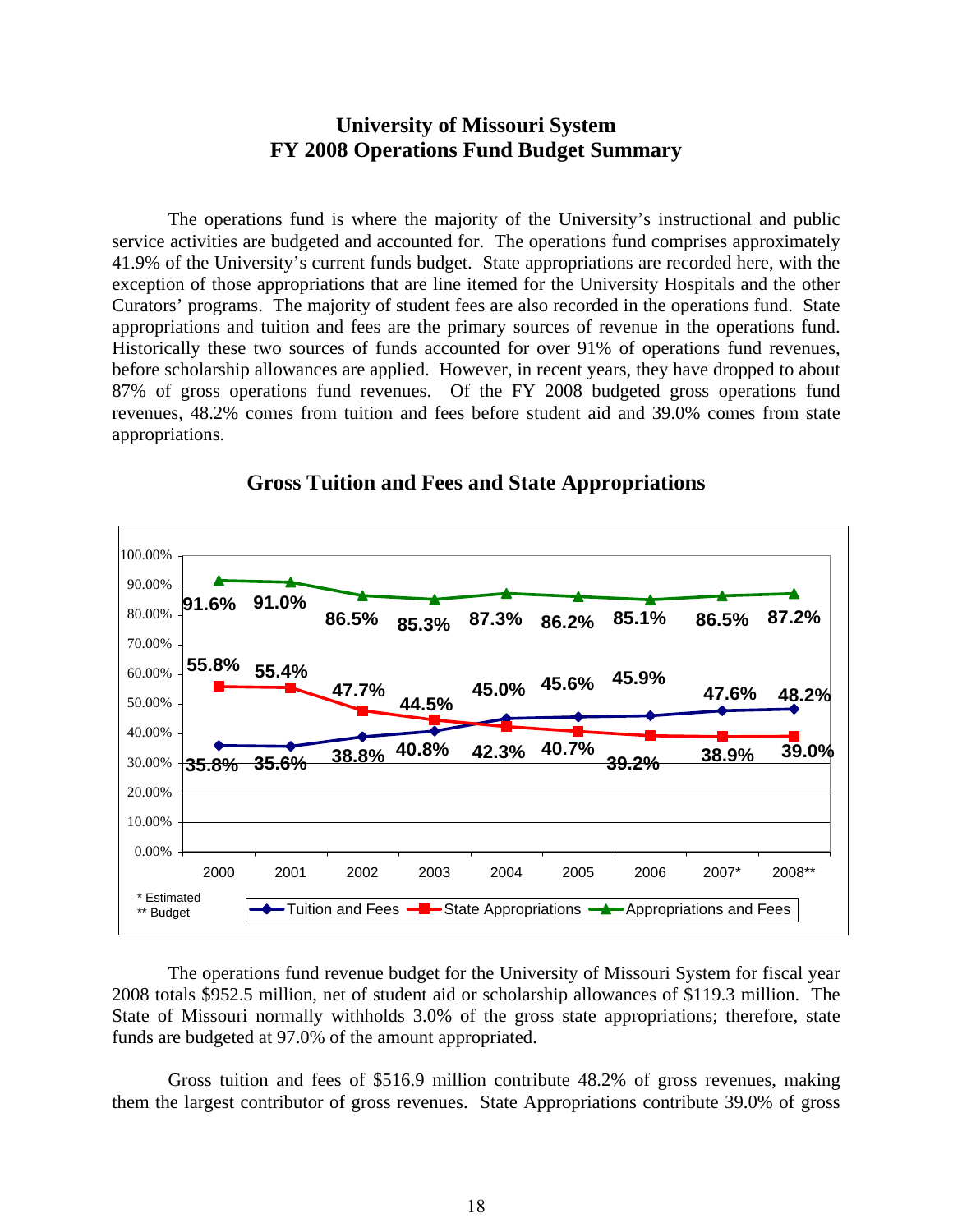# University of Missouri System
# FY 2008 Operations Fund Budget Summary

The operations fund is where the majority of the University's instructional and public service activities are budgeted and accounted for. The operations fund comprises approximately 41.9% of the University's current funds budget. State appropriations are recorded here, with the exception of those appropriations that are line itemed for the University Hospitals and the other Curators' programs. The majority of student fees are also recorded in the operations fund. State appropriations and tuition and fees are the primary sources of revenue in the operations fund. Historically these two sources of funds accounted for over 91% of operations fund revenues, before scholarship allowances are applied. However, in recent years, they have dropped to about 87% of gross operations fund revenues. Of the FY 2008 budgeted gross operations fund revenues, 48.2% comes from tuition and fees before student aid and 39.0% comes from state appropriations.

## Gross Tuition and Fees and State Appropriations

| Year | Tuition and Fees | State Appropriations | Appropriations and Fees |
|---|---|---|---|
| 2000 | 35.8% | 55.8% | 91.6% |
| 2001 | 35.6% | 55.4% | 91.0% |
| 2002 | 38.8% | 47.7% | 86.5% |
| 2003 | 40.8% | 44.5% | 85.3% |
| 2004 | 45.0% | 42.3% | 87.3% |
| 2005 | 45.6% | 40.7% | 86.2% |
| 2006 | 45.9% | 39.2% | 85.1% |
| 2007* | 47.6% | 38.9% | 86.5% |
| 2008** | 48.2% | 39.0% | 87.2% |

\* Estimated
\*\* Budget

The operations fund revenue budget for the University of Missouri System for fiscal year 2008 totals $952.5 million, net of student aid or scholarship allowances of $119.3 million. The State of Missouri normally withholds 3.0% of the gross state appropriations; therefore, state funds are budgeted at 97.0% of the amount appropriated.

Gross tuition and fees of $516.9 million contribute 48.2% of gross revenues, making them the largest contributor of gross revenues. State Appropriations contribute 39.0% of gross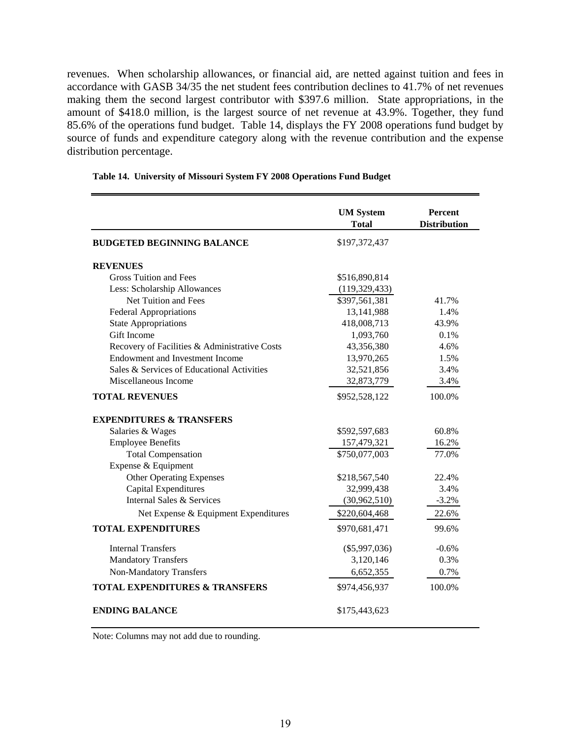revenues. When scholarship allowances, or financial aid, are netted against tuition and fees in accordance with GASB 34/35 the net student fees contribution declines to 41.7% of net revenues making them the second largest contributor with $397.6 million. State appropriations, in the amount of $418.0 million, is the largest source of net revenue at 43.9%. Together, they fund 85.6% of the operations fund budget. Table 14, displays the FY 2008 operations fund budget by source of funds and expenditure category along with the revenue contribution and the expense distribution percentage.

**Table 14. University of Missouri System FY 2008 Operations Fund Budget**

| | UM System Total | Percent Distribution |
|---|---|---|
| **BUDGETED BEGINNING BALANCE** | $197,372,437 | |
| **REVENUES** | | |
| Gross Tuition and Fees | $516,890,814 | |
| Less: Scholarship Allowances | (119,329,433) | |
| Net Tuition and Fees | $397,561,381 | 41.7% |
| Federal Appropriations | 13,141,988 | 1.4% |
| State Appropriations | 418,008,713 | 43.9% |
| Gift Income | 1,093,760 | 0.1% |
| Recovery of Facilities & Administrative Costs | 43,356,380 | 4.6% |
| Endowment and Investment Income | 13,970,265 | 1.5% |
| Sales & Services of Educational Activities | 32,521,856 | 3.4% |
| Miscellaneous Income | 32,873,779 | 3.4% |
| **TOTAL REVENUES** | $952,528,122 | 100.0% |
| **EXPENDITURES & TRANSFERS** | | |
| Salaries & Wages | $592,597,683 | 60.8% |
| Employee Benefits | 157,479,321 | 16.2% |
| Total Compensation | $750,077,003 | 77.0% |
| Expense & Equipment | | |
| Other Operating Expenses | $218,567,540 | 22.4% |
| Capital Expenditures | 32,999,438 | 3.4% |
| Internal Sales & Services | (30,962,510) | -3.2% |
| Net Expense & Equipment Expenditures | $220,604,468 | 22.6% |
| **TOTAL EXPENDITURES** | $970,681,471 | 99.6% |
| Internal Transfers | ($5,997,036) | -0.6% |
| Mandatory Transfers | 3,120,146 | 0.3% |
| Non-Mandatory Transfers | 6,652,355 | 0.7% |
| **TOTAL EXPENDITURES & TRANSFERS** | $974,456,937 | 100.0% |
| **ENDING BALANCE** | $175,443,623 | |

Note: Columns may not add due to rounding.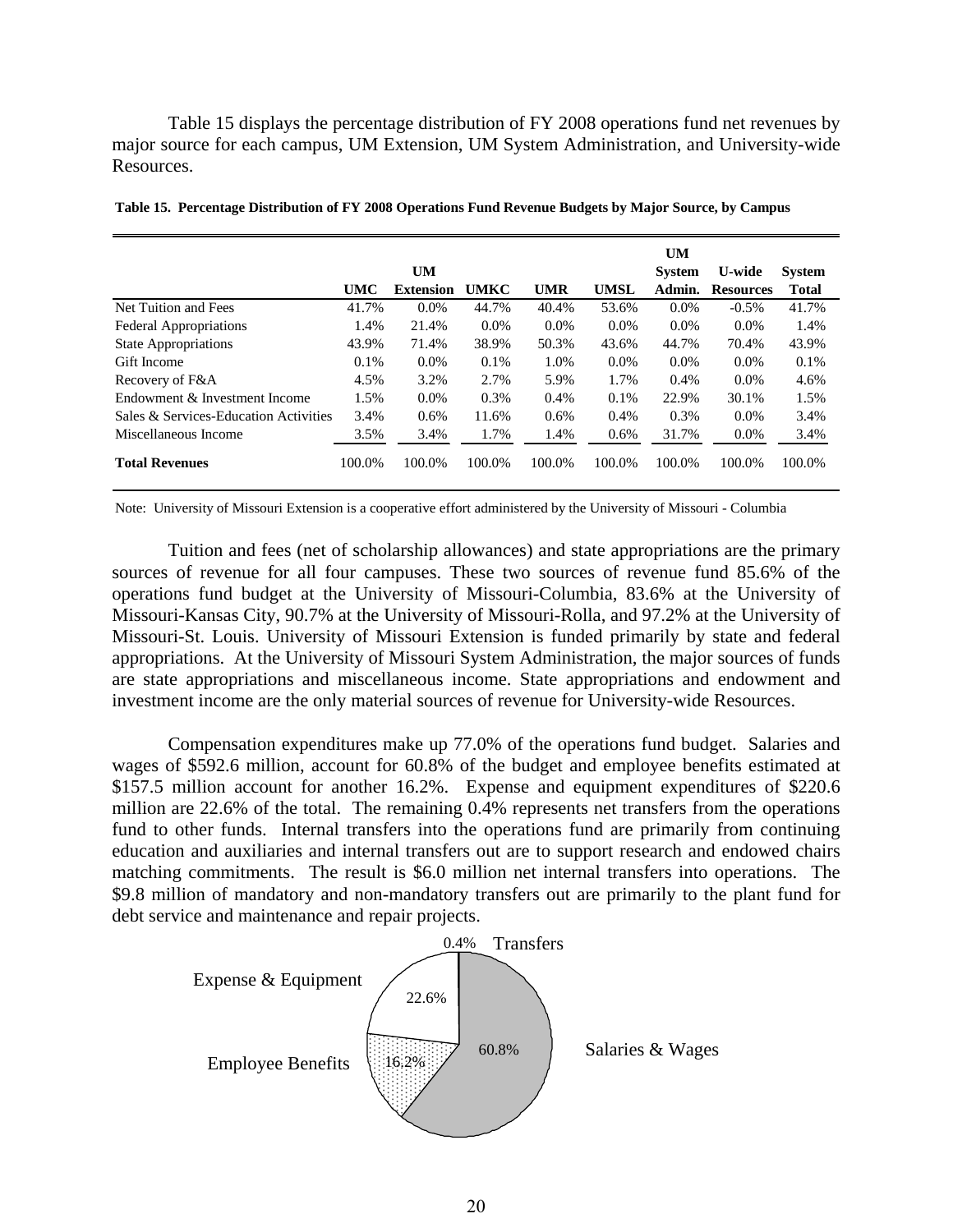Table 15 displays the percentage distribution of FY 2008 operations fund net revenues by major source for each campus, UM Extension, UM System Administration, and University-wide Resources.

**Table 15. Percentage Distribution of FY 2008 Operations Fund Revenue Budgets by Major Source, by Campus**

| | UMC | UM Extension | UMKC | UMR | UMSL | UM System Admin. | U-wide Resources | System Total |
|---|---|---|---|---|---|---|---|---|
| Net Tuition and Fees | 41.7% | 0.0% | 44.7% | 40.4% | 53.6% | 0.0% | -0.5% | 41.7% |
| Federal Appropriations | 1.4% | 21.4% | 0.0% | 0.0% | 0.0% | 0.0% | 0.0% | 1.4% |
| State Appropriations | 43.9% | 71.4% | 38.9% | 50.3% | 43.6% | 44.7% | 70.4% | 43.9% |
| Gift Income | 0.1% | 0.0% | 0.1% | 1.0% | 0.0% | 0.0% | 0.0% | 0.1% |
| Recovery of F&A | 4.5% | 3.2% | 2.7% | 5.9% | 1.7% | 0.4% | 0.0% | 4.6% |
| Endowment & Investment Income | 1.5% | 0.0% | 0.3% | 0.4% | 0.1% | 22.9% | 30.1% | 1.5% |
| Sales & Services-Education Activities | 3.4% | 0.6% | 11.6% | 0.6% | 0.4% | 0.3% | 0.0% | 3.4% |
| Miscellaneous Income | 3.5% | 3.4% | 1.7% | 1.4% | 0.6% | 31.7% | 0.0% | 3.4% |
| **Total Revenues** | 100.0% | 100.0% | 100.0% | 100.0% | 100.0% | 100.0% | 100.0% | 100.0% |

Note: University of Missouri Extension is a cooperative effort administered by the University of Missouri - Columbia

Tuition and fees (net of scholarship allowances) and state appropriations are the primary sources of revenue for all four campuses. These two sources of revenue fund 85.6% of the operations fund budget at the University of Missouri-Columbia, 83.6% at the University of Missouri-Kansas City, 90.7% at the University of Missouri-Rolla, and 97.2% at the University of Missouri-St. Louis. University of Missouri Extension is funded primarily by state and federal appropriations. At the University of Missouri System Administration, the major sources of funds are state appropriations and miscellaneous income. State appropriations and endowment and investment income are the only material sources of revenue for University-wide Resources.

Compensation expenditures make up 77.0% of the operations fund budget. Salaries and wages of $592.6 million, account for 60.8% of the budget and employee benefits estimated at $157.5 million account for another 16.2%. Expense and equipment expenditures of $220.6 million are 22.6% of the total. The remaining 0.4% represents net transfers from the operations fund to other funds. Internal transfers into the operations fund are primarily from continuing education and auxiliaries and internal transfers out are to support research and endowed chairs matching commitments. The result is $6.0 million net internal transfers into operations. The $9.8 million of mandatory and non-mandatory transfers out are primarily to the plant fund for debt service and maintenance and repair projects.

Transfers 0.4%
Expense & Equipment 22.6%
Employee Benefits 16.2%
Salaries & Wages 60.8%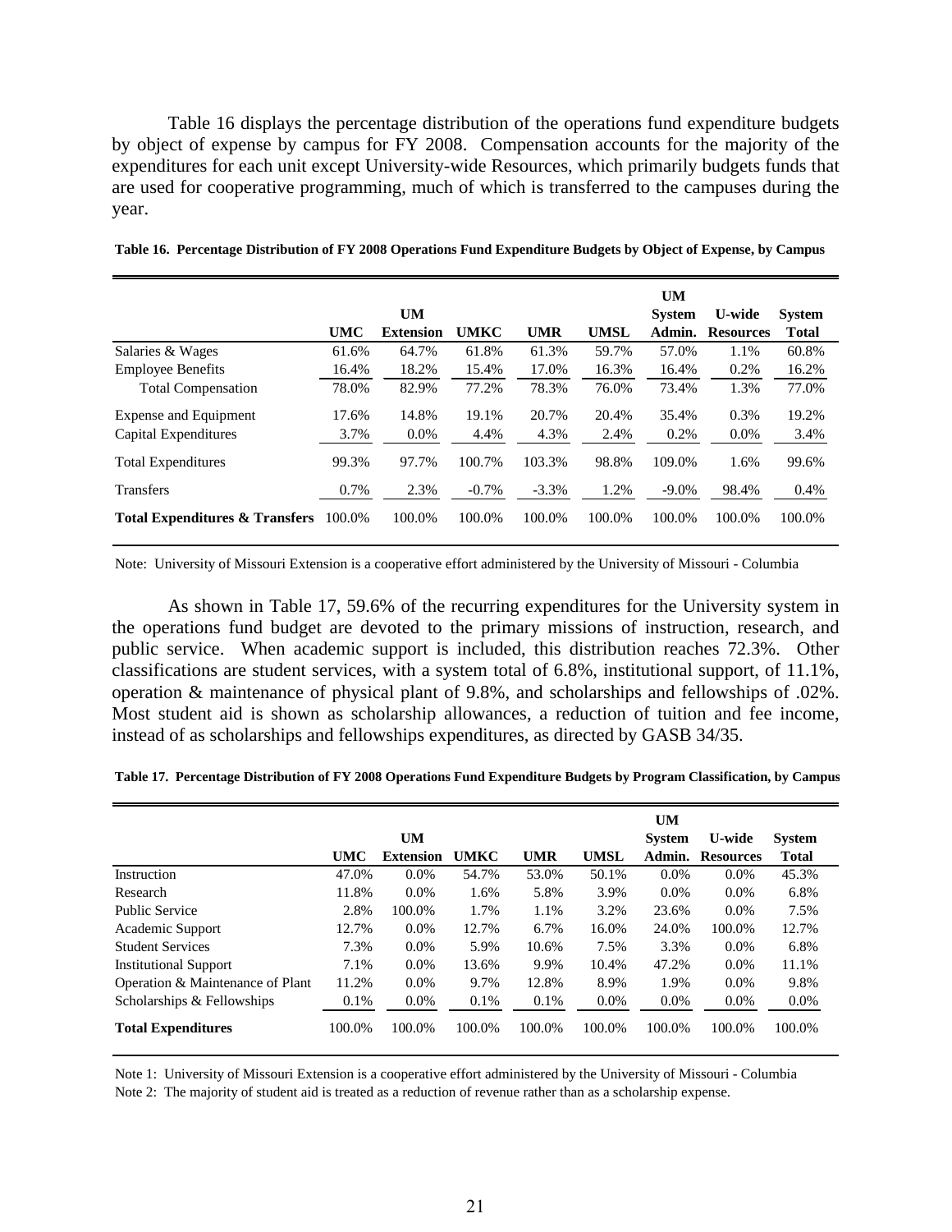Table 16 displays the percentage distribution of the operations fund expenditure budgets by object of expense by campus for FY 2008. Compensation accounts for the majority of the expenditures for each unit except University-wide Resources, which primarily budgets funds that are used for cooperative programming, much of which is transferred to the campuses during the year.

**Table 16. Percentage Distribution of FY 2008 Operations Fund Expenditure Budgets by Object of Expense, by Campus**

| | UMC | UM Extension | UMKC | UMR | UMSL | UM System Admin. | U-wide Resources | System Total |
|---|---|---|---|---|---|---|---|---|
| Salaries & Wages | 61.6% | 64.7% | 61.8% | 61.3% | 59.7% | 57.0% | 1.1% | 60.8% |
| Employee Benefits | 16.4% | 18.2% | 15.4% | 17.0% | 16.3% | 16.4% | 0.2% | 16.2% |
| Total Compensation | 78.0% | 82.9% | 77.2% | 78.3% | 76.0% | 73.4% | 1.3% | 77.0% |
| Expense and Equipment | 17.6% | 14.8% | 19.1% | 20.7% | 20.4% | 35.4% | 0.3% | 19.2% |
| Capital Expenditures | 3.7% | 0.0% | 4.4% | 4.3% | 2.4% | 0.2% | 0.0% | 3.4% |
| Total Expenditures | 99.3% | 97.7% | 100.7% | 103.3% | 98.8% | 109.0% | 1.6% | 99.6% |
| Transfers | 0.7% | 2.3% | -0.7% | -3.3% | 1.2% | -9.0% | 98.4% | 0.4% |
| **Total Expenditures & Transfers** | 100.0% | 100.0% | 100.0% | 100.0% | 100.0% | 100.0% | 100.0% | 100.0% |

Note: University of Missouri Extension is a cooperative effort administered by the University of Missouri - Columbia

As shown in Table 17, 59.6% of the recurring expenditures for the University system in the operations fund budget are devoted to the primary missions of instruction, research, and public service. When academic support is included, this distribution reaches 72.3%. Other classifications are student services, with a system total of 6.8%, institutional support, of 11.1%, operation & maintenance of physical plant of 9.8%, and scholarships and fellowships of .02%. Most student aid is shown as scholarship allowances, a reduction of tuition and fee income, instead of as scholarships and fellowships expenditures, as directed by GASB 34/35.

**Table 17. Percentage Distribution of FY 2008 Operations Fund Expenditure Budgets by Program Classification, by Campus**

| | UMC | UM Extension | UMKC | UMR | UMSL | UM System Admin. | U-wide Resources | System Total |
|---|---|---|---|---|---|---|---|---|
| Instruction | 47.0% | 0.0% | 54.7% | 53.0% | 50.1% | 0.0% | 0.0% | 45.3% |
| Research | 11.8% | 0.0% | 1.6% | 5.8% | 3.9% | 0.0% | 0.0% | 6.8% |
| Public Service | 2.8% | 100.0% | 1.7% | 1.1% | 3.2% | 23.6% | 0.0% | 7.5% |
| Academic Support | 12.7% | 0.0% | 12.7% | 6.7% | 16.0% | 24.0% | 100.0% | 12.7% |
| Student Services | 7.3% | 0.0% | 5.9% | 10.6% | 7.5% | 3.3% | 0.0% | 6.8% |
| Institutional Support | 7.1% | 0.0% | 13.6% | 9.9% | 10.4% | 47.2% | 0.0% | 11.1% |
| Operation & Maintenance of Plant | 11.2% | 0.0% | 9.7% | 12.8% | 8.9% | 1.9% | 0.0% | 9.8% |
| Scholarships & Fellowships | 0.1% | 0.0% | 0.1% | 0.1% | 0.0% | 0.0% | 0.0% | 0.0% |
| **Total Expenditures** | 100.0% | 100.0% | 100.0% | 100.0% | 100.0% | 100.0% | 100.0% | 100.0% |

Note 1: University of Missouri Extension is a cooperative effort administered by the University of Missouri - Columbia

Note 2: The majority of student aid is treated as a reduction of revenue rather than as a scholarship expense.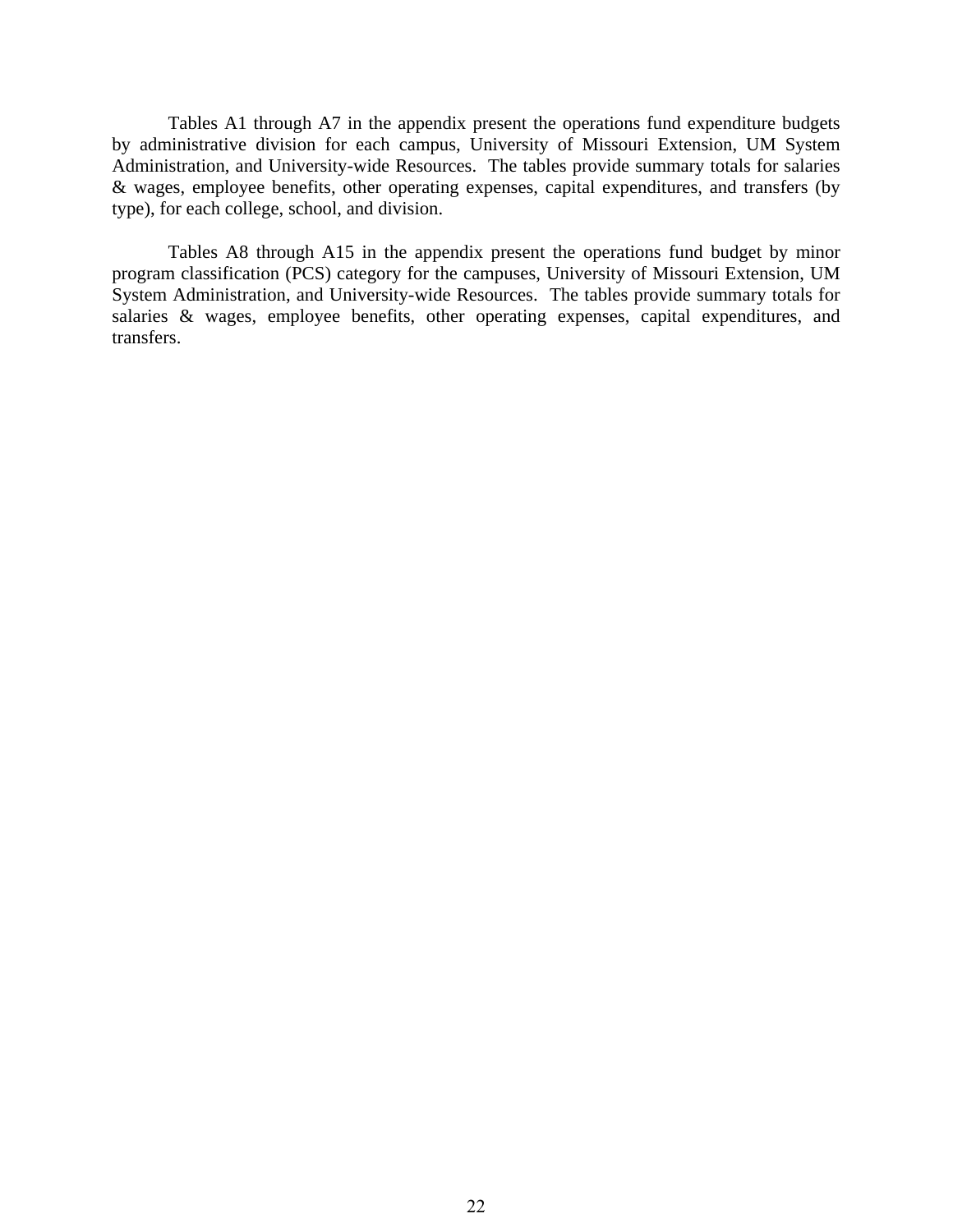Tables A1 through A7 in the appendix present the operations fund expenditure budgets by administrative division for each campus, University of Missouri Extension, UM System Administration, and University-wide Resources. The tables provide summary totals for salaries & wages, employee benefits, other operating expenses, capital expenditures, and transfers (by type), for each college, school, and division.

Tables A8 through A15 in the appendix present the operations fund budget by minor program classification (PCS) category for the campuses, University of Missouri Extension, UM System Administration, and University-wide Resources. The tables provide summary totals for salaries & wages, employee benefits, other operating expenses, capital expenditures, and transfers.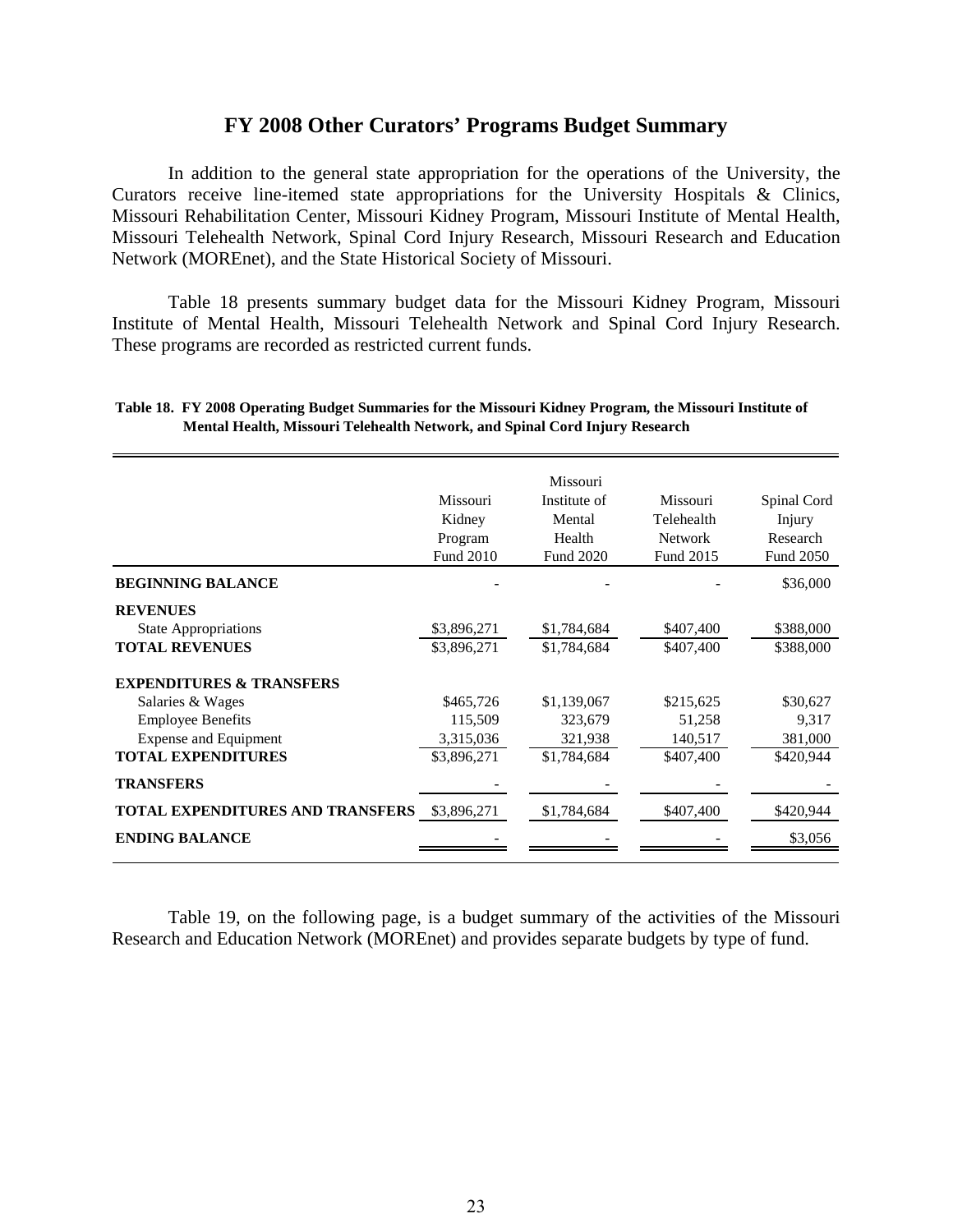# FY 2008 Other Curators' Programs Budget Summary

In addition to the general state appropriation for the operations of the University, the Curators receive line-itemed state appropriations for the University Hospitals & Clinics, Missouri Rehabilitation Center, Missouri Kidney Program, Missouri Institute of Mental Health, Missouri Telehealth Network, Spinal Cord Injury Research, Missouri Research and Education Network (MOREnet), and the State Historical Society of Missouri.

Table 18 presents summary budget data for the Missouri Kidney Program, Missouri Institute of Mental Health, Missouri Telehealth Network and Spinal Cord Injury Research. These programs are recorded as restricted current funds.

**Table 18. FY 2008 Operating Budget Summaries for the Missouri Kidney Program, the Missouri Institute of Mental Health, Missouri Telehealth Network, and Spinal Cord Injury Research**

| | Missouri Kidney Program Fund 2010 | Missouri Institute of Mental Health Fund 2020 | Missouri Telehealth Network Fund 2015 | Spinal Cord Injury Research Fund 2050 |
|---|---|---|---|---|
| **BEGINNING BALANCE** | - | - | - | $36,000 |
| **REVENUES** | | | | |
| State Appropriations | $3,896,271 | $1,784,684 | $407,400 | $388,000 |
| **TOTAL REVENUES** | $3,896,271 | $1,784,684 | $407,400 | $388,000 |
| **EXPENDITURES & TRANSFERS** | | | | |
| Salaries & Wages | $465,726 | $1,139,067 | $215,625 | $30,627 |
| Employee Benefits | 115,509 | 323,679 | 51,258 | 9,317 |
| Expense and Equipment | 3,315,036 | 321,938 | 140,517 | 381,000 |
| **TOTAL EXPENDITURES** | $3,896,271 | $1,784,684 | $407,400 | $420,944 |
| **TRANSFERS** | - | - | - | - |
| **TOTAL EXPENDITURES AND TRANSFERS** | $3,896,271 | $1,784,684 | $407,400 | $420,944 |
| **ENDING BALANCE** | - | - | - | $3,056 |

Table 19, on the following page, is a budget summary of the activities of the Missouri Research and Education Network (MOREnet) and provides separate budgets by type of fund.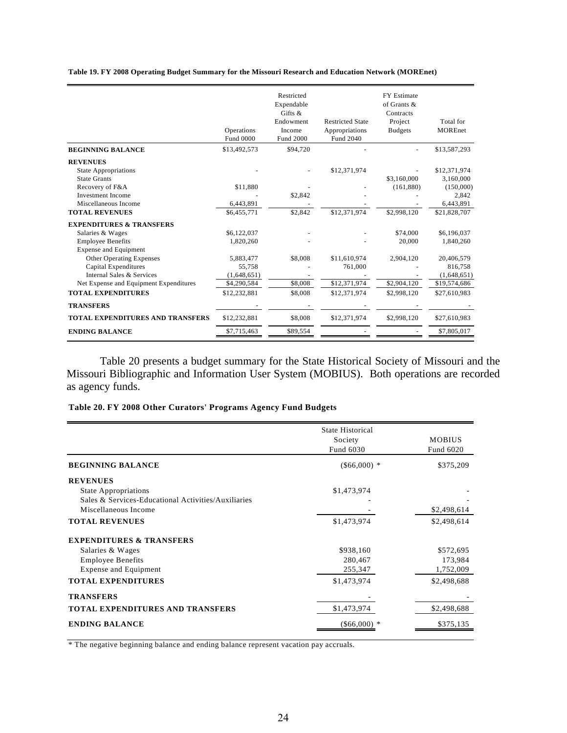**Table 19. FY 2008 Operating Budget Summary for the Missouri Research and Education Network (MOREnet)**

| | Operations Fund 0000 | Restricted Expendable Gifts & Endowment Income Fund 2000 | Restricted State Appropriations Fund 2040 | FY Estimate of Grants & Contracts Project Budgets | Total for MOREnet |
|---|---|---|---|---|---|
| **BEGINNING BALANCE** | $13,492,573 | $94,720 | - | - | $13,587,293 |
| **REVENUES** | | | | | |
| State Appropriations | - | - | $12,371,974 | - | $12,371,974 |
| State Grants | | | | $3,160,000 | 3,160,000 |
| Recovery of F&A | $11,880 | - | - | (161,880) | (150,000) |
| Investment Income | - | $2,842 | - | - | 2,842 |
| Miscellaneous Income | 6,443,891 | - | - | - | 6,443,891 |
| **TOTAL REVENUES** | $6,455,771 | $2,842 | $12,371,974 | $2,998,120 | $21,828,707 |
| **EXPENDITURES & TRANSFERS** | | | | | |
| Salaries & Wages | $6,122,037 | - | - | $74,000 | $6,196,037 |
| Employee Benefits | 1,820,260 | - | - | 20,000 | 1,840,260 |
| Expense and Equipment | | | | | |
| Other Operating Expenses | 5,883,477 | $8,008 | $11,610,974 | 2,904,120 | 20,406,579 |
| Capital Expenditures | 55,758 | - | 761,000 | - | 816,758 |
| Internal Sales & Services | (1,648,651) | - | - | - | (1,648,651) |
| Net Expense and Equipment Expenditures | $4,290,584 | $8,008 | $12,371,974 | $2,904,120 | $19,574,686 |
| **TOTAL EXPENDITURES** | $12,232,881 | $8,008 | $12,371,974 | $2,998,120 | $27,610,983 |
| **TRANSFERS** | - | - | - | - | - |
| **TOTAL EXPENDITURES AND TRANSFERS** | $12,232,881 | $8,008 | $12,371,974 | $2,998,120 | $27,610,983 |
| **ENDING BALANCE** | $7,715,463 | $89,554 | - | - | $7,805,017 |

Table 20 presents a budget summary for the State Historical Society of Missouri and the Missouri Bibliographic and Information User System (MOBIUS). Both operations are recorded as agency funds.

**Table 20. FY 2008 Other Curators' Programs Agency Fund Budgets**

| | State Historical Society Fund 6030 | MOBIUS Fund 6020 |
|---|---|---|
| **BEGINNING BALANCE** | ($66,000) * | $375,209 |
| **REVENUES** | | |
| State Appropriations | $1,473,974 | - |
| Sales & Services-Educational Activities/Auxiliaries | - | - |
| Miscellaneous Income | - | $2,498,614 |
| **TOTAL REVENUES** | $1,473,974 | $2,498,614 |
| **EXPENDITURES & TRANSFERS** | | |
| Salaries & Wages | $938,160 | $572,695 |
| Employee Benefits | 280,467 | 173,984 |
| Expense and Equipment | 255,347 | 1,752,009 |
| **TOTAL EXPENDITURES** | $1,473,974 | $2,498,688 |
| **TRANSFERS** | - | - |
| **TOTAL EXPENDITURES AND TRANSFERS** | $1,473,974 | $2,498,688 |
| **ENDING BALANCE** | ($66,000) * | $375,135 |

* The negative beginning balance and ending balance represent vacation pay accruals.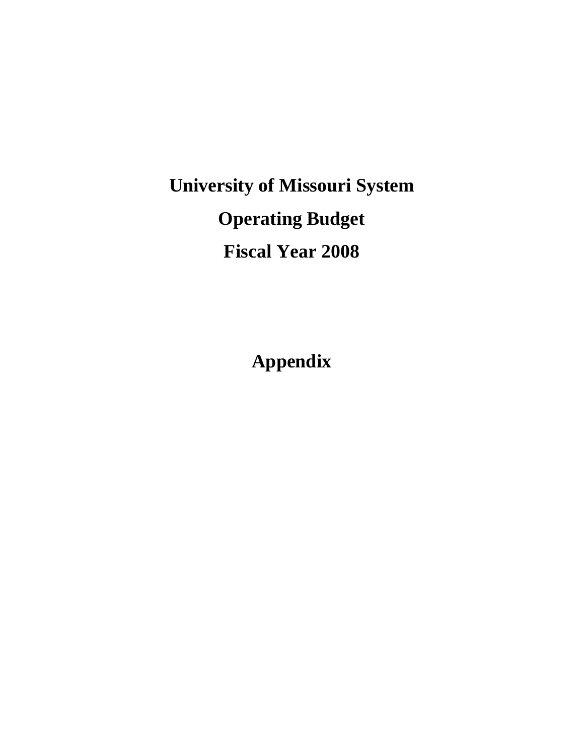# University of Missouri System

# Operating Budget

# Fiscal Year 2008

# Appendix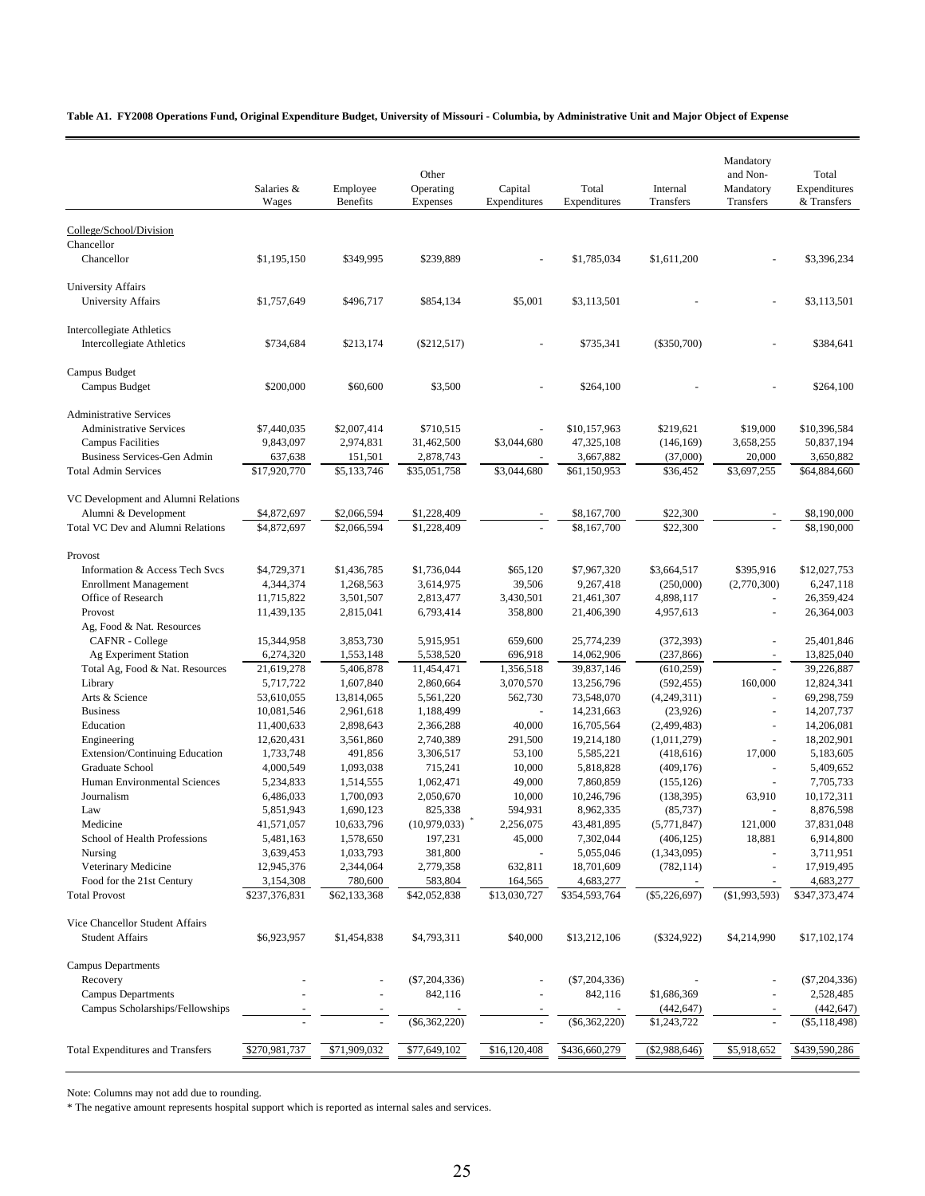**Table A1. FY2008 Operations Fund, Original Expenditure Budget, University of Missouri - Columbia, by Administrative Unit and Major Object of Expense**

| | Salaries & Wages | Employee Benefits | Other Operating Expenses | Capital Expenditures | Total Expenditures | Internal Transfers | Mandatory and Non-Mandatory Transfers | Total Expenditures & Transfers |
|---|---|---|---|---|---|---|---|---|
| College/School/Division | | | | | | | | |
| Chancellor | | | | | | | | |
| Chancellor | $1,195,150 | $349,995 | $239,889 | - | $1,785,034 | $1,611,200 | - | $3,396,234 |
| University Affairs | | | | | | | | |
| University Affairs | $1,757,649 | $496,717 | $854,134 | $5,001 | $3,113,501 | - | - | $3,113,501 |
| Intercollegiate Athletics | | | | | | | | |
| Intercollegiate Athletics | $734,684 | $213,174 | ($212,517) | - | $735,341 | ($350,700) | - | $384,641 |
| Campus Budget | | | | | | | | |
| Campus Budget | $200,000 | $60,600 | $3,500 | - | $264,100 | - | - | $264,100 |
| Administrative Services | | | | | | | | |
| Administrative Services | $7,440,035 | $2,007,414 | $710,515 | - | $10,157,963 | $219,621 | $19,000 | $10,396,584 |
| Campus Facilities | 9,843,097 | 2,974,831 | 31,462,500 | $3,044,680 | 47,325,108 | (146,169) | 3,658,255 | 50,837,194 |
| Business Services-Gen Admin | 637,638 | 151,501 | 2,878,743 | - | 3,667,882 | (37,000) | 20,000 | 3,650,882 |
| Total Admin Services | $17,920,770 | $5,133,746 | $35,051,758 | $3,044,680 | $61,150,953 | $36,452 | $3,697,255 | $64,884,660 |
| VC Development and Alumni Relations | | | | | | | | |
| Alumni & Development | $4,872,697 | $2,066,594 | $1,228,409 | - | $8,167,700 | $22,300 | - | $8,190,000 |
| Total VC Dev and Alumni Relations | $4,872,697 | $2,066,594 | $1,228,409 | - | $8,167,700 | $22,300 | - | $8,190,000 |
| Provost | | | | | | | | |
| Information & Access Tech Svcs | $4,729,371 | $1,436,785 | $1,736,044 | $65,120 | $7,967,320 | $3,664,517 | $395,916 | $12,027,753 |
| Enrollment Management | 4,344,374 | 1,268,563 | 3,614,975 | 39,506 | 9,267,418 | (250,000) | (2,770,300) | 6,247,118 |
| Office of Research | 11,715,822 | 3,501,507 | 2,813,477 | 3,430,501 | 21,461,307 | 4,898,117 | - | 26,359,424 |
| Provost | 11,439,135 | 2,815,041 | 6,793,414 | 358,800 | 21,406,390 | 4,957,613 | - | 26,364,003 |
| Ag, Food & Nat. Resources | | | | | | | | |
| CAFNR - College | 15,344,958 | 3,853,730 | 5,915,951 | 659,600 | 25,774,239 | (372,393) | - | 25,401,846 |
| Ag Experiment Station | 6,274,320 | 1,553,148 | 5,538,520 | 696,918 | 14,062,906 | (237,866) | - | 13,825,040 |
| Total Ag, Food & Nat. Resources | 21,619,278 | 5,406,878 | 11,454,471 | 1,356,518 | 39,837,146 | (610,259) | - | 39,226,887 |
| Library | 5,717,722 | 1,607,840 | 2,860,664 | 3,070,570 | 13,256,796 | (592,455) | 160,000 | 12,824,341 |
| Arts & Science | 53,610,055 | 13,814,065 | 5,561,220 | 562,730 | 73,548,070 | (4,249,311) | - | 69,298,759 |
| Business | 10,081,546 | 2,961,618 | 1,188,499 | - | 14,231,663 | (23,926) | - | 14,207,737 |
| Education | 11,400,633 | 2,898,643 | 2,366,288 | 40,000 | 16,705,564 | (2,499,483) | - | 14,206,081 |
| Engineering | 12,620,431 | 3,561,860 | 2,740,389 | 291,500 | 19,214,180 | (1,011,279) | - | 18,202,901 |
| Extension/Continuing Education | 1,733,748 | 491,856 | 3,306,517 | 53,100 | 5,585,221 | (418,616) | 17,000 | 5,183,605 |
| Graduate School | 4,000,549 | 1,093,038 | 715,241 | 10,000 | 5,818,828 | (409,176) | - | 5,409,652 |
| Human Environmental Sciences | 5,234,833 | 1,514,555 | 1,062,471 | 49,000 | 7,860,859 | (155,126) | - | 7,705,733 |
| Journalism | 6,486,033 | 1,700,093 | 2,050,670 | 10,000 | 10,246,796 | (138,395) | 63,910 | 10,172,311 |
| Law | 5,851,943 | 1,690,123 | 825,338 | 594,931 | 8,962,335 | (85,737) | - | 8,876,598 |
| Medicine | 41,571,057 | 10,633,796 | (10,979,033) * | 2,256,075 | 43,481,895 | (5,771,847) | 121,000 | 37,831,048 |
| School of Health Professions | 5,481,163 | 1,578,650 | 197,231 | 45,000 | 7,302,044 | (406,125) | 18,881 | 6,914,800 |
| Nursing | 3,639,453 | 1,033,793 | 381,800 | - | 5,055,046 | (1,343,095) | - | 3,711,951 |
| Veterinary Medicine | 12,945,376 | 2,344,064 | 2,779,358 | 632,811 | 18,701,609 | (782,114) | - | 17,919,495 |
| Food for the 21st Century | 3,154,308 | 780,600 | 583,804 | 164,565 | 4,683,277 | - | - | 4,683,277 |
| Total Provost | $237,376,831 | $62,133,368 | $42,052,838 | $13,030,727 | $354,593,764 | ($5,226,697) | ($1,993,593) | $347,373,474 |
| Vice Chancellor Student Affairs | | | | | | | | |
| Student Affairs | $6,923,957 | $1,454,838 | $4,793,311 | $40,000 | $13,212,106 | ($324,922) | $4,214,990 | $17,102,174 |
| Campus Departments | | | | | | | | |
| Recovery | - | - | ($7,204,336) | - | ($7,204,336) | - | - | ($7,204,336) |
| Campus Departments | - | - | 842,116 | - | 842,116 | $1,686,369 | - | 2,528,485 |
| Campus Scholarships/Fellowships | - | - | - | - | - | (442,647) | - | (442,647) |
| | - | - | ($6,362,220) | - | ($6,362,220) | $1,243,722 | - | ($5,118,498) |
| Total Expenditures and Transfers | $270,981,737 | $71,909,032 | $77,649,102 | $16,120,408 | $436,660,279 | ($2,988,646) | $5,918,652 | $439,590,286 |

Note: Columns may not add due to rounding.

* The negative amount represents hospital support which is reported as internal sales and services.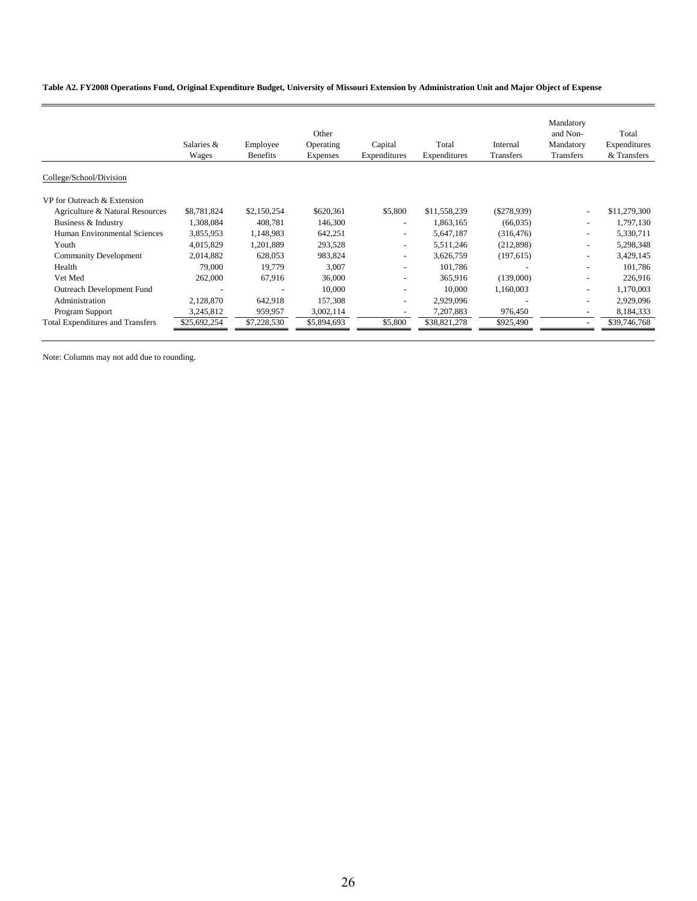**Table A2. FY2008 Operations Fund, Original Expenditure Budget, University of Missouri Extension by Administration Unit and Major Object of Expense**

| | Salaries & Wages | Employee Benefits | Other Operating Expenses | Capital Expenditures | Total Expenditures | Internal Transfers | Mandatory and Non-Mandatory Transfers | Total Expenditures & Transfers |
|---|---|---|---|---|---|---|---|---|
| College/School/Division | | | | | | | | |
| VP for Outreach & Extension | | | | | | | | |
| Agriculture & Natural Resources | $8,781,824 | $2,150,254 | $620,361 | $5,800 | $11,558,239 | ($278,939) | - | $11,279,300 |
| Business & Industry | 1,308,084 | 408,781 | 146,300 | - | 1,863,165 | (66,035) | - | 1,797,130 |
| Human Environmental Sciences | 3,855,953 | 1,148,983 | 642,251 | - | 5,647,187 | (316,476) | - | 5,330,711 |
| Youth | 4,015,829 | 1,201,889 | 293,528 | - | 5,511,246 | (212,898) | - | 5,298,348 |
| Community Development | 2,014,882 | 628,053 | 983,824 | - | 3,626,759 | (197,615) | - | 3,429,145 |
| Health | 79,000 | 19,779 | 3,007 | - | 101,786 | - | - | 101,786 |
| Vet Med | 262,000 | 67,916 | 36,000 | - | 365,916 | (139,000) | - | 226,916 |
| Outreach Development Fund | - | - | 10,000 | - | 10,000 | 1,160,003 | - | 1,170,003 |
| Administration | 2,128,870 | 642,918 | 157,308 | - | 2,929,096 | - | - | 2,929,096 |
| Program Support | 3,245,812 | 959,957 | 3,002,114 | - | 7,207,883 | 976,450 | - | 8,184,333 |
| Total Expenditures and Transfers | $25,692,254 | $7,228,530 | $5,894,693 | $5,800 | $38,821,278 | $925,490 | - | $39,746,768 |

Note: Columns may not add due to rounding.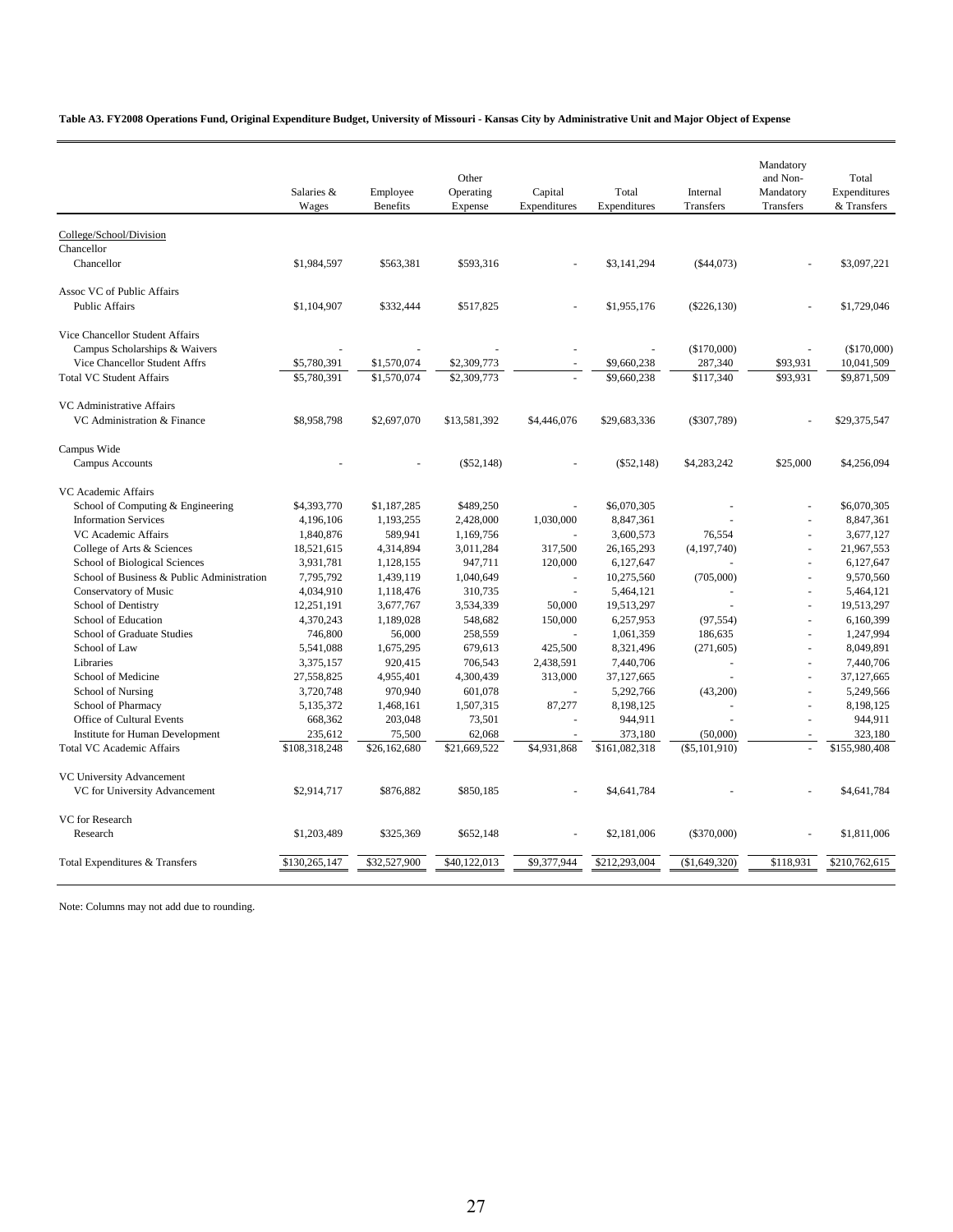**Table A3. FY2008 Operations Fund, Original Expenditure Budget, University of Missouri - Kansas City by Administrative Unit and Major Object of Expense**

| College/School/Division | Salaries & Wages | Employee Benefits | Other Operating Expense | Capital Expenditures | Total Expenditures | Internal Transfers | Mandatory and Non-Mandatory Transfers | Total Expenditures & Transfers |
|---|---|---|---|---|---|---|---|---|
| Chancellor | | | | | | | | |
| Chancellor | $1,984,597 | $563,381 | $593,316 | - | $3,141,294 | ($44,073) | - | $3,097,221 |
| Assoc VC of Public Affairs | | | | | | | | |
| Public Affairs | $1,104,907 | $332,444 | $517,825 | - | $1,955,176 | ($226,130) | - | $1,729,046 |
| Vice Chancellor Student Affairs | | | | | | | | |
| Campus Scholarships & Waivers | - | - | - | - | - | ($170,000) | - | ($170,000) |
| Vice Chancellor Student Affrs | $5,780,391 | $1,570,074 | $2,309,773 | - | $9,660,238 | 287,340 | $93,931 | 10,041,509 |
| Total VC Student Affairs | $5,780,391 | $1,570,074 | $2,309,773 | - | $9,660,238 | $117,340 | $93,931 | $9,871,509 |
| VC Administrative Affairs | | | | | | | | |
| VC Administration & Finance | $8,958,798 | $2,697,070 | $13,581,392 | $4,446,076 | $29,683,336 | ($307,789) | - | $29,375,547 |
| Campus Wide | | | | | | | | |
| Campus Accounts | - | - | ($52,148) | - | ($52,148) | $4,283,242 | $25,000 | $4,256,094 |
| VC Academic Affairs | | | | | | | | |
| School of Computing & Engineering | $4,393,770 | $1,187,285 | $489,250 | - | $6,070,305 | - | - | $6,070,305 |
| Information Services | 4,196,106 | 1,193,255 | 2,428,000 | 1,030,000 | 8,847,361 | - | - | 8,847,361 |
| VC Academic Affairs | 1,840,876 | 589,941 | 1,169,756 | - | 3,600,573 | 76,554 | - | 3,677,127 |
| College of Arts & Sciences | 18,521,615 | 4,314,894 | 3,011,284 | 317,500 | 26,165,293 | (4,197,740) | - | 21,967,553 |
| School of Biological Sciences | 3,931,781 | 1,128,155 | 947,711 | 120,000 | 6,127,647 | - | - | 6,127,647 |
| School of Business & Public Administration | 7,795,792 | 1,439,119 | 1,040,649 | - | 10,275,560 | (705,000) | - | 9,570,560 |
| Conservatory of Music | 4,034,910 | 1,118,476 | 310,735 | - | 5,464,121 | - | - | 5,464,121 |
| School of Dentistry | 12,251,191 | 3,677,767 | 3,534,339 | 50,000 | 19,513,297 | - | - | 19,513,297 |
| School of Education | 4,370,243 | 1,189,028 | 548,682 | 150,000 | 6,257,953 | (97,554) | - | 6,160,399 |
| School of Graduate Studies | 746,800 | 56,000 | 258,559 | - | 1,061,359 | 186,635 | - | 1,247,994 |
| School of Law | 5,541,088 | 1,675,295 | 679,613 | 425,500 | 8,321,496 | (271,605) | - | 8,049,891 |
| Libraries | 3,375,157 | 920,415 | 706,543 | 2,438,591 | 7,440,706 | - | - | 7,440,706 |
| School of Medicine | 27,558,825 | 4,955,401 | 4,300,439 | 313,000 | 37,127,665 | - | - | 37,127,665 |
| School of Nursing | 3,720,748 | 970,940 | 601,078 | - | 5,292,766 | (43,200) | - | 5,249,566 |
| School of Pharmacy | 5,135,372 | 1,468,161 | 1,507,315 | 87,277 | 8,198,125 | - | - | 8,198,125 |
| Office of Cultural Events | 668,362 | 203,048 | 73,501 | - | 944,911 | - | - | 944,911 |
| Institute for Human Development | 235,612 | 75,500 | 62,068 | - | 373,180 | (50,000) | - | 323,180 |
| Total VC Academic Affairs | $108,318,248 | $26,162,680 | $21,669,522 | $4,931,868 | $161,082,318 | ($5,101,910) | - | $155,980,408 |
| VC University Advancement | | | | | | | | |
| VC for University Advancement | $2,914,717 | $876,882 | $850,185 | - | $4,641,784 | - | - | $4,641,784 |
| VC for Research | | | | | | | | |
| Research | $1,203,489 | $325,369 | $652,148 | - | $2,181,006 | ($370,000) | - | $1,811,006 |
| Total Expenditures & Transfers | $130,265,147 | $32,527,900 | $40,122,013 | $9,377,944 | $212,293,004 | ($1,649,320) | $118,931 | $210,762,615 |

Note: Columns may not add due to rounding.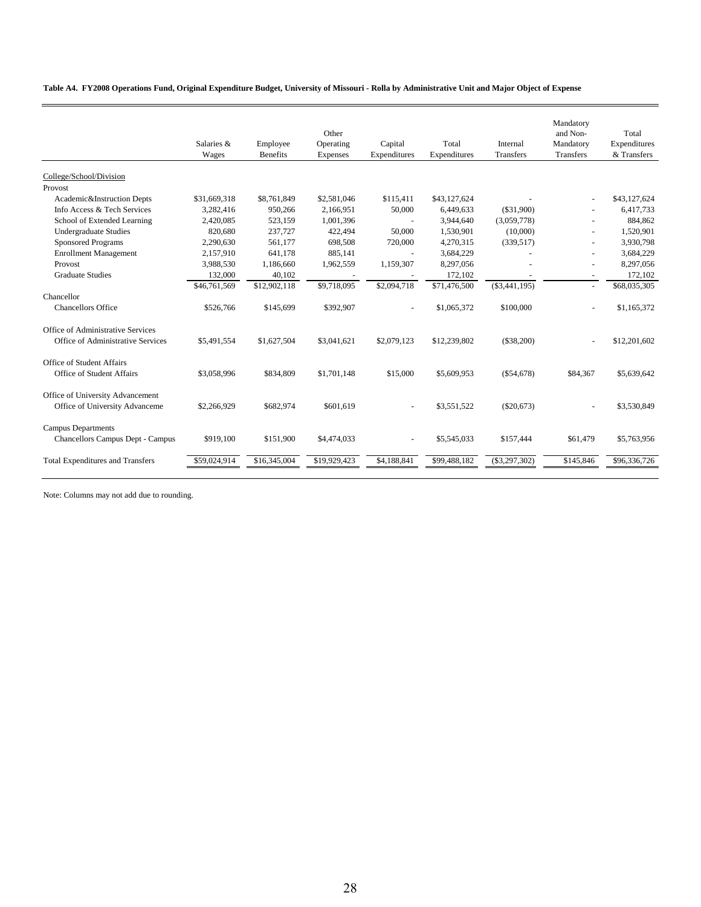**Table A4. FY2008 Operations Fund, Original Expenditure Budget, University of Missouri - Rolla by Administrative Unit and Major Object of Expense**

| | Salaries & Wages | Employee Benefits | Other Operating Expenses | Capital Expenditures | Total Expenditures | Internal Transfers | Mandatory and Non-Mandatory Transfers | Total Expenditures & Transfers |
|---|---|---|---|---|---|---|---|---|
| College/School/Division | | | | | | | | |
| Provost | | | | | | | | |
| Academic&Instruction Depts | $31,669,318 | $8,761,849 | $2,581,046 | $115,411 | $43,127,624 | - | - | $43,127,624 |
| Info Access & Tech Services | 3,282,416 | 950,266 | 2,166,951 | 50,000 | 6,449,633 | ($31,900) | - | 6,417,733 |
| School of Extended Learning | 2,420,085 | 523,159 | 1,001,396 | - | 3,944,640 | (3,059,778) | - | 884,862 |
| Undergraduate Studies | 820,680 | 237,727 | 422,494 | 50,000 | 1,530,901 | (10,000) | - | 1,520,901 |
| Sponsored Programs | 2,290,630 | 561,177 | 698,508 | 720,000 | 4,270,315 | (339,517) | - | 3,930,798 |
| Enrollment Management | 2,157,910 | 641,178 | 885,141 | - | 3,684,229 | - | - | 3,684,229 |
| Provost | 3,988,530 | 1,186,660 | 1,962,559 | 1,159,307 | 8,297,056 | - | - | 8,297,056 |
| Graduate Studies | 132,000 | 40,102 | - | - | 172,102 | - | - | 172,102 |
| | $46,761,569 | $12,902,118 | $9,718,095 | $2,094,718 | $71,476,500 | ($3,441,195) | - | $68,035,305 |
| Chancellor | | | | | | | | |
| Chancellors Office | $526,766 | $145,699 | $392,907 | - | $1,065,372 | $100,000 | - | $1,165,372 |
| Office of Administrative Services | | | | | | | | |
| Office of Administrative Services | $5,491,554 | $1,627,504 | $3,041,621 | $2,079,123 | $12,239,802 | ($38,200) | - | $12,201,602 |
| Office of Student Affairs | | | | | | | | |
| Office of Student Affairs | $3,058,996 | $834,809 | $1,701,148 | $15,000 | $5,609,953 | ($54,678) | $84,367 | $5,639,642 |
| Office of University Advancement | | | | | | | | |
| Office of University Advanceme | $2,266,929 | $682,974 | $601,619 | - | $3,551,522 | ($20,673) | - | $3,530,849 |
| Campus Departments | | | | | | | | |
| Chancellors Campus Dept - Campus | $919,100 | $151,900 | $4,474,033 | - | $5,545,033 | $157,444 | $61,479 | $5,763,956 |
| Total Expenditures and Transfers | $59,024,914 | $16,345,004 | $19,929,423 | $4,188,841 | $99,488,182 | ($3,297,302) | $145,846 | $96,336,726 |

Note: Columns may not add due to rounding.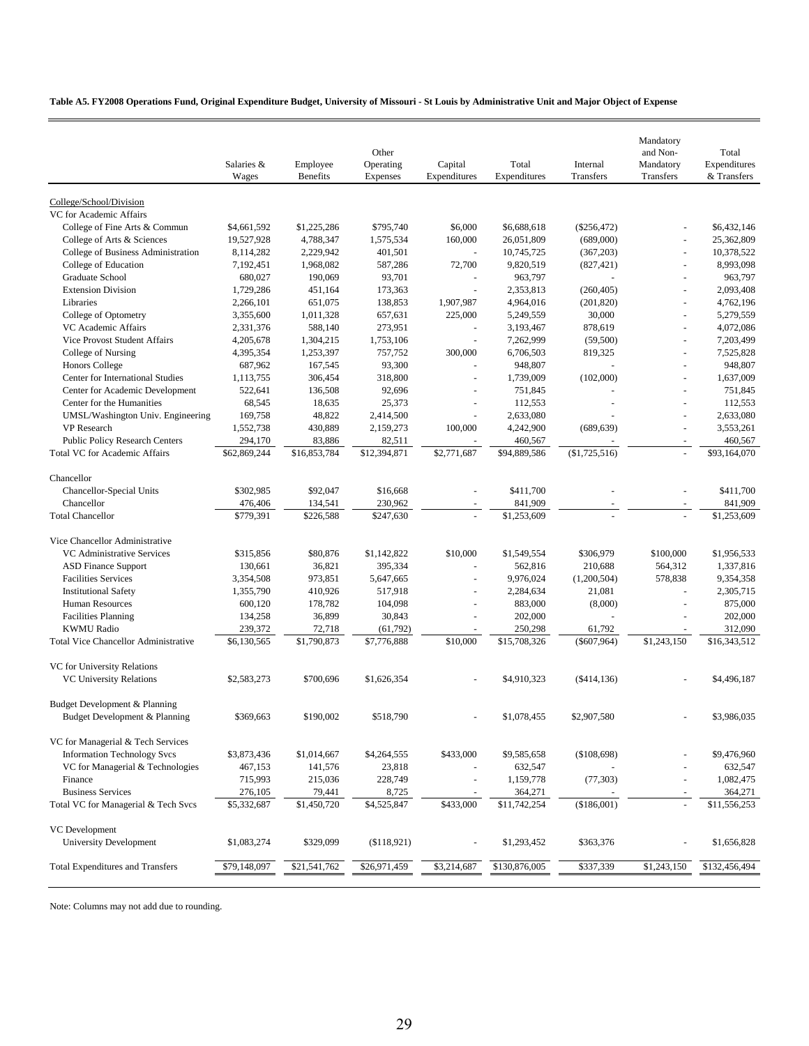**Table A5. FY2008 Operations Fund, Original Expenditure Budget, University of Missouri - St Louis by Administrative Unit and Major Object of Expense**

| | Salaries & Wages | Employee Benefits | Other Operating Expenses | Capital Expenditures | Total Expenditures | Internal Transfers | Mandatory and Non-Mandatory Transfers | Total Expenditures & Transfers |
|---|---|---|---|---|---|---|---|---|
| College/School/Division | | | | | | | | |
| VC for Academic Affairs | | | | | | | | |
| College of Fine Arts & Commun | $4,661,592 | $1,225,286 | $795,740 | $6,000 | $6,688,618 | ($256,472) | - | $6,432,146 |
| College of Arts & Sciences | 19,527,928 | 4,788,347 | 1,575,534 | 160,000 | 26,051,809 | (689,000) | - | 25,362,809 |
| College of Business Administration | 8,114,282 | 2,229,942 | 401,501 | - | 10,745,725 | (367,203) | - | 10,378,522 |
| College of Education | 7,192,451 | 1,968,082 | 587,286 | 72,700 | 9,820,519 | (827,421) | - | 8,993,098 |
| Graduate School | 680,027 | 190,069 | 93,701 | - | 963,797 | - | - | 963,797 |
| Extension Division | 1,729,286 | 451,164 | 173,363 | - | 2,353,813 | (260,405) | - | 2,093,408 |
| Libraries | 2,266,101 | 651,075 | 138,853 | 1,907,987 | 4,964,016 | (201,820) | - | 4,762,196 |
| College of Optometry | 3,355,600 | 1,011,328 | 657,631 | 225,000 | 5,249,559 | 30,000 | - | 5,279,559 |
| VC Academic Affairs | 2,331,376 | 588,140 | 273,951 | - | 3,193,467 | 878,619 | - | 4,072,086 |
| Vice Provost Student Affairs | 4,205,678 | 1,304,215 | 1,753,106 | - | 7,262,999 | (59,500) | - | 7,203,499 |
| College of Nursing | 4,395,354 | 1,253,397 | 757,752 | 300,000 | 6,706,503 | 819,325 | - | 7,525,828 |
| Honors College | 687,962 | 167,545 | 93,300 | - | 948,807 | - | - | 948,807 |
| Center for International Studies | 1,113,755 | 306,454 | 318,800 | - | 1,739,009 | (102,000) | - | 1,637,009 |
| Center for Academic Development | 522,641 | 136,508 | 92,696 | - | 751,845 | - | - | 751,845 |
| Center for the Humanities | 68,545 | 18,635 | 25,373 | - | 112,553 | - | - | 112,553 |
| UMSL/Washington Univ. Engineering | 169,758 | 48,822 | 2,414,500 | - | 2,633,080 | - | - | 2,633,080 |
| VP Research | 1,552,738 | 430,889 | 2,159,273 | 100,000 | 4,242,900 | (689,639) | - | 3,553,261 |
| Public Policy Research Centers | 294,170 | 83,886 | 82,511 | - | 460,567 | - | - | 460,567 |
| Total VC for Academic Affairs | $62,869,244 | $16,853,784 | $12,394,871 | $2,771,687 | $94,889,586 | ($1,725,516) | - | $93,164,070 |
| Chancellor | | | | | | | | |
| Chancellor-Special Units | $302,985 | $92,047 | $16,668 | - | $411,700 | - | - | $411,700 |
| Chancellor | 476,406 | 134,541 | 230,962 | - | 841,909 | - | - | 841,909 |
| Total Chancellor | $779,391 | $226,588 | $247,630 | - | $1,253,609 | - | - | $1,253,609 |
| Vice Chancellor Administrative | | | | | | | | |
| VC Administrative Services | $315,856 | $80,876 | $1,142,822 | $10,000 | $1,549,554 | $306,979 | $100,000 | $1,956,533 |
| ASD Finance Support | 130,661 | 36,821 | 395,334 | - | 562,816 | 210,688 | 564,312 | 1,337,816 |
| Facilities Services | 3,354,508 | 973,851 | 5,647,665 | - | 9,976,024 | (1,200,504) | 578,838 | 9,354,358 |
| Institutional Safety | 1,355,790 | 410,926 | 517,918 | - | 2,284,634 | 21,081 | - | 2,305,715 |
| Human Resources | 600,120 | 178,782 | 104,098 | - | 883,000 | (8,000) | - | 875,000 |
| Facilities Planning | 134,258 | 36,899 | 30,843 | - | 202,000 | - | - | 202,000 |
| KWMU Radio | 239,372 | 72,718 | (61,792) | - | 250,298 | 61,792 | - | 312,090 |
| Total Vice Chancellor Administrative | $6,130,565 | $1,790,873 | $7,776,888 | $10,000 | $15,708,326 | ($607,964) | $1,243,150 | $16,343,512 |
| VC for University Relations | | | | | | | | |
| VC University Relations | $2,583,273 | $700,696 | $1,626,354 | - | $4,910,323 | ($414,136) | - | $4,496,187 |
| Budget Development & Planning | | | | | | | | |
| Budget Development & Planning | $369,663 | $190,002 | $518,790 | - | $1,078,455 | $2,907,580 | - | $3,986,035 |
| VC for Managerial & Tech Services | | | | | | | | |
| Information Technology Svcs | $3,873,436 | $1,014,667 | $4,264,555 | $433,000 | $9,585,658 | ($108,698) | - | $9,476,960 |
| VC for Managerial & Technologies | 467,153 | 141,576 | 23,818 | - | 632,547 | - | - | 632,547 |
| Finance | 715,993 | 215,036 | 228,749 | - | 1,159,778 | (77,303) | - | 1,082,475 |
| Business Services | 276,105 | 79,441 | 8,725 | - | 364,271 | - | - | 364,271 |
| Total VC for Managerial & Tech Svcs | $5,332,687 | $1,450,720 | $4,525,847 | $433,000 | $11,742,254 | ($186,001) | - | $11,556,253 |
| VC Development | | | | | | | | |
| University Development | $1,083,274 | $329,099 | ($118,921) | - | $1,293,452 | $363,376 | - | $1,656,828 |
| Total Expenditures and Transfers | $79,148,097 | $21,541,762 | $26,971,459 | $3,214,687 | $130,876,005 | $337,339 | $1,243,150 | $132,456,494 |

Note: Columns may not add due to rounding.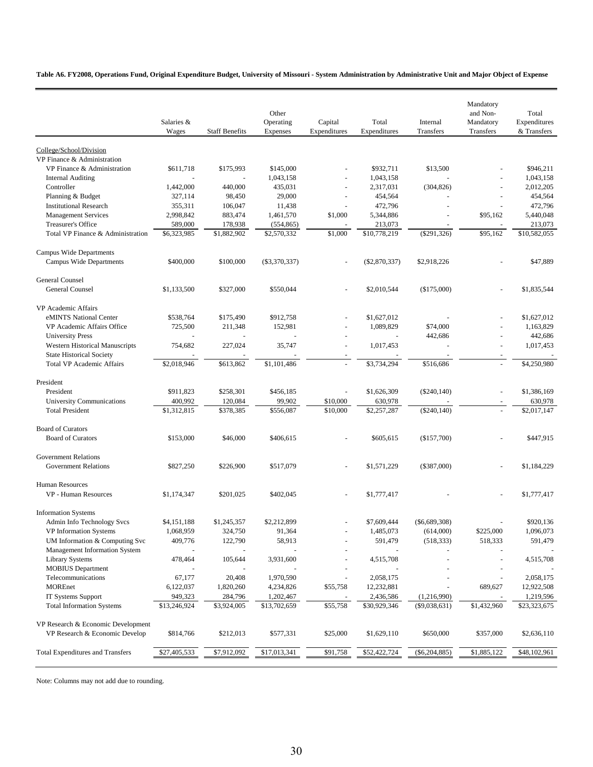**Table A6. FY2008, Operations Fund, Original Expenditure Budget, University of Missouri - System Administration by Administrative Unit and Major Object of Expense**

| | Salaries & Wages | Staff Benefits | Other Operating Expenses | Capital Expenditures | Total Expenditures | Internal Transfers | Mandatory and Non-Mandatory Transfers | Total Expenditures & Transfers |
|---|---|---|---|---|---|---|---|---|
| College/School/Division | | | | | | | | |
| VP Finance & Administration | | | | | | | | |
| VP Finance & Administration | $611,718 | $175,993 | $145,000 | - | $932,711 | $13,500 | - | $946,211 |
| Internal Auditing | - | - | 1,043,158 | - | 1,043,158 | - | - | 1,043,158 |
| Controller | 1,442,000 | 440,000 | 435,031 | - | 2,317,031 | (304,826) | - | 2,012,205 |
| Planning & Budget | 327,114 | 98,450 | 29,000 | - | 454,564 | - | - | 454,564 |
| Institutional Research | 355,311 | 106,047 | 11,438 | - | 472,796 | - | - | 472,796 |
| Management Services | 2,998,842 | 883,474 | 1,461,570 | $1,000 | 5,344,886 | - | $95,162 | 5,440,048 |
| Treasurer's Office | 589,000 | 178,938 | (554,865) | - | 213,073 | - | - | 213,073 |
| Total VP Finance & Administration | $6,323,985 | $1,882,902 | $2,570,332 | $1,000 | $10,778,219 | ($291,326) | $95,162 | $10,582,055 |
| Campus Wide Departments | | | | | | | | |
| Campus Wide Departments | $400,000 | $100,000 | ($3,370,337) | - | ($2,870,337) | $2,918,226 | - | $47,889 |
| General Counsel | | | | | | | | |
| General Counsel | $1,133,500 | $327,000 | $550,044 | - | $2,010,544 | ($175,000) | - | $1,835,544 |
| VP Academic Affairs | | | | | | | | |
| eMINTS National Center | $538,764 | $175,490 | $912,758 | - | $1,627,012 | - | - | $1,627,012 |
| VP Academic Affairs Office | 725,500 | 211,348 | 152,981 | - | 1,089,829 | $74,000 | - | 1,163,829 |
| University Press | - | - | - | - | - | 442,686 | - | 442,686 |
| Western Historical Manuscripts | 754,682 | 227,024 | 35,747 | - | 1,017,453 | - | - | 1,017,453 |
| State Historical Society | - | - | - | - | - | - | - | - |
| Total VP Academic Affairs | $2,018,946 | $613,862 | $1,101,486 | - | $3,734,294 | $516,686 | - | $4,250,980 |
| President | | | | | | | | |
| President | $911,823 | $258,301 | $456,185 | - | $1,626,309 | ($240,140) | - | $1,386,169 |
| University Communications | 400,992 | 120,084 | 99,902 | $10,000 | 630,978 | - | - | 630,978 |
| Total President | $1,312,815 | $378,385 | $556,087 | $10,000 | $2,257,287 | ($240,140) | - | $2,017,147 |
| Board of Curators | | | | | | | | |
| Board of Curators | $153,000 | $46,000 | $406,615 | - | $605,615 | ($157,700) | - | $447,915 |
| Government Relations | | | | | | | | |
| Government Relations | $827,250 | $226,900 | $517,079 | - | $1,571,229 | ($387,000) | - | $1,184,229 |
| Human Resources | | | | | | | | |
| VP - Human Resources | $1,174,347 | $201,025 | $402,045 | - | $1,777,417 | - | - | $1,777,417 |
| Information Systems | | | | | | | | |
| Admin Info Technology Svcs | $4,151,188 | $1,245,357 | $2,212,899 | - | $7,609,444 | ($6,689,308) | - | $920,136 |
| VP Information Systems | 1,068,959 | 324,750 | 91,364 | - | 1,485,073 | (614,000) | $225,000 | 1,096,073 |
| UM Information & Computing Svc | 409,776 | 122,790 | 58,913 | - | 591,479 | (518,333) | 518,333 | 591,479 |
| Management Information System | - | - | - | - | - | - | - | - |
| Library Systems | 478,464 | 105,644 | 3,931,600 | - | 4,515,708 | - | - | 4,515,708 |
| MOBIUS Department | - | - | - | - | - | - | - | - |
| Telecommunications | 67,177 | 20,408 | 1,970,590 | - | 2,058,175 | - | - | 2,058,175 |
| MOREnet | 6,122,037 | 1,820,260 | 4,234,826 | $55,758 | 12,232,881 | - | 689,627 | 12,922,508 |
| IT Systems Support | 949,323 | 284,796 | 1,202,467 | - | 2,436,586 | (1,216,990) | - | 1,219,596 |
| Total Information Systems | $13,246,924 | $3,924,005 | $13,702,659 | $55,758 | $30,929,346 | ($9,038,631) | $1,432,960 | $23,323,675 |
| VP Research & Economic Development | | | | | | | | |
| VP Research & Economic Develop | $814,766 | $212,013 | $577,331 | $25,000 | $1,629,110 | $650,000 | $357,000 | $2,636,110 |
| Total Expenditures and Transfers | $27,405,533 | $7,912,092 | $17,013,341 | $91,758 | $52,422,724 | ($6,204,885) | $1,885,122 | $48,102,961 |

Note: Columns may not add due to rounding.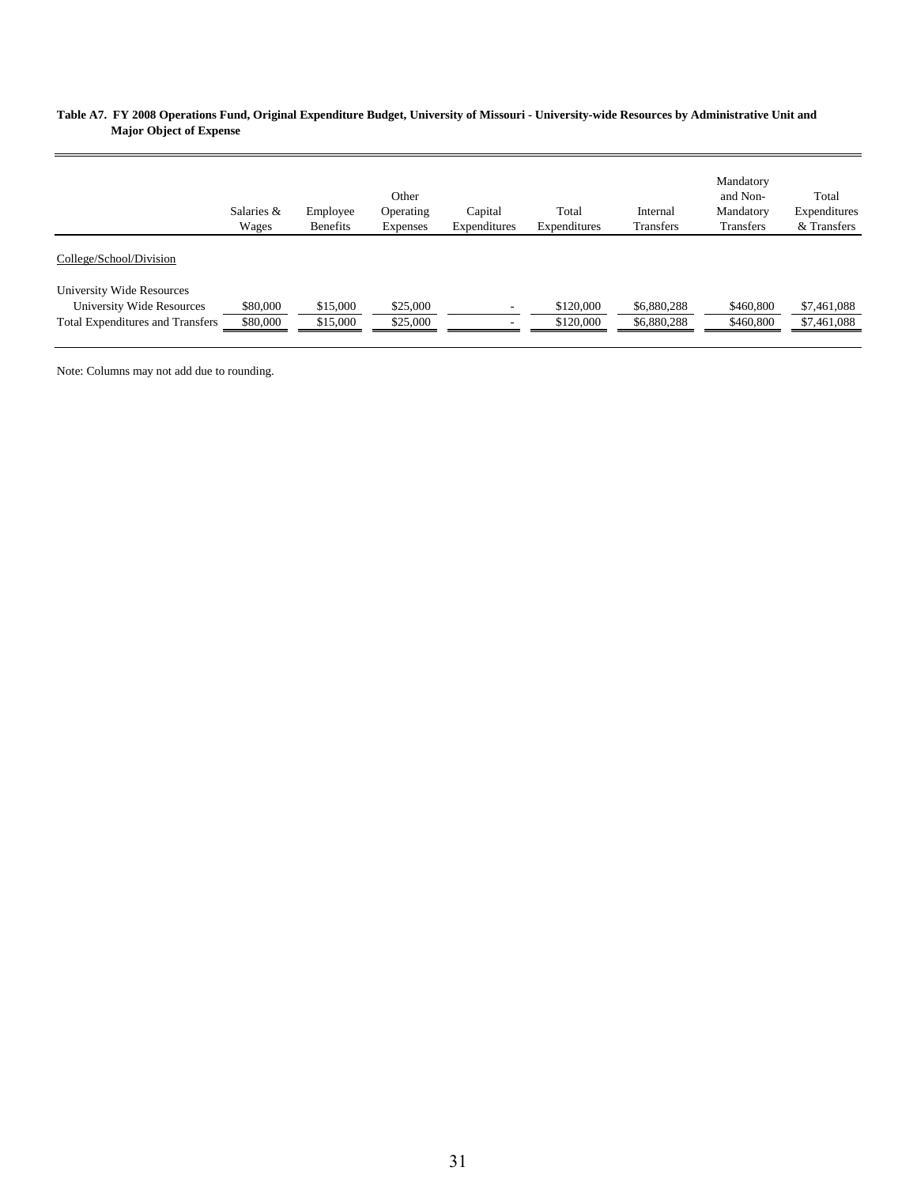**Table A7. FY 2008 Operations Fund, Original Expenditure Budget, University of Missouri - University-wide Resources by Administrative Unit and Major Object of Expense**

| | Salaries & Wages | Employee Benefits | Other Operating Expenses | Capital Expenditures | Total Expenditures | Internal Transfers | Mandatory and Non-Mandatory Transfers | Total Expenditures & Transfers |
|---|---|---|---|---|---|---|---|---|
| College/School/Division | | | | | | | | |
| University Wide Resources | | | | | | | | |
| University Wide Resources | $80,000 | $15,000 | $25,000 | - | $120,000 | $6,880,288 | $460,800 | $7,461,088 |
| Total Expenditures and Transfers | $80,000 | $15,000 | $25,000 | - | $120,000 | $6,880,288 | $460,800 | $7,461,088 |

Note: Columns may not add due to rounding.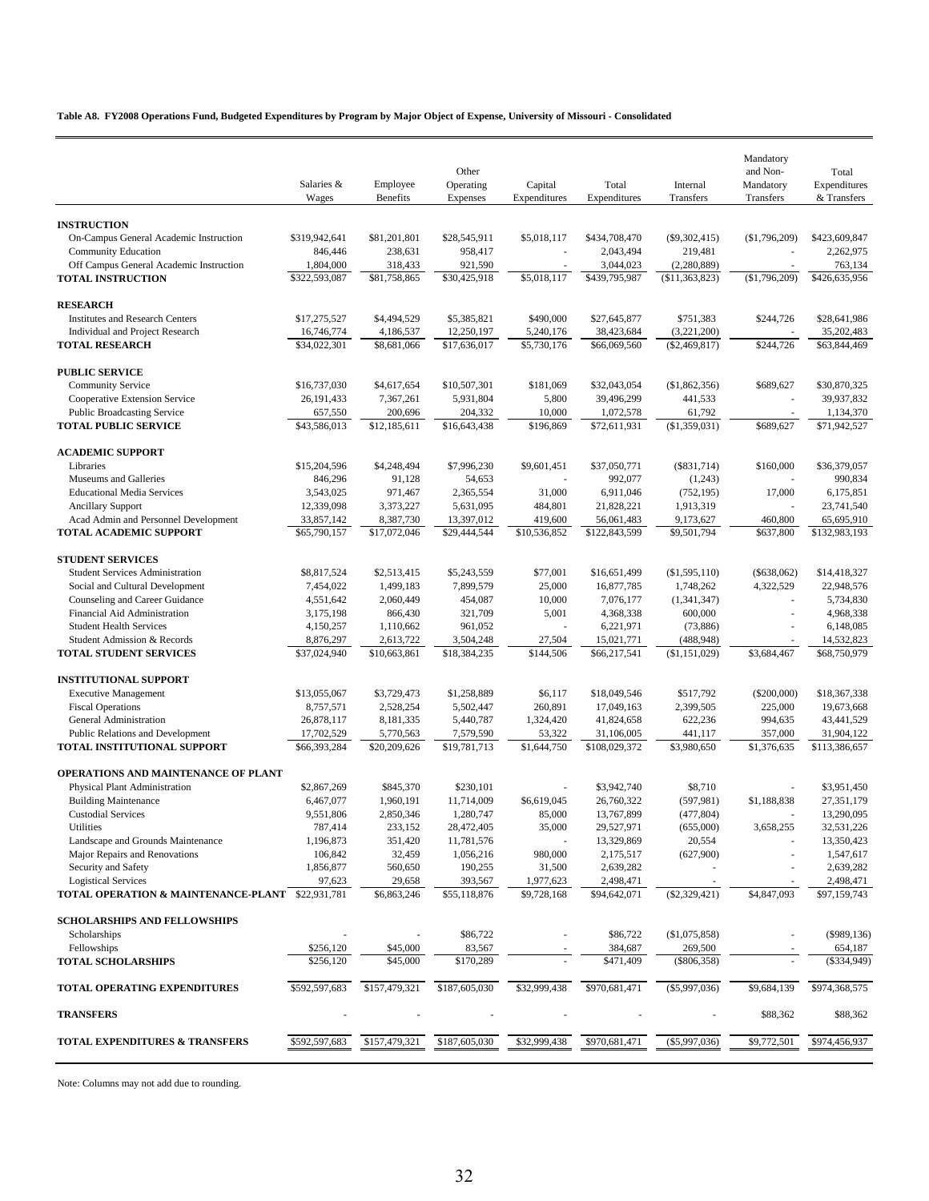**Table A8. FY2008 Operations Fund, Budgeted Expenditures by Program by Major Object of Expense, University of Missouri - Consolidated**

| | Salaries & Wages | Employee Benefits | Other Operating Expenses | Capital Expenditures | Total Expenditures | Internal Transfers | Mandatory and Non-Mandatory Transfers | Total Expenditures & Transfers |
|---|---|---|---|---|---|---|---|---|
| **INSTRUCTION** | | | | | | | | |
| On-Campus General Academic Instruction | $319,942,641 | $81,201,801 | $28,545,911 | $5,018,117 | $434,708,470 | ($9,302,415) | ($1,796,209) | $423,609,847 |
| Community Education | 846,446 | 238,631 | 958,417 | - | 2,043,494 | 219,481 | - | 2,262,975 |
| Off Campus General Academic Instruction | 1,804,000 | 318,433 | 921,590 | - | 3,044,023 | (2,280,889) | - | 763,134 |
| **TOTAL INSTRUCTION** | $322,593,087 | $81,758,865 | $30,425,918 | $5,018,117 | $439,795,987 | ($11,363,823) | ($1,796,209) | $426,635,956 |
| **RESEARCH** | | | | | | | | |
| Institutes and Research Centers | $17,275,527 | $4,494,529 | $5,385,821 | $490,000 | $27,645,877 | $751,383 | $244,726 | $28,641,986 |
| Individual and Project Research | 16,746,774 | 4,186,537 | 12,250,197 | 5,240,176 | 38,423,684 | (3,221,200) | - | 35,202,483 |
| **TOTAL RESEARCH** | $34,022,301 | $8,681,066 | $17,636,017 | $5,730,176 | $66,069,560 | ($2,469,817) | $244,726 | $63,844,469 |
| **PUBLIC SERVICE** | | | | | | | | |
| Community Service | $16,737,030 | $4,617,654 | $10,507,301 | $181,069 | $32,043,054 | ($1,862,356) | $689,627 | $30,870,325 |
| Cooperative Extension Service | 26,191,433 | 7,367,261 | 5,931,804 | 5,800 | 39,496,299 | 441,533 | - | 39,937,832 |
| Public Broadcasting Service | 657,550 | 200,696 | 204,332 | 10,000 | 1,072,578 | 61,792 | - | 1,134,370 |
| **TOTAL PUBLIC SERVICE** | $43,586,013 | $12,185,611 | $16,643,438 | $196,869 | $72,611,931 | ($1,359,031) | $689,627 | $71,942,527 |
| **ACADEMIC SUPPORT** | | | | | | | | |
| Libraries | $15,204,596 | $4,248,494 | $7,996,230 | $9,601,451 | $37,050,771 | ($831,714) | $160,000 | $36,379,057 |
| Museums and Galleries | 846,296 | 91,128 | 54,653 | - | 992,077 | (1,243) | - | 990,834 |
| Educational Media Services | 3,543,025 | 971,467 | 2,365,554 | 31,000 | 6,911,046 | (752,195) | 17,000 | 6,175,851 |
| Ancillary Support | 12,339,098 | 3,373,227 | 5,631,095 | 484,801 | 21,828,221 | 1,913,319 | - | 23,741,540 |
| Acad Admin and Personnel Development | 33,857,142 | 8,387,730 | 13,397,012 | 419,600 | 56,061,483 | 9,173,627 | 460,800 | 65,695,910 |
| **TOTAL ACADEMIC SUPPORT** | $65,790,157 | $17,072,046 | $29,444,544 | $10,536,852 | $122,843,599 | $9,501,794 | $637,800 | $132,983,193 |
| **STUDENT SERVICES** | | | | | | | | |
| Student Services Administration | $8,817,524 | $2,513,415 | $5,243,559 | $77,001 | $16,651,499 | ($1,595,110) | ($638,062) | $14,418,327 |
| Social and Cultural Development | 7,454,022 | 1,499,183 | 7,899,579 | 25,000 | 16,877,785 | 1,748,262 | 4,322,529 | 22,948,576 |
| Counseling and Career Guidance | 4,551,642 | 2,060,449 | 454,087 | 10,000 | 7,076,177 | (1,341,347) | - | 5,734,830 |
| Financial Aid Administration | 3,175,198 | 866,430 | 321,709 | 5,001 | 4,368,338 | 600,000 | - | 4,968,338 |
| Student Health Services | 4,150,257 | 1,110,662 | 961,052 | - | 6,221,971 | (73,886) | - | 6,148,085 |
| Student Admission & Records | 8,876,297 | 2,613,722 | 3,504,248 | 27,504 | 15,021,771 | (488,948) | - | 14,532,823 |
| **TOTAL STUDENT SERVICES** | $37,024,940 | $10,663,861 | $18,384,235 | $144,506 | $66,217,541 | ($1,151,029) | $3,684,467 | $68,750,979 |
| **INSTITUTIONAL SUPPORT** | | | | | | | | |
| Executive Management | $13,055,067 | $3,729,473 | $1,258,889 | $6,117 | $18,049,546 | $517,792 | ($200,000) | $18,367,338 |
| Fiscal Operations | 8,757,571 | 2,528,254 | 5,502,447 | 260,891 | 17,049,163 | 2,399,505 | 225,000 | 19,673,668 |
| General Administration | 26,878,117 | 8,181,335 | 5,440,787 | 1,324,420 | 41,824,658 | 622,236 | 994,635 | 43,441,529 |
| Public Relations and Development | 17,702,529 | 5,770,563 | 7,579,590 | 53,322 | 31,106,005 | 441,117 | 357,000 | 31,904,122 |
| **TOTAL INSTITUTIONAL SUPPORT** | $66,393,284 | $20,209,626 | $19,781,713 | $1,644,750 | $108,029,372 | $3,980,650 | $1,376,635 | $113,386,657 |
| **OPERATIONS AND MAINTENANCE OF PLANT** | | | | | | | | |
| Physical Plant Administration | $2,867,269 | $845,370 | $230,101 | - | $3,942,740 | $8,710 | - | $3,951,450 |
| Building Maintenance | 6,467,077 | 1,960,191 | 11,714,009 | $6,619,045 | 26,760,322 | (597,981) | $1,188,838 | 27,351,179 |
| Custodial Services | 9,551,806 | 2,850,346 | 1,280,747 | 85,000 | 13,767,899 | (477,804) | - | 13,290,095 |
| Utilities | 787,414 | 233,152 | 28,472,405 | 35,000 | 29,527,971 | (655,000) | 3,658,255 | 32,531,226 |
| Landscape and Grounds Maintenance | 1,196,873 | 351,420 | 11,781,576 | - | 13,329,869 | 20,554 | - | 13,350,423 |
| Major Repairs and Renovations | 106,842 | 32,459 | 1,056,216 | 980,000 | 2,175,517 | (627,900) | - | 1,547,617 |
| Security and Safety | 1,856,877 | 560,650 | 190,255 | 31,500 | 2,639,282 | - | - | 2,639,282 |
| Logistical Services | 97,623 | 29,658 | 393,567 | 1,977,623 | 2,498,471 | - | - | 2,498,471 |
| **TOTAL OPERATION & MAINTENANCE-PLANT** | $22,931,781 | $6,863,246 | $55,118,876 | $9,728,168 | $94,642,071 | ($2,329,421) | $4,847,093 | $97,159,743 |
| **SCHOLARSHIPS AND FELLOWSHIPS** | | | | | | | | |
| Scholarships | - | - | $86,722 | - | $86,722 | ($1,075,858) | - | ($989,136) |
| Fellowships | $256,120 | $45,000 | 83,567 | - | 384,687 | 269,500 | - | 654,187 |
| **TOTAL SCHOLARSHIPS** | $256,120 | $45,000 | $170,289 | - | $471,409 | ($806,358) | - | ($334,949) |
| **TOTAL OPERATING EXPENDITURES** | $592,597,683 | $157,479,321 | $187,605,030 | $32,999,438 | $970,681,471 | ($5,997,036) | $9,684,139 | $974,368,575 |
| **TRANSFERS** | - | - | - | - | - | - | $88,362 | $88,362 |
| **TOTAL EXPENDITURES & TRANSFERS** | $592,597,683 | $157,479,321 | $187,605,030 | $32,999,438 | $970,681,471 | ($5,997,036) | $9,772,501 | $974,456,937 |

Note: Columns may not add due to rounding.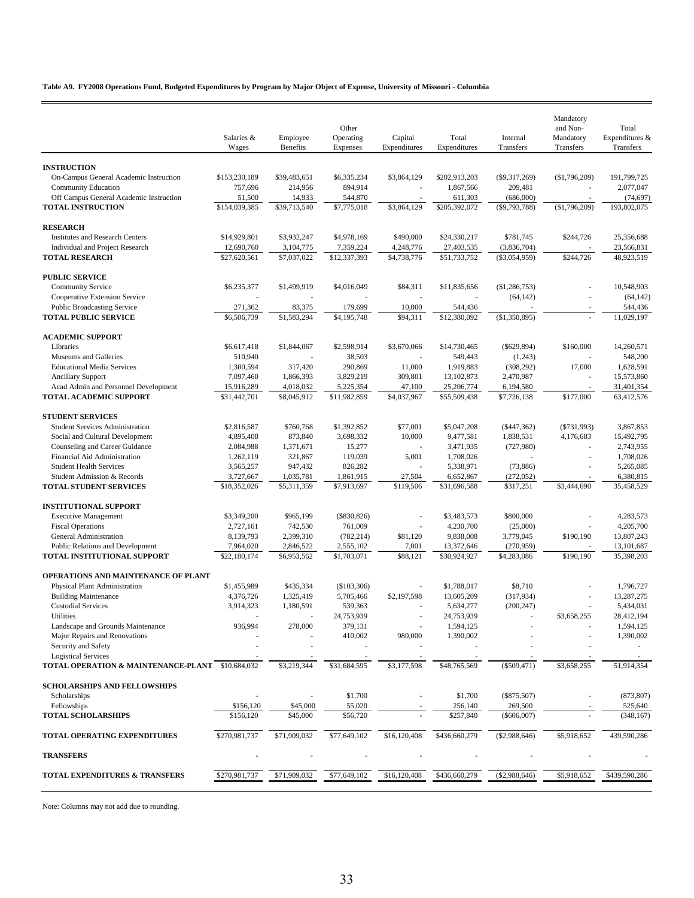**Table A9. FY2008 Operations Fund, Budgeted Expenditures by Program by Major Object of Expense, University of Missouri - Columbia**

| | Salaries & Wages | Employee Benefits | Other Operating Expenses | Capital Expenditures | Total Expenditures | Internal Transfers | Mandatory and Non-Mandatory Transfers | Total Expenditures & Transfers |
|---|---|---|---|---|---|---|---|---|
| **INSTRUCTION** | | | | | | | | |
| On-Campus General Academic Instruction | $153,230,189 | $39,483,651 | $6,335,234 | $3,864,129 | $202,913,203 | ($9,317,269) | ($1,796,209) | 191,799,725 |
| Community Education | 757,696 | 214,956 | 894,914 | - | 1,867,566 | 209,481 | - | 2,077,047 |
| Off Campus General Academic Instruction | 51,500 | 14,933 | 544,870 | - | 611,303 | (686,000) | - | (74,697) |
| **TOTAL INSTRUCTION** | $154,039,385 | $39,713,540 | $7,775,018 | $3,864,129 | $205,392,072 | ($9,793,788) | ($1,796,209) | 193,802,075 |
| **RESEARCH** | | | | | | | | |
| Institutes and Research Centers | $14,929,801 | $3,932,247 | $4,978,169 | $490,000 | $24,330,217 | $781,745 | $244,726 | 25,356,688 |
| Individual and Project Research | 12,690,760 | 3,104,775 | 7,359,224 | 4,248,776 | 27,403,535 | (3,836,704) | - | 23,566,831 |
| **TOTAL RESEARCH** | $27,620,561 | $7,037,022 | $12,337,393 | $4,738,776 | $51,733,752 | ($3,054,959) | $244,726 | 48,923,519 |
| **PUBLIC SERVICE** | | | | | | | | |
| Community Service | $6,235,377 | $1,499,919 | $4,016,049 | $84,311 | $11,835,656 | ($1,286,753) | - | 10,548,903 |
| Cooperative Extension Service | - | - | - | - | - | (64,142) | - | (64,142) |
| Public Broadcasting Service | 271,362 | 83,375 | 179,699 | 10,000 | 544,436 | - | - | 544,436 |
| **TOTAL PUBLIC SERVICE** | $6,506,739 | $1,583,294 | $4,195,748 | $94,311 | $12,380,092 | ($1,350,895) | - | 11,029,197 |
| **ACADEMIC SUPPORT** | | | | | | | | |
| Libraries | $6,617,418 | $1,844,067 | $2,598,914 | $3,670,066 | $14,730,465 | ($629,894) | $160,000 | 14,260,571 |
| Museums and Galleries | 510,940 | - | 38,503 | - | 549,443 | (1,243) | - | 548,200 |
| Educational Media Services | 1,300,594 | 317,420 | 290,869 | 11,000 | 1,919,883 | (308,292) | 17,000 | 1,628,591 |
| Ancillary Support | 7,097,460 | 1,866,393 | 3,829,219 | 309,801 | 13,102,873 | 2,470,987 | - | 15,573,860 |
| Acad Admin and Personnel Development | 15,916,289 | 4,018,032 | 5,225,354 | 47,100 | 25,206,774 | 6,194,580 | - | 31,401,354 |
| **TOTAL ACADEMIC SUPPORT** | $31,442,701 | $8,045,912 | $11,982,859 | $4,037,967 | $55,509,438 | $7,726,138 | $177,000 | 63,412,576 |
| **STUDENT SERVICES** | | | | | | | | |
| Student Services Administration | $2,816,587 | $760,768 | $1,392,852 | $77,001 | $5,047,208 | ($447,362) | ($731,993) | 3,867,853 |
| Social and Cultural Development | 4,895,408 | 873,840 | 3,698,332 | 10,000 | 9,477,581 | 1,838,531 | 4,176,683 | 15,492,795 |
| Counseling and Career Guidance | 2,084,988 | 1,371,671 | 15,277 | - | 3,471,935 | (727,980) | - | 2,743,955 |
| Financial Aid Administration | 1,262,119 | 321,867 | 119,039 | 5,001 | 1,708,026 | - | - | 1,708,026 |
| Student Health Services | 3,565,257 | 947,432 | 826,282 | - | 5,338,971 | (73,886) | - | 5,265,085 |
| Student Admission & Records | 3,727,667 | 1,035,781 | 1,861,915 | 27,504 | 6,652,867 | (272,052) | - | 6,380,815 |
| **TOTAL STUDENT SERVICES** | $18,352,026 | $5,311,359 | $7,913,697 | $119,506 | $31,696,588 | $317,251 | $3,444,690 | 35,458,529 |
| **INSTITUTIONAL SUPPORT** | | | | | | | | |
| Executive Management | $3,349,200 | $965,199 | ($830,826) | - | $3,483,573 | $800,000 | - | 4,283,573 |
| Fiscal Operations | 2,727,161 | 742,530 | 761,009 | - | 4,230,700 | (25,000) | - | 4,205,700 |
| General Administration | 8,139,793 | 2,399,310 | (782,214) | $81,120 | 9,838,008 | 3,779,045 | $190,190 | 13,807,243 |
| Public Relations and Development | 7,964,020 | 2,846,522 | 2,555,102 | 7,001 | 13,372,646 | (270,959) | - | 13,101,687 |
| **TOTAL INSTITUTIONAL SUPPORT** | $22,180,174 | $6,953,562 | $1,703,071 | $88,121 | $30,924,927 | $4,283,086 | $190,190 | 35,398,203 |
| **OPERATIONS AND MAINTENANCE OF PLANT** | | | | | | | | |
| Physical Plant Administration | $1,455,989 | $435,334 | ($103,306) | - | $1,788,017 | $8,710 | - | 1,796,727 |
| Building Maintenance | 4,376,726 | 1,325,419 | 5,705,466 | $2,197,598 | 13,605,209 | (317,934) | - | 13,287,275 |
| Custodial Services | 3,914,323 | 1,180,591 | 539,363 | - | 5,634,277 | (200,247) | - | 5,434,031 |
| Utilities | - | - | 24,753,939 | - | 24,753,939 | - | $3,658,255 | 28,412,194 |
| Landscape and Grounds Maintenance | 936,994 | 278,000 | 379,131 | - | 1,594,125 | - | - | 1,594,125 |
| Major Repairs and Renovations | - | - | 410,002 | 980,000 | 1,390,002 | - | - | 1,390,002 |
| Security and Safety | - | - | - | - | - | - | - | - |
| Logistical Services | - | - | - | - | - | - | - | - |
| **TOTAL OPERATION & MAINTENANCE-PLANT** | $10,684,032 | $3,219,344 | $31,684,595 | $3,177,598 | $48,765,569 | ($509,471) | $3,658,255 | 51,914,354 |
| **SCHOLARSHIPS AND FELLOWSHIPS** | | | | | | | | |
| Scholarships | - | - | $1,700 | - | $1,700 | ($875,507) | - | (873,807) |
| Fellowships | $156,120 | $45,000 | 55,020 | - | 256,140 | 269,500 | - | 525,640 |
| **TOTAL SCHOLARSHIPS** | $156,120 | $45,000 | $56,720 | - | $257,840 | ($606,007) | - | (348,167) |
| **TOTAL OPERATING EXPENDITURES** | $270,981,737 | $71,909,032 | $77,649,102 | $16,120,408 | $436,660,279 | ($2,988,646) | $5,918,652 | 439,590,286 |
| **TRANSFERS** | - | - | - | - | - | - | - | - |
| **TOTAL EXPENDITURES & TRANSFERS** | $270,981,737 | $71,909,032 | $77,649,102 | $16,120,408 | $436,660,279 | ($2,988,646) | $5,918,652 | $439,590,286 |

Note: Columns may not add due to rounding.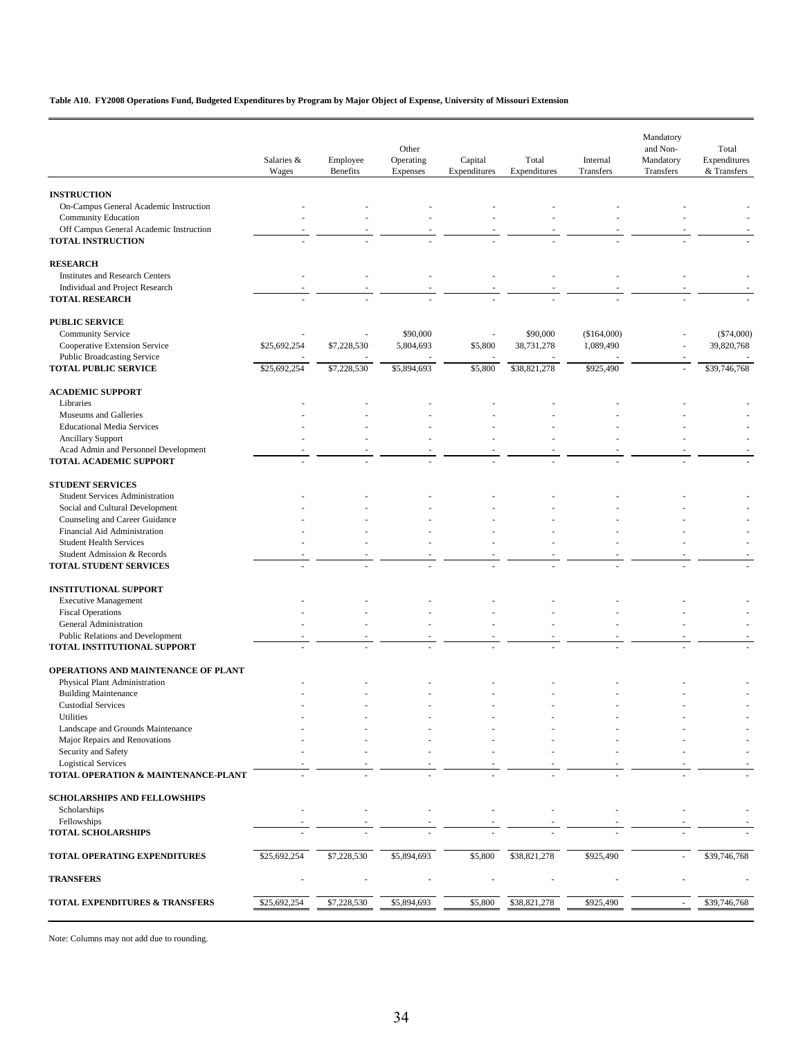**Table A10. FY2008 Operations Fund, Budgeted Expenditures by Program by Major Object of Expense, University of Missouri Extension**

| | Salaries & Wages | Employee Benefits | Other Operating Expenses | Capital Expenditures | Total Expenditures | Internal Transfers | Mandatory and Non-Mandatory Transfers | Total Expenditures & Transfers |
|---|---|---|---|---|---|---|---|---|
| **INSTRUCTION** | | | | | | | | |
| On-Campus General Academic Instruction | - | - | - | - | - | - | - | - |
| Community Education | - | - | - | - | - | - | - | - |
| Off Campus General Academic Instruction | - | - | - | - | - | - | - | - |
| **TOTAL INSTRUCTION** | - | - | - | - | - | - | - | - |
| **RESEARCH** | | | | | | | | |
| Institutes and Research Centers | - | - | - | - | - | - | - | - |
| Individual and Project Research | - | - | - | - | - | - | - | - |
| **TOTAL RESEARCH** | - | - | - | - | - | - | - | - |
| **PUBLIC SERVICE** | | | | | | | | |
| Community Service | - | - | $90,000 | - | $90,000 | ($164,000) | - | ($74,000) |
| Cooperative Extension Service | $25,692,254 | $7,228,530 | 5,804,693 | $5,800 | 38,731,278 | 1,089,490 | - | 39,820,768 |
| Public Broadcasting Service | - | - | - | - | - | - | - | - |
| **TOTAL PUBLIC SERVICE** | $25,692,254 | $7,228,530 | $5,894,693 | $5,800 | $38,821,278 | $925,490 | - | $39,746,768 |
| **ACADEMIC SUPPORT** | | | | | | | | |
| Libraries | - | - | - | - | - | - | - | - |
| Museums and Galleries | - | - | - | - | - | - | - | - |
| Educational Media Services | - | - | - | - | - | - | - | - |
| Ancillary Support | - | - | - | - | - | - | - | - |
| Acad Admin and Personnel Development | - | - | - | - | - | - | - | - |
| **TOTAL ACADEMIC SUPPORT** | - | - | - | - | - | - | - | - |
| **STUDENT SERVICES** | | | | | | | | |
| Student Services Administration | - | - | - | - | - | - | - | - |
| Social and Cultural Development | - | - | - | - | - | - | - | - |
| Counseling and Career Guidance | - | - | - | - | - | - | - | - |
| Financial Aid Administration | - | - | - | - | - | - | - | - |
| Student Health Services | - | - | - | - | - | - | - | - |
| Student Admission & Records | - | - | - | - | - | - | - | - |
| **TOTAL STUDENT SERVICES** | - | - | - | - | - | - | - | - |
| **INSTITUTIONAL SUPPORT** | | | | | | | | |
| Executive Management | - | - | - | - | - | - | - | - |
| Fiscal Operations | - | - | - | - | - | - | - | - |
| General Administration | - | - | - | - | - | - | - | - |
| Public Relations and Development | - | - | - | - | - | - | - | - |
| **TOTAL INSTITUTIONAL SUPPORT** | - | - | - | - | - | - | - | - |
| **OPERATIONS AND MAINTENANCE OF PLANT** | | | | | | | | |
| Physical Plant Administration | - | - | - | - | - | - | - | - |
| Building Maintenance | - | - | - | - | - | - | - | - |
| Custodial Services | - | - | - | - | - | - | - | - |
| Utilities | - | - | - | - | - | - | - | - |
| Landscape and Grounds Maintenance | - | - | - | - | - | - | - | - |
| Major Repairs and Renovations | - | - | - | - | - | - | - | - |
| Security and Safety | - | - | - | - | - | - | - | - |
| Logistical Services | - | - | - | - | - | - | - | - |
| **TOTAL OPERATION & MAINTENANCE-PLANT** | - | - | - | - | - | - | - | - |
| **SCHOLARSHIPS AND FELLOWSHIPS** | | | | | | | | |
| Scholarships | - | - | - | - | - | - | - | - |
| Fellowships | - | - | - | - | - | - | - | - |
| **TOTAL SCHOLARSHIPS** | - | - | - | - | - | - | - | - |
| **TOTAL OPERATING EXPENDITURES** | $25,692,254 | $7,228,530 | $5,894,693 | $5,800 | $38,821,278 | $925,490 | - | $39,746,768 |
| **TRANSFERS** | - | - | - | - | - | - | - | - |
| **TOTAL EXPENDITURES & TRANSFERS** | $25,692,254 | $7,228,530 | $5,894,693 | $5,800 | $38,821,278 | $925,490 | - | $39,746,768 |

Note: Columns may not add due to rounding.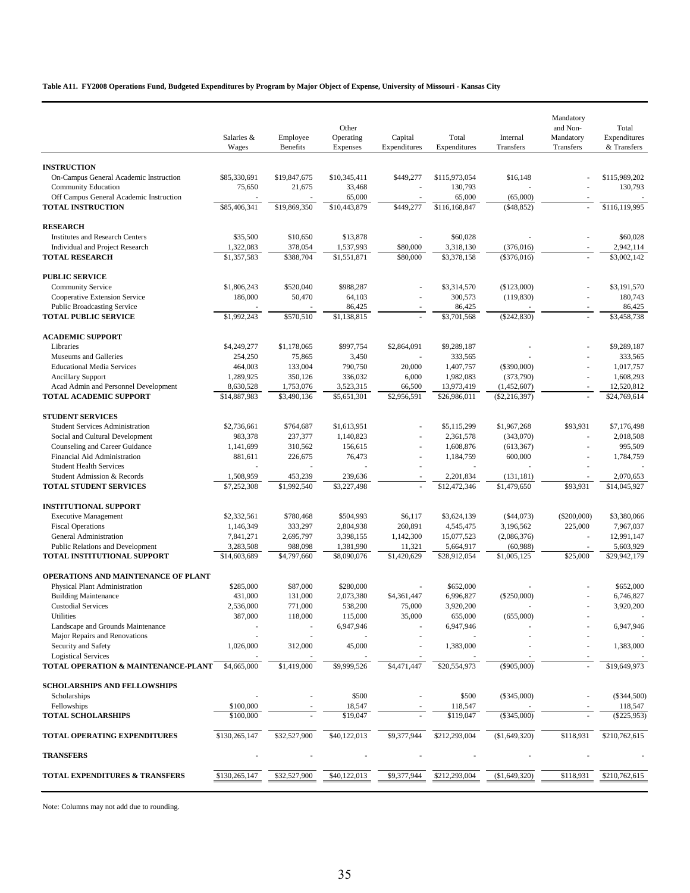**Table A11. FY2008 Operations Fund, Budgeted Expenditures by Program by Major Object of Expense, University of Missouri - Kansas City**

| | Salaries & Wages | Employee Benefits | Other Operating Expenses | Capital Expenditures | Total Expenditures | Internal Transfers | Mandatory and Non-Mandatory Transfers | Total Expenditures & Transfers |
|---|---|---|---|---|---|---|---|---|
| **INSTRUCTION** | | | | | | | | |
| On-Campus General Academic Instruction | $85,330,691 | $19,847,675 | $10,345,411 | $449,277 | $115,973,054 | $16,148 | - | $115,989,202 |
| Community Education | 75,650 | 21,675 | 33,468 | - | 130,793 | - | - | 130,793 |
| Off Campus General Academic Instruction | - | - | 65,000 | - | 65,000 | (65,000) | - | - |
| **TOTAL INSTRUCTION** | $85,406,341 | $19,869,350 | $10,443,879 | $449,277 | $116,168,847 | ($48,852) | - | $116,119,995 |
| **RESEARCH** | | | | | | | | |
| Institutes and Research Centers | $35,500 | $10,650 | $13,878 | - | $60,028 | - | - | $60,028 |
| Individual and Project Research | 1,322,083 | 378,054 | 1,537,993 | $80,000 | 3,318,130 | (376,016) | - | 2,942,114 |
| **TOTAL RESEARCH** | $1,357,583 | $388,704 | $1,551,871 | $80,000 | $3,378,158 | ($376,016) | - | $3,002,142 |
| **PUBLIC SERVICE** | | | | | | | | |
| Community Service | $1,806,243 | $520,040 | $988,287 | - | $3,314,570 | ($123,000) | - | $3,191,570 |
| Cooperative Extension Service | 186,000 | 50,470 | 64,103 | - | 300,573 | (119,830) | - | 180,743 |
| Public Broadcasting Service | - | - | 86,425 | - | 86,425 | - | - | 86,425 |
| **TOTAL PUBLIC SERVICE** | $1,992,243 | $570,510 | $1,138,815 | - | $3,701,568 | ($242,830) | - | $3,458,738 |
| **ACADEMIC SUPPORT** | | | | | | | | |
| Libraries | $4,249,277 | $1,178,065 | $997,754 | $2,864,091 | $9,289,187 | - | - | $9,289,187 |
| Museums and Galleries | 254,250 | 75,865 | 3,450 | - | 333,565 | - | - | 333,565 |
| Educational Media Services | 464,003 | 133,004 | 790,750 | 20,000 | 1,407,757 | ($390,000) | - | 1,017,757 |
| Ancillary Support | 1,289,925 | 350,126 | 336,032 | 6,000 | 1,982,083 | (373,790) | - | 1,608,293 |
| Acad Admin and Personnel Development | 8,630,528 | 1,753,076 | 3,523,315 | 66,500 | 13,973,419 | (1,452,607) | - | 12,520,812 |
| **TOTAL ACADEMIC SUPPORT** | $14,887,983 | $3,490,136 | $5,651,301 | $2,956,591 | $26,986,011 | ($2,216,397) | - | $24,769,614 |
| **STUDENT SERVICES** | | | | | | | | |
| Student Services Administration | $2,736,661 | $764,687 | $1,613,951 | - | $5,115,299 | $1,967,268 | $93,931 | $7,176,498 |
| Social and Cultural Development | 983,378 | 237,377 | 1,140,823 | - | 2,361,578 | (343,070) | - | 2,018,508 |
| Counseling and Career Guidance | 1,141,699 | 310,562 | 156,615 | - | 1,608,876 | (613,367) | - | 995,509 |
| Financial Aid Administration | 881,611 | 226,675 | 76,473 | - | 1,184,759 | 600,000 | - | 1,784,759 |
| Student Health Services | - | - | - | - | - | - | - | - |
| Student Admission & Records | 1,508,959 | 453,239 | 239,636 | - | 2,201,834 | (131,181) | - | 2,070,653 |
| **TOTAL STUDENT SERVICES** | $7,252,308 | $1,992,540 | $3,227,498 | - | $12,472,346 | $1,479,650 | $93,931 | $14,045,927 |
| **INSTITUTIONAL SUPPORT** | | | | | | | | |
| Executive Management | $2,332,561 | $780,468 | $504,993 | $6,117 | $3,624,139 | ($44,073) | ($200,000) | $3,380,066 |
| Fiscal Operations | 1,146,349 | 333,297 | 2,804,938 | 260,891 | 4,545,475 | 3,196,562 | 225,000 | 7,967,037 |
| General Administration | 7,841,271 | 2,695,797 | 3,398,155 | 1,142,300 | 15,077,523 | (2,086,376) | - | 12,991,147 |
| Public Relations and Development | 3,283,508 | 988,098 | 1,381,990 | 11,321 | 5,664,917 | (60,988) | - | 5,603,929 |
| **TOTAL INSTITUTIONAL SUPPORT** | $14,603,689 | $4,797,660 | $8,090,076 | $1,420,629 | $28,912,054 | $1,005,125 | $25,000 | $29,942,179 |
| **OPERATIONS AND MAINTENANCE OF PLANT** | | | | | | | | |
| Physical Plant Administration | $285,000 | $87,000 | $280,000 | - | $652,000 | - | - | $652,000 |
| Building Maintenance | 431,000 | 131,000 | 2,073,380 | $4,361,447 | 6,996,827 | ($250,000) | - | 6,746,827 |
| Custodial Services | 2,536,000 | 771,000 | 538,200 | 75,000 | 3,920,200 | - | - | 3,920,200 |
| Utilities | 387,000 | 118,000 | 115,000 | 35,000 | 655,000 | (655,000) | - | - |
| Landscape and Grounds Maintenance | - | - | 6,947,946 | - | 6,947,946 | - | - | 6,947,946 |
| Major Repairs and Renovations | - | - | - | - | - | - | - | - |
| Security and Safety | 1,026,000 | 312,000 | 45,000 | - | 1,383,000 | - | - | 1,383,000 |
| Logistical Services | - | - | - | - | - | - | - | - |
| **TOTAL OPERATION & MAINTENANCE-PLANT** | $4,665,000 | $1,419,000 | $9,999,526 | $4,471,447 | $20,554,973 | ($905,000) | - | $19,649,973 |
| **SCHOLARSHIPS AND FELLOWSHIPS** | | | | | | | | |
| Scholarships | - | - | $500 | - | $500 | ($345,000) | - | ($344,500) |
| Fellowships | $100,000 | - | 18,547 | - | 118,547 | - | - | 118,547 |
| **TOTAL SCHOLARSHIPS** | $100,000 | - | $19,047 | - | $119,047 | ($345,000) | - | ($225,953) |
| **TOTAL OPERATING EXPENDITURES** | $130,265,147 | $32,527,900 | $40,122,013 | $9,377,944 | $212,293,004 | ($1,649,320) | $118,931 | $210,762,615 |
| **TRANSFERS** | - | - | - | - | - | - | - | - |
| **TOTAL EXPENDITURES & TRANSFERS** | $130,265,147 | $32,527,900 | $40,122,013 | $9,377,944 | $212,293,004 | ($1,649,320) | $118,931 | $210,762,615 |

Note: Columns may not add due to rounding.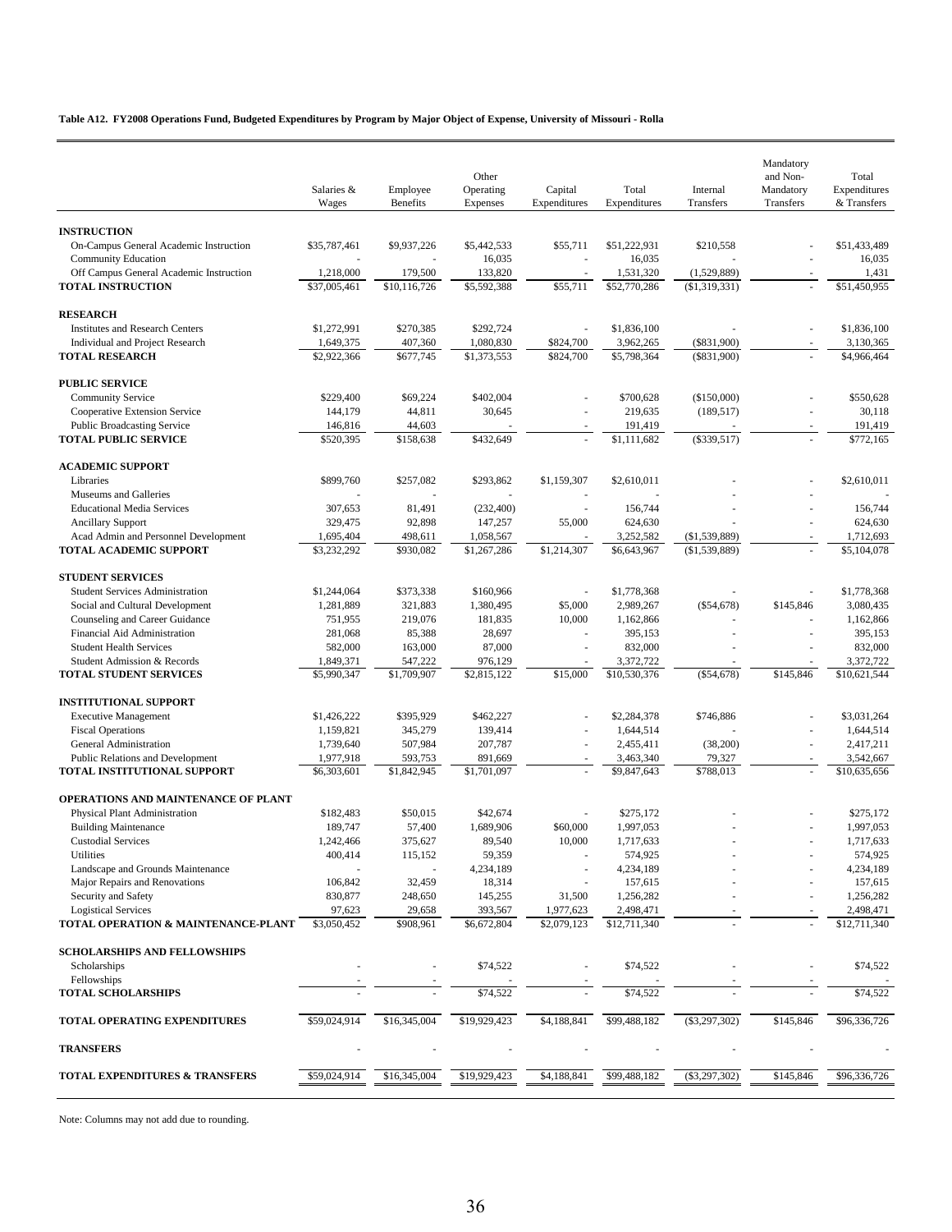**Table A12. FY2008 Operations Fund, Budgeted Expenditures by Program by Major Object of Expense, University of Missouri - Rolla**

| | Salaries & Wages | Employee Benefits | Other Operating Expenses | Capital Expenditures | Total Expenditures | Internal Transfers | Mandatory and Non-Mandatory Transfers | Total Expenditures & Transfers |
|---|---|---|---|---|---|---|---|---|
| **INSTRUCTION** | | | | | | | | |
| On-Campus General Academic Instruction | $35,787,461 | $9,937,226 | $5,442,533 | $55,711 | $51,222,931 | $210,558 | - | $51,433,489 |
| Community Education | - | - | 16,035 | - | 16,035 | - | - | 16,035 |
| Off Campus General Academic Instruction | 1,218,000 | 179,500 | 133,820 | - | 1,531,320 | (1,529,889) | - | 1,431 |
| **TOTAL INSTRUCTION** | $37,005,461 | $10,116,726 | $5,592,388 | $55,711 | $52,770,286 | ($1,319,331) | - | $51,450,955 |
| **RESEARCH** | | | | | | | | |
| Institutes and Research Centers | $1,272,991 | $270,385 | $292,724 | - | $1,836,100 | - | - | $1,836,100 |
| Individual and Project Research | 1,649,375 | 407,360 | 1,080,830 | $824,700 | 3,962,265 | ($831,900) | - | 3,130,365 |
| **TOTAL RESEARCH** | $2,922,366 | $677,745 | $1,373,553 | $824,700 | $5,798,364 | ($831,900) | - | $4,966,464 |
| **PUBLIC SERVICE** | | | | | | | | |
| Community Service | $229,400 | $69,224 | $402,004 | - | $700,628 | ($150,000) | - | $550,628 |
| Cooperative Extension Service | 144,179 | 44,811 | 30,645 | - | 219,635 | (189,517) | - | 30,118 |
| Public Broadcasting Service | 146,816 | 44,603 | - | - | 191,419 | - | - | 191,419 |
| **TOTAL PUBLIC SERVICE** | $520,395 | $158,638 | $432,649 | - | $1,111,682 | ($339,517) | - | $772,165 |
| **ACADEMIC SUPPORT** | | | | | | | | |
| Libraries | $899,760 | $257,082 | $293,862 | $1,159,307 | $2,610,011 | - | - | $2,610,011 |
| Museums and Galleries | - | - | - | - | - | - | - | - |
| Educational Media Services | 307,653 | 81,491 | (232,400) | - | 156,744 | - | - | 156,744 |
| Ancillary Support | 329,475 | 92,898 | 147,257 | 55,000 | 624,630 | - | - | 624,630 |
| Acad Admin and Personnel Development | 1,695,404 | 498,611 | 1,058,567 | - | 3,252,582 | ($1,539,889) | - | 1,712,693 |
| **TOTAL ACADEMIC SUPPORT** | $3,232,292 | $930,082 | $1,267,286 | $1,214,307 | $6,643,967 | ($1,539,889) | - | $5,104,078 |
| **STUDENT SERVICES** | | | | | | | | |
| Student Services Administration | $1,244,064 | $373,338 | $160,966 | - | $1,778,368 | - | - | $1,778,368 |
| Social and Cultural Development | 1,281,889 | 321,883 | 1,380,495 | $5,000 | 2,989,267 | ($54,678) | $145,846 | 3,080,435 |
| Counseling and Career Guidance | 751,955 | 219,076 | 181,835 | 10,000 | 1,162,866 | - | - | 1,162,866 |
| Financial Aid Administration | 281,068 | 85,388 | 28,697 | - | 395,153 | - | - | 395,153 |
| Student Health Services | 582,000 | 163,000 | 87,000 | - | 832,000 | - | - | 832,000 |
| Student Admission & Records | 1,849,371 | 547,222 | 976,129 | - | 3,372,722 | - | - | 3,372,722 |
| **TOTAL STUDENT SERVICES** | $5,990,347 | $1,709,907 | $2,815,122 | $15,000 | $10,530,376 | ($54,678) | $145,846 | $10,621,544 |
| **INSTITUTIONAL SUPPORT** | | | | | | | | |
| Executive Management | $1,426,222 | $395,929 | $462,227 | - | $2,284,378 | $746,886 | - | $3,031,264 |
| Fiscal Operations | 1,159,821 | 345,279 | 139,414 | - | 1,644,514 | - | - | 1,644,514 |
| General Administration | 1,739,640 | 507,984 | 207,787 | - | 2,455,411 | (38,200) | - | 2,417,211 |
| Public Relations and Development | 1,977,918 | 593,753 | 891,669 | - | 3,463,340 | 79,327 | - | 3,542,667 |
| **TOTAL INSTITUTIONAL SUPPORT** | $6,303,601 | $1,842,945 | $1,701,097 | - | $9,847,643 | $788,013 | - | $10,635,656 |
| **OPERATIONS AND MAINTENANCE OF PLANT** | | | | | | | | |
| Physical Plant Administration | $182,483 | $50,015 | $42,674 | - | $275,172 | - | - | $275,172 |
| Building Maintenance | 189,747 | 57,400 | 1,689,906 | $60,000 | 1,997,053 | - | - | 1,997,053 |
| Custodial Services | 1,242,466 | 375,627 | 89,540 | 10,000 | 1,717,633 | - | - | 1,717,633 |
| Utilities | 400,414 | 115,152 | 59,359 | - | 574,925 | - | - | 574,925 |
| Landscape and Grounds Maintenance | - | - | 4,234,189 | - | 4,234,189 | - | - | 4,234,189 |
| Major Repairs and Renovations | 106,842 | 32,459 | 18,314 | - | 157,615 | - | - | 157,615 |
| Security and Safety | 830,877 | 248,650 | 145,255 | 31,500 | 1,256,282 | - | - | 1,256,282 |
| Logistical Services | 97,623 | 29,658 | 393,567 | 1,977,623 | 2,498,471 | - | - | 2,498,471 |
| **TOTAL OPERATION & MAINTENANCE-PLANT** | $3,050,452 | $908,961 | $6,672,804 | $2,079,123 | $12,711,340 | - | - | $12,711,340 |
| **SCHOLARSHIPS AND FELLOWSHIPS** | | | | | | | | |
| Scholarships | - | - | $74,522 | - | $74,522 | - | - | $74,522 |
| Fellowships | - | - | - | - | - | - | - | - |
| **TOTAL SCHOLARSHIPS** | - | - | $74,522 | - | $74,522 | - | - | $74,522 |
| **TOTAL OPERATING EXPENDITURES** | $59,024,914 | $16,345,004 | $19,929,423 | $4,188,841 | $99,488,182 | ($3,297,302) | $145,846 | $96,336,726 |
| **TRANSFERS** | - | - | - | - | - | - | - | - |
| **TOTAL EXPENDITURES & TRANSFERS** | $59,024,914 | $16,345,004 | $19,929,423 | $4,188,841 | $99,488,182 | ($3,297,302) | $145,846 | $96,336,726 |

Note: Columns may not add due to rounding.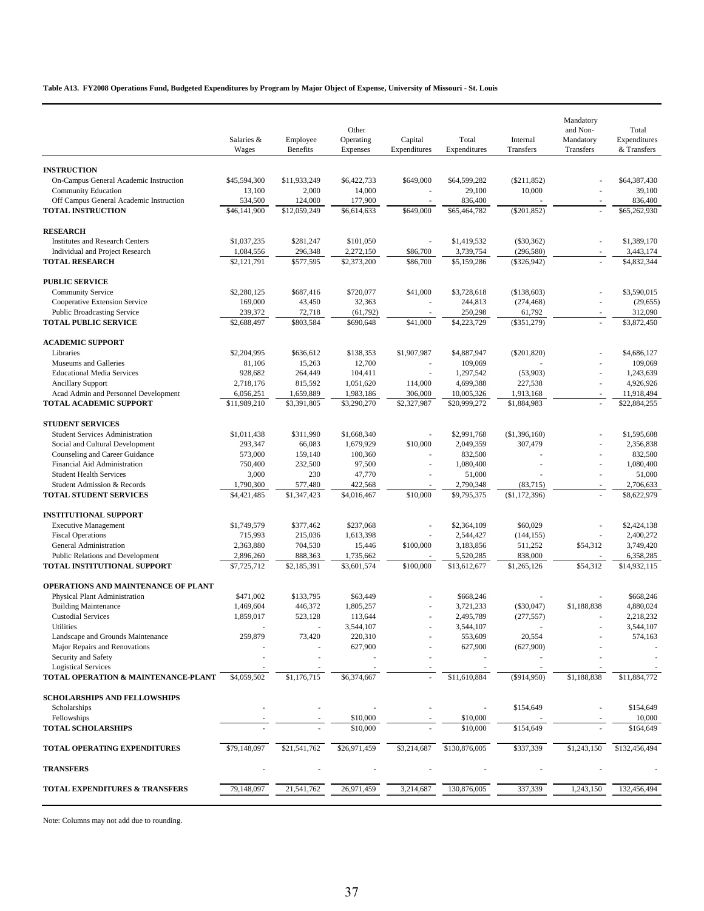**Table A13. FY2008 Operations Fund, Budgeted Expenditures by Program by Major Object of Expense, University of Missouri - St. Louis**

| | Salaries & Wages | Employee Benefits | Other Operating Expenses | Capital Expenditures | Total Expenditures | Internal Transfers | Mandatory and Non-Mandatory Transfers | Total Expenditures & Transfers |
|---|---|---|---|---|---|---|---|---|
| **INSTRUCTION** | | | | | | | | |
| On-Campus General Academic Instruction | $45,594,300 | $11,933,249 | $6,422,733 | $649,000 | $64,599,282 | ($211,852) | - | $64,387,430 |
| Community Education | 13,100 | 2,000 | 14,000 | - | 29,100 | 10,000 | - | 39,100 |
| Off Campus General Academic Instruction | 534,500 | 124,000 | 177,900 | - | 836,400 | - | - | 836,400 |
| **TOTAL INSTRUCTION** | $46,141,900 | $12,059,249 | $6,614,633 | $649,000 | $65,464,782 | ($201,852) | - | $65,262,930 |
| **RESEARCH** | | | | | | | | |
| Institutes and Research Centers | $1,037,235 | $281,247 | $101,050 | - | $1,419,532 | ($30,362) | - | $1,389,170 |
| Individual and Project Research | 1,084,556 | 296,348 | 2,272,150 | $86,700 | 3,739,754 | (296,580) | - | 3,443,174 |
| **TOTAL RESEARCH** | $2,121,791 | $577,595 | $2,373,200 | $86,700 | $5,159,286 | ($326,942) | - | $4,832,344 |
| **PUBLIC SERVICE** | | | | | | | | |
| Community Service | $2,280,125 | $687,416 | $720,077 | $41,000 | $3,728,618 | ($138,603) | - | $3,590,015 |
| Cooperative Extension Service | 169,000 | 43,450 | 32,363 | - | 244,813 | (274,468) | - | (29,655) |
| Public Broadcasting Service | 239,372 | 72,718 | (61,792) | - | 250,298 | 61,792 | - | 312,090 |
| **TOTAL PUBLIC SERVICE** | $2,688,497 | $803,584 | $690,648 | $41,000 | $4,223,729 | ($351,279) | - | $3,872,450 |
| **ACADEMIC SUPPORT** | | | | | | | | |
| Libraries | $2,204,995 | $636,612 | $138,353 | $1,907,987 | $4,887,947 | ($201,820) | - | $4,686,127 |
| Museums and Galleries | 81,106 | 15,263 | 12,700 | - | 109,069 | - | - | 109,069 |
| Educational Media Services | 928,682 | 264,449 | 104,411 | - | 1,297,542 | (53,903) | - | 1,243,639 |
| Ancillary Support | 2,718,176 | 815,592 | 1,051,620 | 114,000 | 4,699,388 | 227,538 | - | 4,926,926 |
| Acad Admin and Personnel Development | 6,056,251 | 1,659,889 | 1,983,186 | 306,000 | 10,005,326 | 1,913,168 | - | 11,918,494 |
| **TOTAL ACADEMIC SUPPORT** | $11,989,210 | $3,391,805 | $3,290,270 | $2,327,987 | $20,999,272 | $1,884,983 | - | $22,884,255 |
| **STUDENT SERVICES** | | | | | | | | |
| Student Services Administration | $1,011,438 | $311,990 | $1,668,340 | - | $2,991,768 | ($1,396,160) | - | $1,595,608 |
| Social and Cultural Development | 293,347 | 66,083 | 1,679,929 | $10,000 | 2,049,359 | 307,479 | - | 2,356,838 |
| Counseling and Career Guidance | 573,000 | 159,140 | 100,360 | - | 832,500 | - | - | 832,500 |
| Financial Aid Administration | 750,400 | 232,500 | 97,500 | - | 1,080,400 | - | - | 1,080,400 |
| Student Health Services | 3,000 | 230 | 47,770 | - | 51,000 | - | - | 51,000 |
| Student Admission & Records | 1,790,300 | 577,480 | 422,568 | - | 2,790,348 | (83,715) | - | 2,706,633 |
| **TOTAL STUDENT SERVICES** | $4,421,485 | $1,347,423 | $4,016,467 | $10,000 | $9,795,375 | ($1,172,396) | - | $8,622,979 |
| **INSTITUTIONAL SUPPORT** | | | | | | | | |
| Executive Management | $1,749,579 | $377,462 | $237,068 | - | $2,364,109 | $60,029 | - | $2,424,138 |
| Fiscal Operations | 715,993 | 215,036 | 1,613,398 | - | 2,544,427 | (144,155) | - | 2,400,272 |
| General Administration | 2,363,880 | 704,530 | 15,446 | $100,000 | 3,183,856 | 511,252 | $54,312 | 3,749,420 |
| Public Relations and Development | 2,896,260 | 888,363 | 1,735,662 | - | 5,520,285 | 838,000 | - | 6,358,285 |
| **TOTAL INSTITUTIONAL SUPPORT** | $7,725,712 | $2,185,391 | $3,601,574 | $100,000 | $13,612,677 | $1,265,126 | $54,312 | $14,932,115 |
| **OPERATIONS AND MAINTENANCE OF PLANT** | | | | | | | | |
| Physical Plant Administration | $471,002 | $133,795 | $63,449 | - | $668,246 | - | - | $668,246 |
| Building Maintenance | 1,469,604 | 446,372 | 1,805,257 | - | 3,721,233 | ($30,047) | $1,188,838 | 4,880,024 |
| Custodial Services | 1,859,017 | 523,128 | 113,644 | - | 2,495,789 | (277,557) | - | 2,218,232 |
| Utilities | - | - | 3,544,107 | - | 3,544,107 | - | - | 3,544,107 |
| Landscape and Grounds Maintenance | 259,879 | 73,420 | 220,310 | - | 553,609 | 20,554 | - | 574,163 |
| Major Repairs and Renovations | - | - | 627,900 | - | 627,900 | (627,900) | - | - |
| Security and Safety | - | - | - | - | - | - | - | - |
| Logistical Services | - | - | - | - | - | - | - | - |
| **TOTAL OPERATION & MAINTENANCE-PLANT** | $4,059,502 | $1,176,715 | $6,374,667 | - | $11,610,884 | ($914,950) | $1,188,838 | $11,884,772 |
| **SCHOLARSHIPS AND FELLOWSHIPS** | | | | | | | | |
| Scholarships | - | - | - | - | - | $154,649 | - | $154,649 |
| Fellowships | - | - | $10,000 | - | $10,000 | - | - | 10,000 |
| **TOTAL SCHOLARSHIPS** | - | - | $10,000 | - | $10,000 | $154,649 | - | $164,649 |
| **TOTAL OPERATING EXPENDITURES** | $79,148,097 | $21,541,762 | $26,971,459 | $3,214,687 | $130,876,005 | $337,339 | $1,243,150 | $132,456,494 |
| **TRANSFERS** | - | - | - | - | - | - | - | - |
| **TOTAL EXPENDITURES & TRANSFERS** | 79,148,097 | 21,541,762 | 26,971,459 | 3,214,687 | 130,876,005 | 337,339 | 1,243,150 | 132,456,494 |

Note: Columns may not add due to rounding.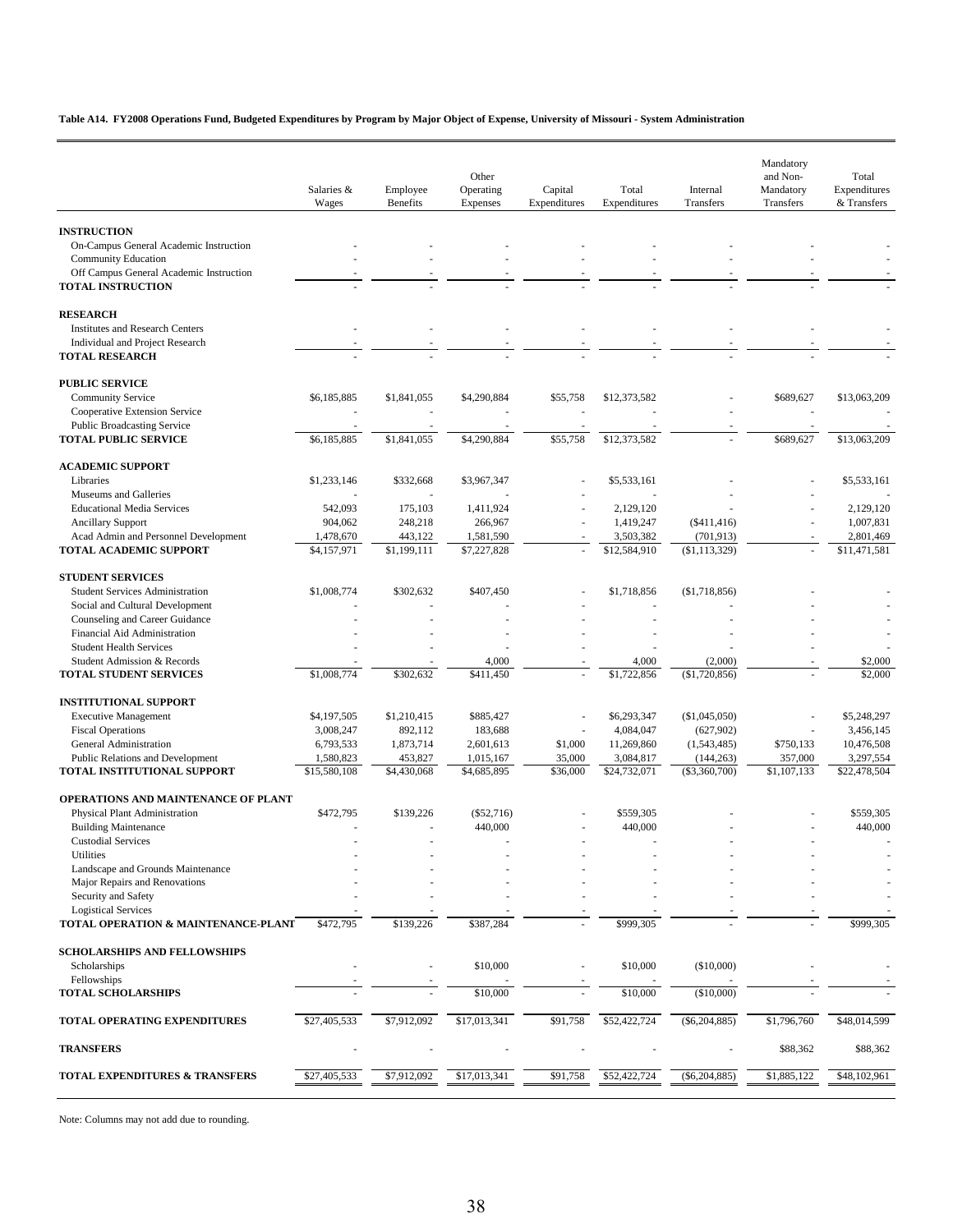**Table A14. FY2008 Operations Fund, Budgeted Expenditures by Program by Major Object of Expense, University of Missouri - System Administration**

| | Salaries & Wages | Employee Benefits | Other Operating Expenses | Capital Expenditures | Total Expenditures | Internal Transfers | Mandatory and Non-Mandatory Transfers | Total Expenditures & Transfers |
|---|---|---|---|---|---|---|---|---|
| **INSTRUCTION** | | | | | | | | |
| On-Campus General Academic Instruction | - | - | - | - | - | - | - | - |
| Community Education | - | - | - | - | - | - | - | - |
| Off Campus General Academic Instruction | - | - | - | - | - | - | - | - |
| **TOTAL INSTRUCTION** | - | - | - | - | - | - | - | - |
| **RESEARCH** | | | | | | | | |
| Institutes and Research Centers | - | - | - | - | - | - | - | - |
| Individual and Project Research | - | - | - | - | - | - | - | - |
| **TOTAL RESEARCH** | - | - | - | - | - | - | - | - |
| **PUBLIC SERVICE** | | | | | | | | |
| Community Service | $6,185,885 | $1,841,055 | $4,290,884 | $55,758 | $12,373,582 | - | $689,627 | $13,063,209 |
| Cooperative Extension Service | - | - | - | - | - | - | - | - |
| Public Broadcasting Service | - | - | - | - | - | - | - | - |
| **TOTAL PUBLIC SERVICE** | $6,185,885 | $1,841,055 | $4,290,884 | $55,758 | $12,373,582 | - | $689,627 | $13,063,209 |
| **ACADEMIC SUPPORT** | | | | | | | | |
| Libraries | $1,233,146 | $332,668 | $3,967,347 | - | $5,533,161 | - | - | $5,533,161 |
| Museums and Galleries | - | - | - | - | - | - | - | - |
| Educational Media Services | 542,093 | 175,103 | 1,411,924 | - | 2,129,120 | - | - | 2,129,120 |
| Ancillary Support | 904,062 | 248,218 | 266,967 | - | 1,419,247 | ($411,416) | - | 1,007,831 |
| Acad Admin and Personnel Development | 1,478,670 | 443,122 | 1,581,590 | - | 3,503,382 | (701,913) | - | 2,801,469 |
| **TOTAL ACADEMIC SUPPORT** | $4,157,971 | $1,199,111 | $7,227,828 | - | $12,584,910 | ($1,113,329) | - | $11,471,581 |
| **STUDENT SERVICES** | | | | | | | | |
| Student Services Administration | $1,008,774 | $302,632 | $407,450 | - | $1,718,856 | ($1,718,856) | - | - |
| Social and Cultural Development | - | - | - | - | - | - | - | - |
| Counseling and Career Guidance | - | - | - | - | - | - | - | - |
| Financial Aid Administration | - | - | - | - | - | - | - | - |
| Student Health Services | - | - | - | - | - | - | - | - |
| Student Admission & Records | - | - | 4,000 | - | 4,000 | (2,000) | - | $2,000 |
| **TOTAL STUDENT SERVICES** | $1,008,774 | $302,632 | $411,450 | - | $1,722,856 | ($1,720,856) | - | $2,000 |
| **INSTITUTIONAL SUPPORT** | | | | | | | | |
| Executive Management | $4,197,505 | $1,210,415 | $885,427 | - | $6,293,347 | ($1,045,050) | - | $5,248,297 |
| Fiscal Operations | 3,008,247 | 892,112 | 183,688 | - | 4,084,047 | (627,902) | - | 3,456,145 |
| General Administration | 6,793,533 | 1,873,714 | 2,601,613 | $1,000 | 11,269,860 | (1,543,485) | $750,133 | 10,476,508 |
| Public Relations and Development | 1,580,823 | 453,827 | 1,015,167 | 35,000 | 3,084,817 | (144,263) | 357,000 | 3,297,554 |
| **TOTAL INSTITUTIONAL SUPPORT** | $15,580,108 | $4,430,068 | $4,685,895 | $36,000 | $24,732,071 | ($3,360,700) | $1,107,133 | $22,478,504 |
| **OPERATIONS AND MAINTENANCE OF PLANT** | | | | | | | | |
| Physical Plant Administration | $472,795 | $139,226 | ($52,716) | - | $559,305 | - | - | $559,305 |
| Building Maintenance | - | - | 440,000 | - | 440,000 | - | - | 440,000 |
| Custodial Services | - | - | - | - | - | - | - | - |
| Utilities | - | - | - | - | - | - | - | - |
| Landscape and Grounds Maintenance | - | - | - | - | - | - | - | - |
| Major Repairs and Renovations | - | - | - | - | - | - | - | - |
| Security and Safety | - | - | - | - | - | - | - | - |
| Logistical Services | - | - | - | - | - | - | - | - |
| **TOTAL OPERATION & MAINTENANCE-PLANT** | $472,795 | $139,226 | $387,284 | - | $999,305 | - | - | $999,305 |
| **SCHOLARSHIPS AND FELLOWSHIPS** | | | | | | | | |
| Scholarships | - | - | $10,000 | - | $10,000 | ($10,000) | - | - |
| Fellowships | - | - | - | - | - | - | - | - |
| **TOTAL SCHOLARSHIPS** | - | - | $10,000 | - | $10,000 | ($10,000) | - | - |
| **TOTAL OPERATING EXPENDITURES** | $27,405,533 | $7,912,092 | $17,013,341 | $91,758 | $52,422,724 | ($6,204,885) | $1,796,760 | $48,014,599 |
| **TRANSFERS** | - | - | - | - | - | - | $88,362 | $88,362 |
| **TOTAL EXPENDITURES & TRANSFERS** | $27,405,533 | $7,912,092 | $17,013,341 | $91,758 | $52,422,724 | ($6,204,885) | $1,885,122 | $48,102,961 |

Note: Columns may not add due to rounding.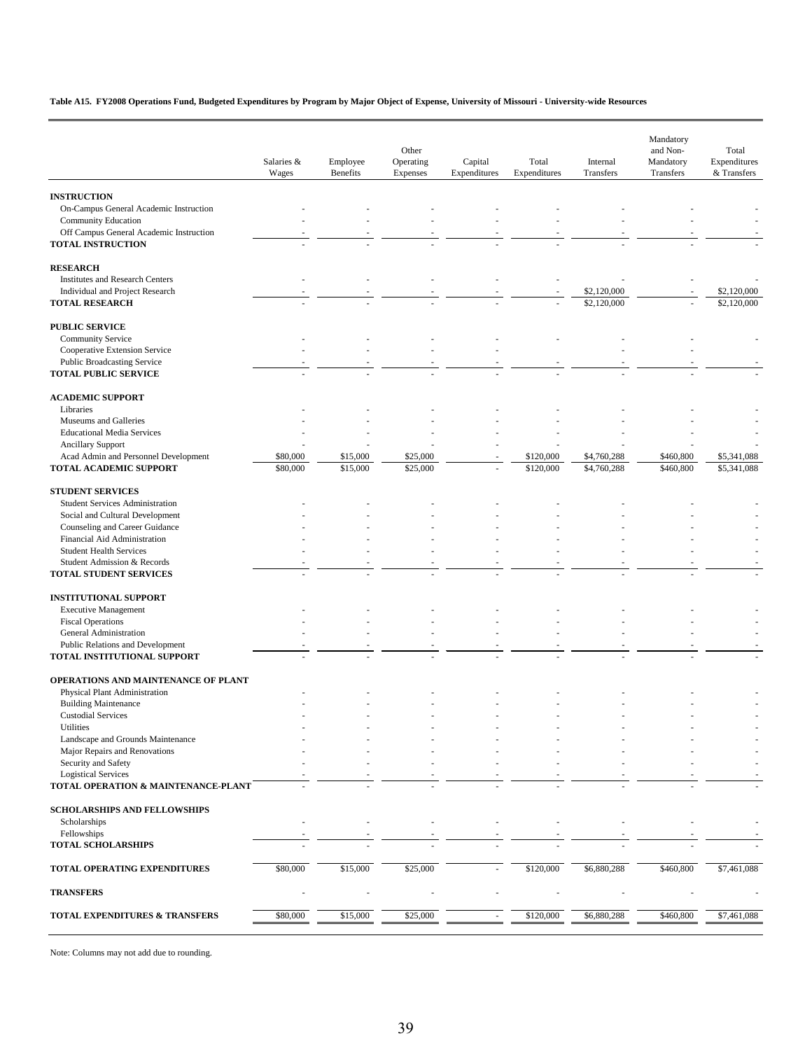**Table A15. FY2008 Operations Fund, Budgeted Expenditures by Program by Major Object of Expense, University of Missouri - University-wide Resources**

| | Salaries & Wages | Employee Benefits | Other Operating Expenses | Capital Expenditures | Total Expenditures | Internal Transfers | Mandatory and Non-Mandatory Transfers | Total Expenditures & Transfers |
|---|---|---|---|---|---|---|---|---|
| **INSTRUCTION** | | | | | | | | |
| On-Campus General Academic Instruction | - | - | - | - | - | - | - | - |
| Community Education | - | - | - | - | - | - | - | - |
| Off Campus General Academic Instruction | - | - | - | - | - | - | - | - |
| **TOTAL INSTRUCTION** | - | - | - | - | - | - | - | - |
| **RESEARCH** | | | | | | | | |
| Institutes and Research Centers | - | - | - | - | - | - | - | - |
| Individual and Project Research | - | - | - | - | - | $2,120,000 | - | $2,120,000 |
| **TOTAL RESEARCH** | - | - | - | - | - | $2,120,000 | - | $2,120,000 |
| **PUBLIC SERVICE** | | | | | | | | |
| Community Service | - | - | - | - | - | - | - | - |
| Cooperative Extension Service | - | - | - | - | | - | - | |
| Public Broadcasting Service | - | - | - | - | - | - | - | - |
| **TOTAL PUBLIC SERVICE** | - | - | - | - | - | - | - | - |
| **ACADEMIC SUPPORT** | | | | | | | | |
| Libraries | - | - | - | - | - | - | - | - |
| Museums and Galleries | - | - | - | - | - | - | - | - |
| Educational Media Services | - | - | - | - | - | - | - | - |
| Ancillary Support | - | - | - | - | - | - | - | - |
| Acad Admin and Personnel Development | $80,000 | $15,000 | $25,000 | - | $120,000 | $4,760,288 | $460,800 | $5,341,088 |
| **TOTAL ACADEMIC SUPPORT** | $80,000 | $15,000 | $25,000 | - | $120,000 | $4,760,288 | $460,800 | $5,341,088 |
| **STUDENT SERVICES** | | | | | | | | |
| Student Services Administration | - | - | - | - | - | - | - | - |
| Social and Cultural Development | - | - | - | - | - | - | - | - |
| Counseling and Career Guidance | - | - | - | - | - | - | - | - |
| Financial Aid Administration | - | - | - | - | - | - | - | - |
| Student Health Services | - | - | - | - | - | - | - | - |
| Student Admission & Records | - | - | - | - | - | - | - | - |
| **TOTAL STUDENT SERVICES** | - | - | - | - | - | - | - | - |
| **INSTITUTIONAL SUPPORT** | | | | | | | | |
| Executive Management | - | - | - | - | - | - | - | - |
| Fiscal Operations | - | - | - | - | - | - | - | - |
| General Administration | - | - | - | - | - | - | - | - |
| Public Relations and Development | - | - | - | - | - | - | - | - |
| **TOTAL INSTITUTIONAL SUPPORT** | - | - | - | - | - | - | - | - |
| **OPERATIONS AND MAINTENANCE OF PLANT** | | | | | | | | |
| Physical Plant Administration | - | - | - | - | - | - | - | - |
| Building Maintenance | - | - | - | - | - | - | - | - |
| Custodial Services | - | - | - | - | - | - | - | - |
| Utilities | - | - | - | - | - | - | - | - |
| Landscape and Grounds Maintenance | - | - | - | - | - | - | - | - |
| Major Repairs and Renovations | - | - | - | - | - | - | - | - |
| Security and Safety | - | - | - | - | - | - | - | - |
| Logistical Services | - | - | - | - | - | - | - | - |
| **TOTAL OPERATION & MAINTENANCE-PLANT** | - | - | - | - | - | - | - | - |
| **SCHOLARSHIPS AND FELLOWSHIPS** | | | | | | | | |
| Scholarships | - | - | - | - | - | - | - | - |
| Fellowships | - | - | - | - | - | - | - | - |
| **TOTAL SCHOLARSHIPS** | - | - | - | - | - | - | - | - |
| **TOTAL OPERATING EXPENDITURES** | $80,000 | $15,000 | $25,000 | - | $120,000 | $6,880,288 | $460,800 | $7,461,088 |
| **TRANSFERS** | - | - | - | - | - | - | - | - |
| **TOTAL EXPENDITURES & TRANSFERS** | $80,000 | $15,000 | $25,000 | - | $120,000 | $6,880,288 | $460,800 | $7,461,088 |

Note: Columns may not add due to rounding.